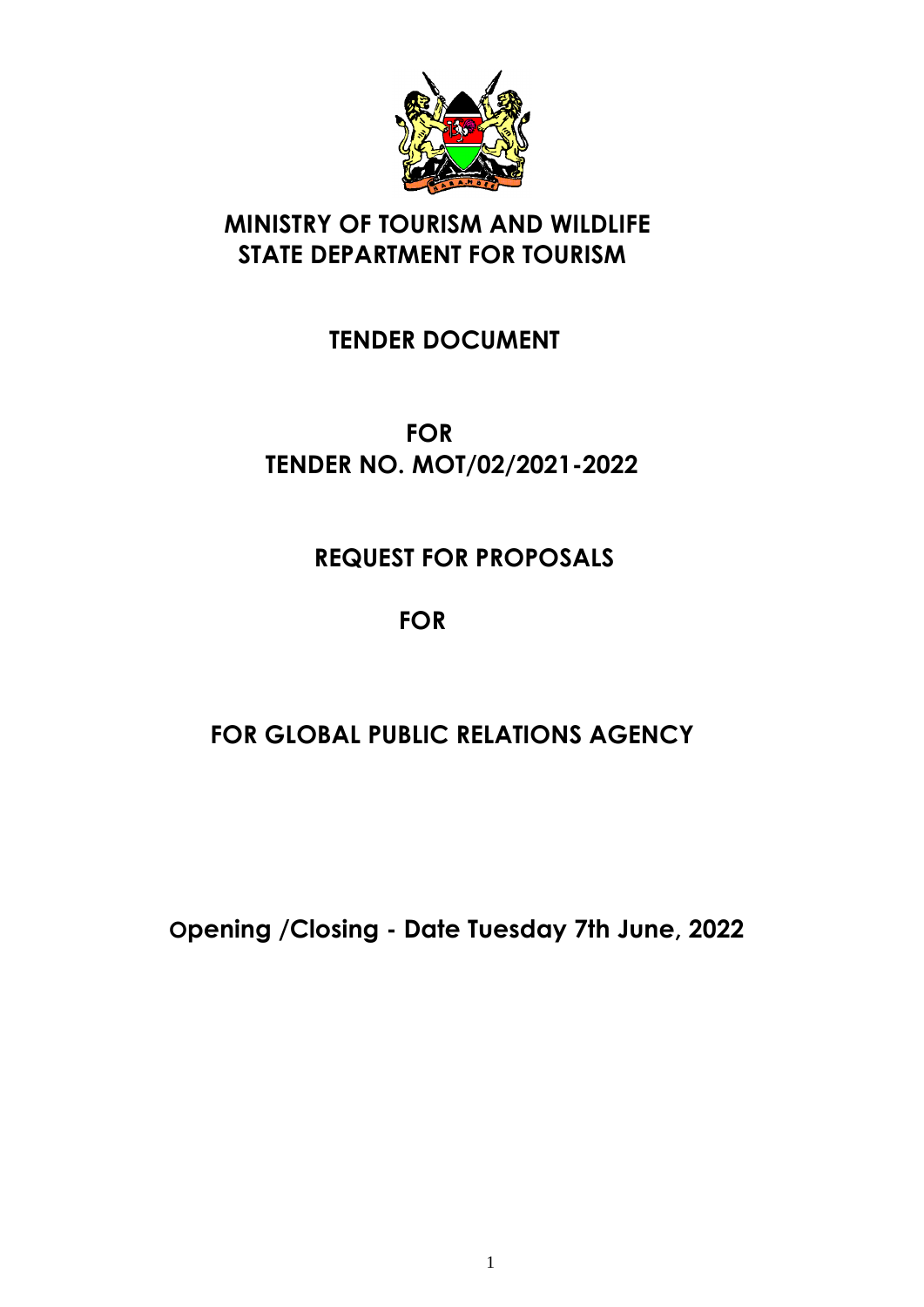# MINISTRY OF TOURISM AND WILDLIFE
# STATE DEPARTMENT FOR TOURISM

## TENDER DOCUMENT

## FOR
## TENDER NO. MOT/02/2021-2022

## REQUEST FOR PROPOSALS

## FOR

## FOR GLOBAL PUBLIC RELATIONS AGENCY

**Opening /Closing - Date Tuesday 7th June, 2022**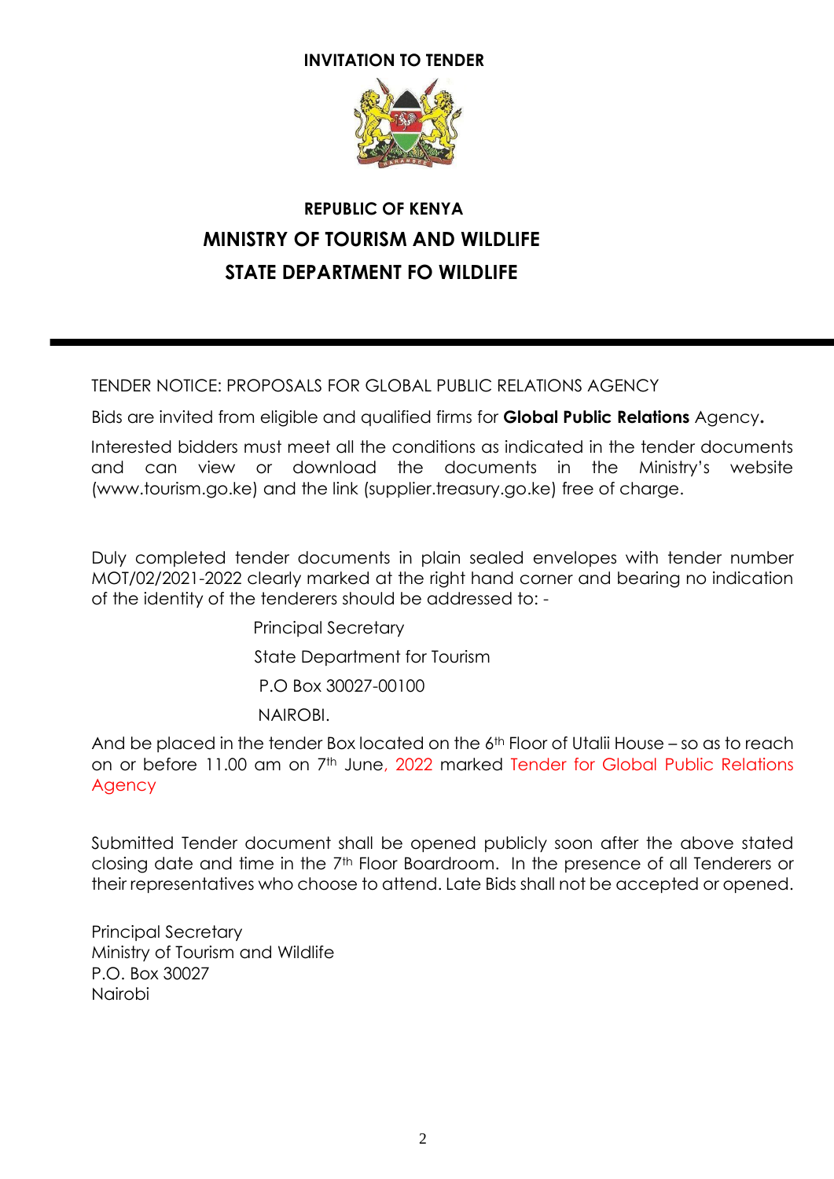**INVITATION TO TENDER**

**REPUBLIC OF KENYA**

## MINISTRY OF TOURISM AND WILDLIFE

## STATE DEPARTMENT FO WILDLIFE

---

TENDER NOTICE: PROPOSALS FOR GLOBAL PUBLIC RELATIONS AGENCY

Bids are invited from eligible and qualified firms for **Global Public Relations** Agency**.**

Interested bidders must meet all the conditions as indicated in the tender documents and can view or download the documents in the Ministry's website (www.tourism.go.ke) and the link (supplier.treasury.go.ke) free of charge.

Duly completed tender documents in plain sealed envelopes with tender number MOT/02/2021-2022 clearly marked at the right hand corner and bearing no indication of the identity of the tenderers should be addressed to: -

Principal Secretary
State Department for Tourism
P.O Box 30027-00100
NAIROBI.

And be placed in the tender Box located on the 6th Floor of Utalii House – so as to reach on or before 11.00 am on 7th June, 2022 marked Tender for Global Public Relations Agency

Submitted Tender document shall be opened publicly soon after the above stated closing date and time in the 7th Floor Boardroom. In the presence of all Tenderers or their representatives who choose to attend. Late Bids shall not be accepted or opened.

Principal Secretary
Ministry of Tourism and Wildlife
P.O. Box 30027
Nairobi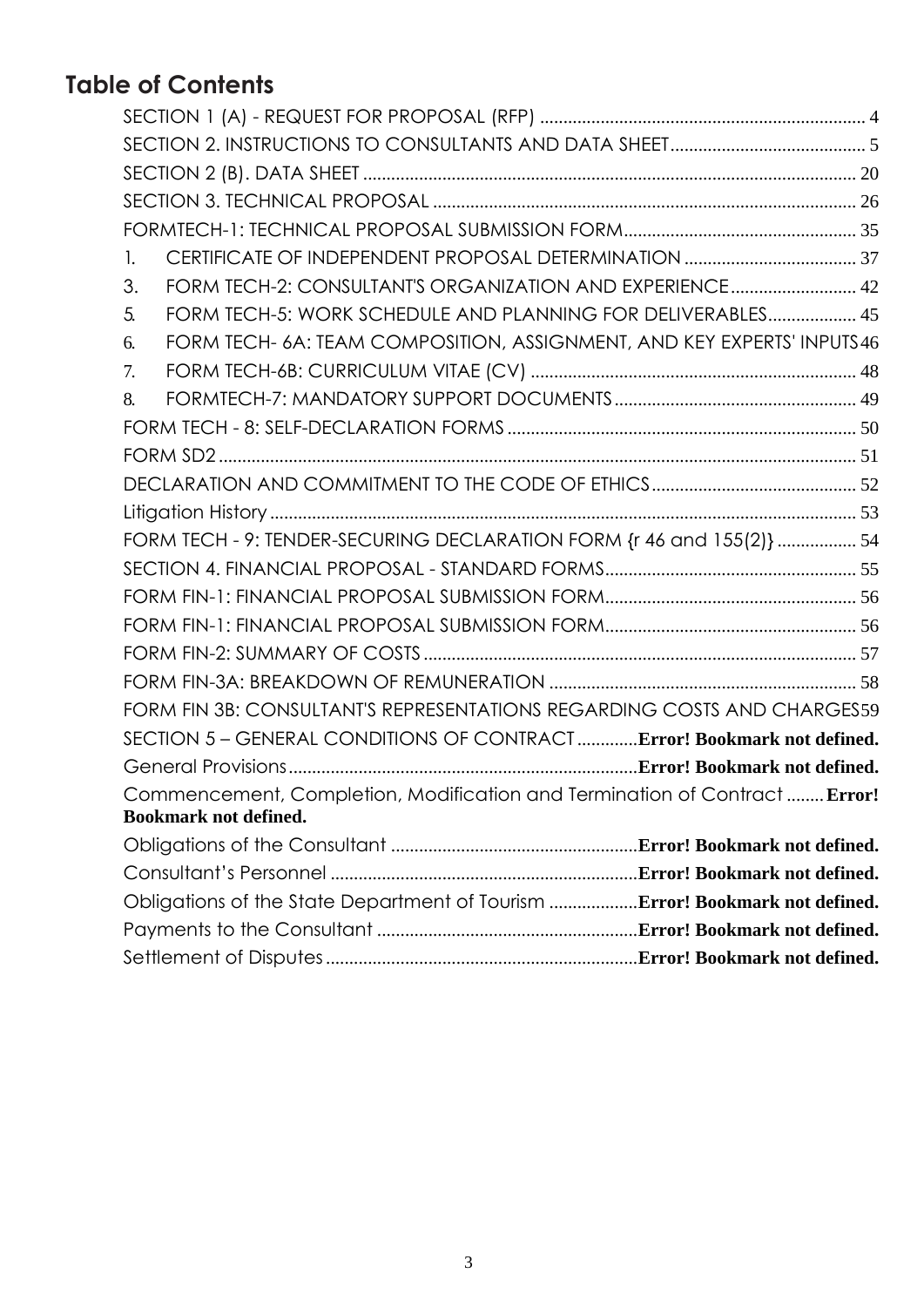# Table of Contents

SECTION 1 (A) - REQUEST FOR PROPOSAL (RFP) ..................... 4

SECTION 2. INSTRUCTIONS TO CONSULTANTS AND DATA SHEET ..................... 5

SECTION 2 (B). DATA SHEET ..................... 20

SECTION 3. TECHNICAL PROPOSAL ..................... 26

FORMTECH-1: TECHNICAL PROPOSAL SUBMISSION FORM ..................... 35

1. CERTIFICATE OF INDEPENDENT PROPOSAL DETERMINATION ..................... 37
3. FORM TECH-2: CONSULTANT'S ORGANIZATION AND EXPERIENCE ..................... 42
5. FORM TECH-5: WORK SCHEDULE AND PLANNING FOR DELIVERABLES ..................... 45
6. FORM TECH- 6A: TEAM COMPOSITION, ASSIGNMENT, AND KEY EXPERTS' INPUTS 46
7. FORM TECH-6B: CURRICULUM VITAE (CV) ..................... 48
8. FORMTECH-7: MANDATORY SUPPORT DOCUMENTS ..................... 49

FORM TECH - 8: SELF-DECLARATION FORMS ..................... 50

FORM SD2 ..................... 51

DECLARATION AND COMMITMENT TO THE CODE OF ETHICS ..................... 52

Litigation History ..................... 53

FORM TECH - 9: TENDER-SECURING DECLARATION FORM {r 46 and 155(2)} ..................... 54

SECTION 4. FINANCIAL PROPOSAL - STANDARD FORMS ..................... 55

FORM FIN-1: FINANCIAL PROPOSAL SUBMISSION FORM ..................... 56

FORM FIN-1: FINANCIAL PROPOSAL SUBMISSION FORM ..................... 56

FORM FIN-2: SUMMARY OF COSTS ..................... 57

FORM FIN-3A: BREAKDOWN OF REMUNERATION ..................... 58

FORM FIN 3B: CONSULTANT'S REPRESENTATIONS REGARDING COSTS AND CHARGES 59

SECTION 5 – GENERAL CONDITIONS OF CONTRACT ..................... **Error! Bookmark not defined.**

General Provisions ..................... **Error! Bookmark not defined.**

Commencement, Completion, Modification and Termination of Contract ..................... **Error! Bookmark not defined.**

Obligations of the Consultant ..................... **Error! Bookmark not defined.**

Consultant's Personnel ..................... **Error! Bookmark not defined.**

Obligations of the State Department of Tourism ..................... **Error! Bookmark not defined.**

Payments to the Consultant ..................... **Error! Bookmark not defined.**

Settlement of Disputes ..................... **Error! Bookmark not defined.**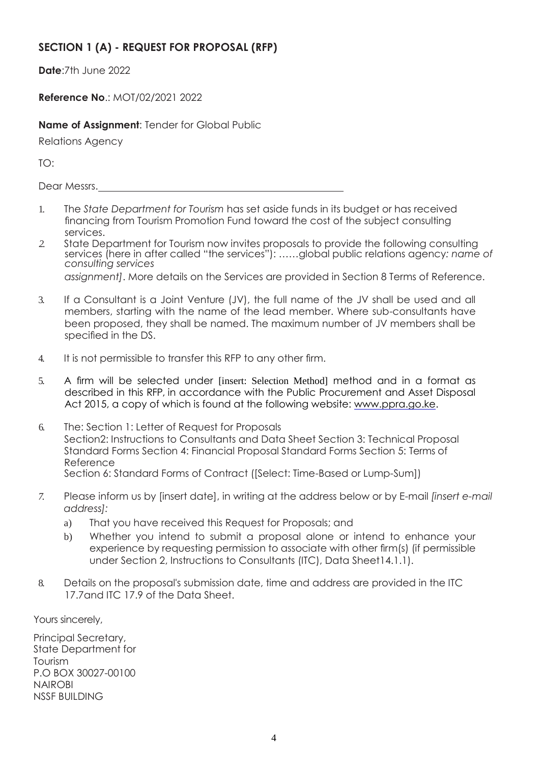## SECTION 1 (A) - REQUEST FOR PROPOSAL (RFP)

**Date**:7th June 2022

**Reference No**.: MOT/02/2021 2022

**Name of Assignment**: Tender for Global Public Relations Agency

TO:

Dear Messrs.\_\_\_\_\_\_\_\_\_\_\_\_\_\_\_\_\_\_\_\_\_\_\_\_\_\_\_\_\_\_\_\_\_\_\_\_\_\_\_\_\_\_

1. The *State Department for Tourism* has set aside funds in its budget or has received financing from Tourism Promotion Fund toward the cost of the subject consulting services.
2. State Department for Tourism now invites proposals to provide the following consulting services (here in after called "the services"): ……global public relations agency*: name of consulting services assignment]*. More details on the Services are provided in Section 8 Terms of Reference.
3. If a Consultant is a Joint Venture (JV), the full name of the JV shall be used and all members, starting with the name of the lead member. Where sub-consultants have been proposed, they shall be named. The maximum number of JV members shall be specified in the DS.
4. It is not permissible to transfer this RFP to any other firm.
5. A firm will be selected under [insert: Selection Method] method and in a format as described in this RFP, in accordance with the Public Procurement and Asset Disposal Act 2015, a copy of which is found at the following website: www.ppra.go.ke.
6. The: Section 1: Letter of Request for Proposals
   Section2: Instructions to Consultants and Data Sheet Section 3: Technical Proposal Standard Forms Section 4: Financial Proposal Standard Forms Section 5: Terms of Reference
   Section 6: Standard Forms of Contract ([Select: Time-Based or Lump-Sum])
7. Please inform us by [insert date], in writing at the address below or by E-mail *[insert e-mail address]:*
   a) That you have received this Request for Proposals; and
   b) Whether you intend to submit a proposal alone or intend to enhance your experience by requesting permission to associate with other firm(s) (if permissible under Section 2, Instructions to Consultants (ITC), Data Sheet14.1.1).
8. Details on the proposal's submission date, time and address are provided in the ITC 17.7and ITC 17.9 of the Data Sheet.

Yours sincerely,

Principal Secretary,
State Department for Tourism
P.O BOX 30027-00100
NAIROBI
NSSF BUILDING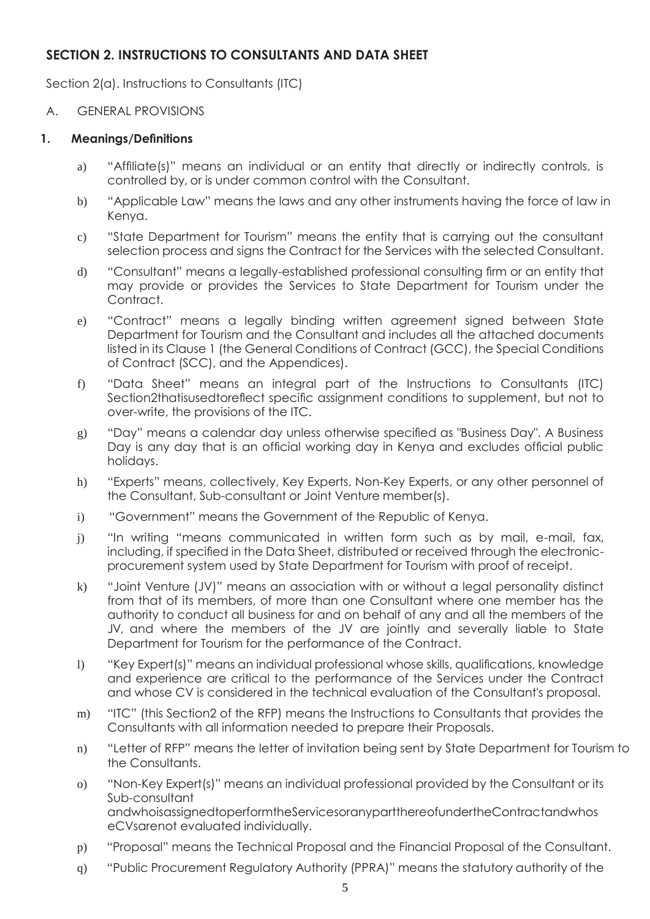## SECTION 2. INSTRUCTIONS TO CONSULTANTS AND DATA SHEET

Section 2(a). Instructions to Consultants (ITC)

A. GENERAL PROVISIONS

### 1. Meanings/Definitions

a) "Affiliate(s)" means an individual or an entity that directly or indirectly controls, is controlled by, or is under common control with the Consultant.

b) "Applicable Law" means the laws and any other instruments having the force of law in Kenya.

c) "State Department for Tourism" means the entity that is carrying out the consultant selection process and signs the Contract for the Services with the selected Consultant.

d) "Consultant" means a legally-established professional consulting firm or an entity that may provide or provides the Services to State Department for Tourism under the Contract.

e) "Contract" means a legally binding written agreement signed between State Department for Tourism and the Consultant and includes all the attached documents listed in its Clause 1 (the General Conditions of Contract (GCC), the Special Conditions of Contract (SCC), and the Appendices).

f) "Data Sheet" means an integral part of the Instructions to Consultants (ITC) Section2thatisusedtoreflect specific assignment conditions to supplement, but not to over-write, the provisions of the ITC.

g) "Day" means a calendar day unless otherwise specified as "Business Day". A Business Day is any day that is an official working day in Kenya and excludes official public holidays.

h) "Experts" means, collectively, Key Experts, Non-Key Experts, or any other personnel of the Consultant, Sub-consultant or Joint Venture member(s).

i) "Government" means the Government of the Republic of Kenya.

j) "In writing "means communicated in written form such as by mail, e-mail, fax, including, if specified in the Data Sheet, distributed or received through the electronic-procurement system used by State Department for Tourism with proof of receipt.

k) "Joint Venture (JV)" means an association with or without a legal personality distinct from that of its members, of more than one Consultant where one member has the authority to conduct all business for and on behalf of any and all the members of the JV, and where the members of the JV are jointly and severally liable to State Department for Tourism for the performance of the Contract.

l) "Key Expert(s)" means an individual professional whose skills, qualifications, knowledge and experience are critical to the performance of the Services under the Contract and whose CV is considered in the technical evaluation of the Consultant's proposal.

m) "ITC" (this Section2 of the RFP) means the Instructions to Consultants that provides the Consultants with all information needed to prepare their Proposals.

n) "Letter of RFP" means the letter of invitation being sent by State Department for Tourism to the Consultants.

o) "Non-Key Expert(s)" means an individual professional provided by the Consultant or its Sub-consultant andwhoisassignedtoperformtheServicesoranypartthereofundertheContractandwhos eCVsarenot evaluated individually.

p) "Proposal" means the Technical Proposal and the Financial Proposal of the Consultant.

q) "Public Procurement Regulatory Authority (PPRA)" means the statutory authority of the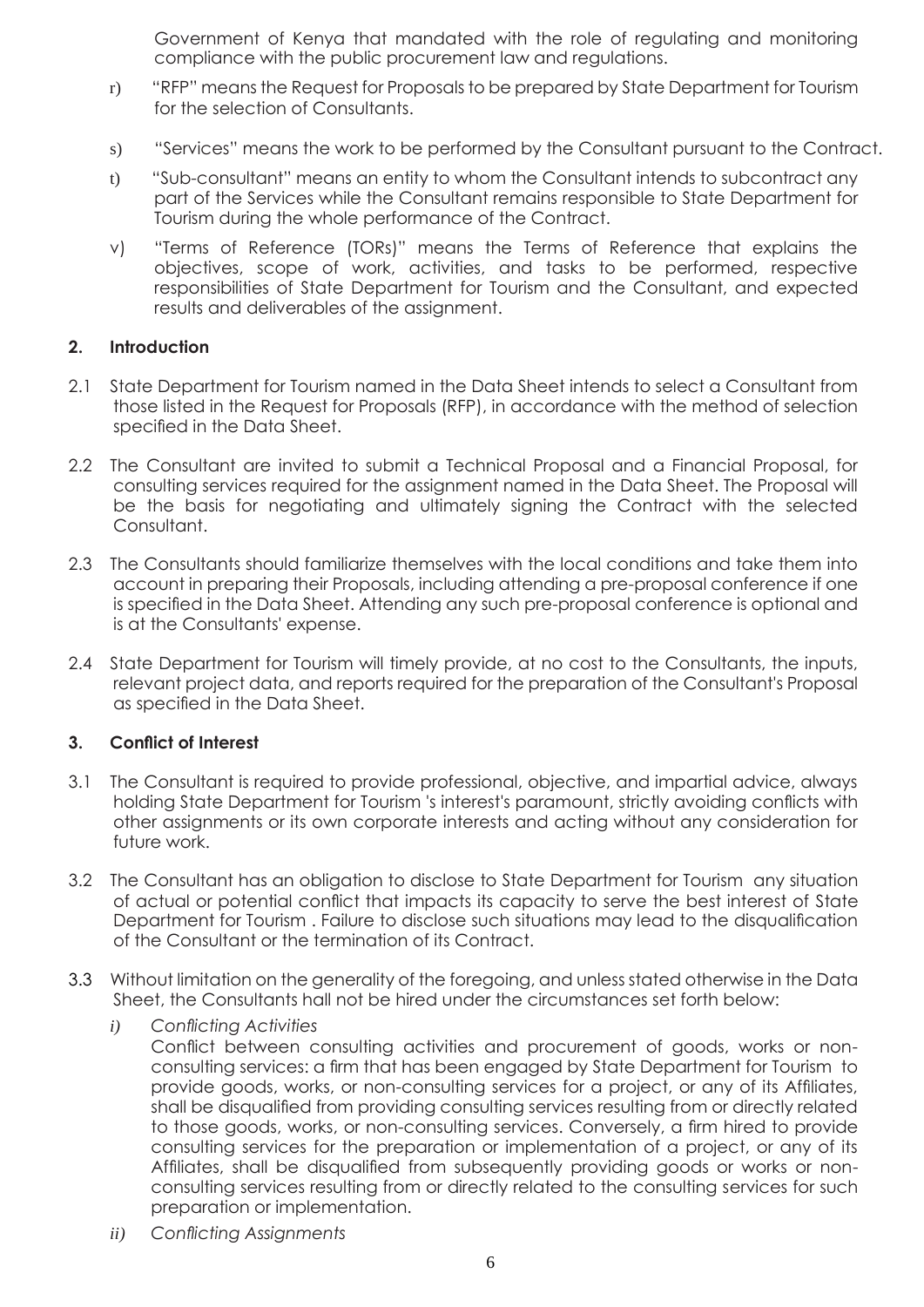Government of Kenya that mandated with the role of regulating and monitoring compliance with the public procurement law and regulations.

r) "RFP" means the Request for Proposals to be prepared by State Department for Tourism for the selection of Consultants.

s) "Services" means the work to be performed by the Consultant pursuant to the Contract.

t) "Sub-consultant" means an entity to whom the Consultant intends to subcontract any part of the Services while the Consultant remains responsible to State Department for Tourism during the whole performance of the Contract.

v) "Terms of Reference (TORs)" means the Terms of Reference that explains the objectives, scope of work, activities, and tasks to be performed, respective responsibilities of State Department for Tourism and the Consultant, and expected results and deliverables of the assignment.

## 2. Introduction

2.1 State Department for Tourism named in the Data Sheet intends to select a Consultant from those listed in the Request for Proposals (RFP), in accordance with the method of selection specified in the Data Sheet.

2.2 The Consultant are invited to submit a Technical Proposal and a Financial Proposal, for consulting services required for the assignment named in the Data Sheet. The Proposal will be the basis for negotiating and ultimately signing the Contract with the selected Consultant.

2.3 The Consultants should familiarize themselves with the local conditions and take them into account in preparing their Proposals, including attending a pre-proposal conference if one is specified in the Data Sheet. Attending any such pre-proposal conference is optional and is at the Consultants' expense.

2.4 State Department for Tourism will timely provide, at no cost to the Consultants, the inputs, relevant project data, and reports required for the preparation of the Consultant's Proposal as specified in the Data Sheet.

## 3. Conflict of Interest

3.1 The Consultant is required to provide professional, objective, and impartial advice, always holding State Department for Tourism 's interest's paramount, strictly avoiding conflicts with other assignments or its own corporate interests and acting without any consideration for future work.

3.2 The Consultant has an obligation to disclose to State Department for Tourism any situation of actual or potential conflict that impacts its capacity to serve the best interest of State Department for Tourism . Failure to disclose such situations may lead to the disqualification of the Consultant or the termination of its Contract.

3.3 Without limitation on the generality of the foregoing, and unless stated otherwise in the Data Sheet, the Consultants hall not be hired under the circumstances set forth below:

*i) Conflicting Activities*

Conflict between consulting activities and procurement of goods, works or non-consulting services: a firm that has been engaged by State Department for Tourism to provide goods, works, or non-consulting services for a project, or any of its Affiliates, shall be disqualified from providing consulting services resulting from or directly related to those goods, works, or non-consulting services. Conversely, a firm hired to provide consulting services for the preparation or implementation of a project, or any of its Affiliates, shall be disqualified from subsequently providing goods or works or non-consulting services resulting from or directly related to the consulting services for such preparation or implementation.

*ii) Conflicting Assignments*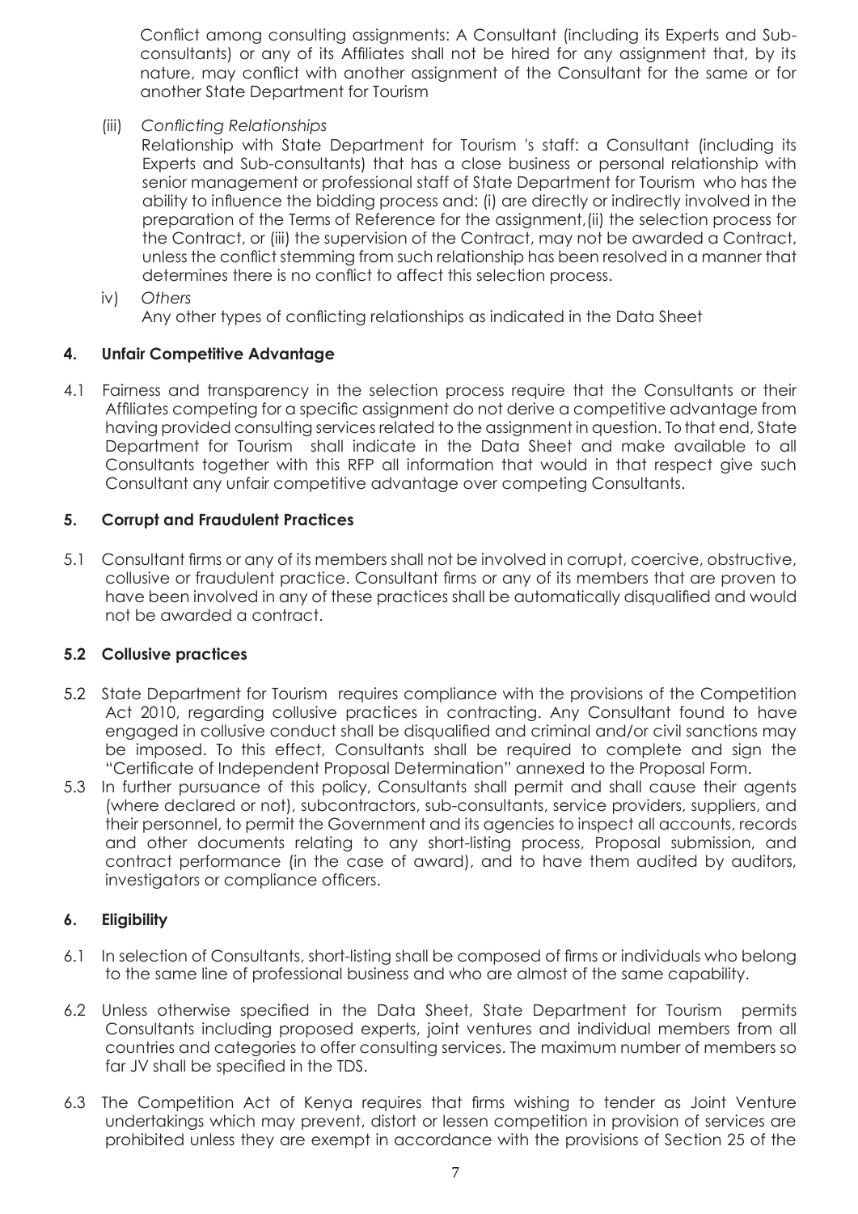Conflict among consulting assignments: A Consultant (including its Experts and Sub-consultants) or any of its Affiliates shall not be hired for any assignment that, by its nature, may conflict with another assignment of the Consultant for the same or for another State Department for Tourism

(iii) *Conflicting Relationships*

Relationship with State Department for Tourism 's staff: a Consultant (including its Experts and Sub-consultants) that has a close business or personal relationship with senior management or professional staff of State Department for Tourism who has the ability to influence the bidding process and: (i) are directly or indirectly involved in the preparation of the Terms of Reference for the assignment,(ii) the selection process for the Contract, or (iii) the supervision of the Contract, may not be awarded a Contract, unless the conflict stemming from such relationship has been resolved in a manner that determines there is no conflict to affect this selection process.

iv) *Others*

Any other types of conflicting relationships as indicated in the Data Sheet

## 4. Unfair Competitive Advantage

4.1 Fairness and transparency in the selection process require that the Consultants or their Affiliates competing for a specific assignment do not derive a competitive advantage from having provided consulting services related to the assignment in question. To that end, State Department for Tourism shall indicate in the Data Sheet and make available to all Consultants together with this RFP all information that would in that respect give such Consultant any unfair competitive advantage over competing Consultants.

## 5. Corrupt and Fraudulent Practices

5.1 Consultant firms or any of its members shall not be involved in corrupt, coercive, obstructive, collusive or fraudulent practice. Consultant firms or any of its members that are proven to have been involved in any of these practices shall be automatically disqualified and would not be awarded a contract.

### 5.2 Collusive practices

5.2 State Department for Tourism requires compliance with the provisions of the Competition Act 2010, regarding collusive practices in contracting. Any Consultant found to have engaged in collusive conduct shall be disqualified and criminal and/or civil sanctions may be imposed. To this effect, Consultants shall be required to complete and sign the "Certificate of Independent Proposal Determination" annexed to the Proposal Form.

5.3 In further pursuance of this policy, Consultants shall permit and shall cause their agents (where declared or not), subcontractors, sub-consultants, service providers, suppliers, and their personnel, to permit the Government and its agencies to inspect all accounts, records and other documents relating to any short-listing process, Proposal submission, and contract performance (in the case of award), and to have them audited by auditors, investigators or compliance officers.

## 6. Eligibility

6.1 In selection of Consultants, short-listing shall be composed of firms or individuals who belong to the same line of professional business and who are almost of the same capability.

6.2 Unless otherwise specified in the Data Sheet, State Department for Tourism permits Consultants including proposed experts, joint ventures and individual members from all countries and categories to offer consulting services. The maximum number of members so far JV shall be specified in the TDS.

6.3 The Competition Act of Kenya requires that firms wishing to tender as Joint Venture undertakings which may prevent, distort or lessen competition in provision of services are prohibited unless they are exempt in accordance with the provisions of Section 25 of the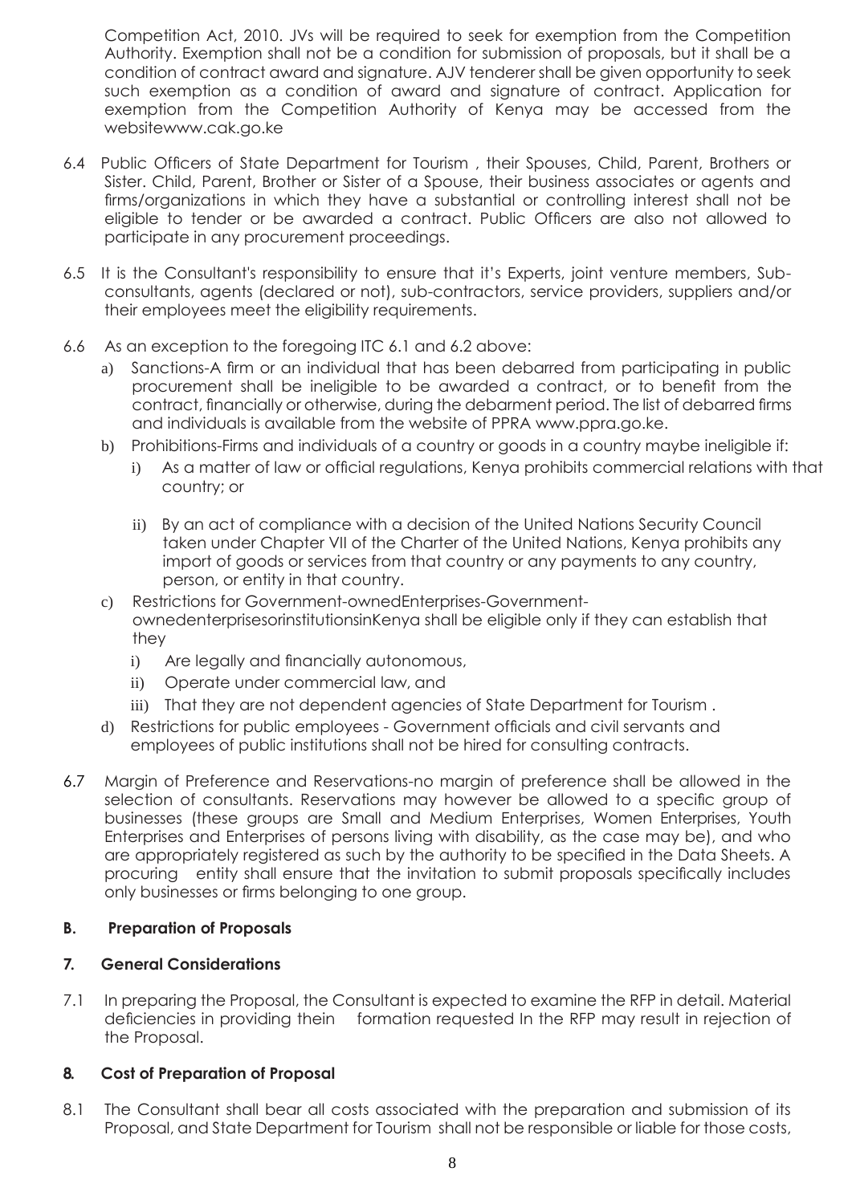Competition Act, 2010. JVs will be required to seek for exemption from the Competition Authority. Exemption shall not be a condition for submission of proposals, but it shall be a condition of contract award and signature. AJV tenderer shall be given opportunity to seek such exemption as a condition of award and signature of contract. Application for exemption from the Competition Authority of Kenya may be accessed from the websitewww.cak.go.ke

6.4 Public Officers of State Department for Tourism , their Spouses, Child, Parent, Brothers or Sister. Child, Parent, Brother or Sister of a Spouse, their business associates or agents and firms/organizations in which they have a substantial or controlling interest shall not be eligible to tender or be awarded a contract. Public Officers are also not allowed to participate in any procurement proceedings.

6.5 It is the Consultant's responsibility to ensure that it's Experts, joint venture members, Sub-consultants, agents (declared or not), sub-contractors, service providers, suppliers and/or their employees meet the eligibility requirements.

6.6 As an exception to the foregoing ITC 6.1 and 6.2 above:

a) Sanctions-A firm or an individual that has been debarred from participating in public procurement shall be ineligible to be awarded a contract, or to benefit from the contract, financially or otherwise, during the debarment period. The list of debarred firms and individuals is available from the website of PPRA www.ppra.go.ke.

b) Prohibitions-Firms and individuals of a country or goods in a country maybe ineligible if:

   i) As a matter of law or official regulations, Kenya prohibits commercial relations with that country; or

   ii) By an act of compliance with a decision of the United Nations Security Council taken under Chapter VII of the Charter of the United Nations, Kenya prohibits any import of goods or services from that country or any payments to any country, person, or entity in that country.

c) Restrictions for Government-ownedEnterprises-Government-ownedenterprisesorinstitutionsinKenya shall be eligible only if they can establish that they

   i) Are legally and financially autonomous,

   ii) Operate under commercial law, and

   iii) That they are not dependent agencies of State Department for Tourism .

d) Restrictions for public employees - Government officials and civil servants and employees of public institutions shall not be hired for consulting contracts.

6.7 Margin of Preference and Reservations-no margin of preference shall be allowed in the selection of consultants. Reservations may however be allowed to a specific group of businesses (these groups are Small and Medium Enterprises, Women Enterprises, Youth Enterprises and Enterprises of persons living with disability, as the case may be), and who are appropriately registered as such by the authority to be specified in the Data Sheets. A procuring entity shall ensure that the invitation to submit proposals specifically includes only businesses or firms belonging to one group.

## B. Preparation of Proposals

### 7. General Considerations

7.1 In preparing the Proposal, the Consultant is expected to examine the RFP in detail. Material deficiencies in providing thein formation requested In the RFP may result in rejection of the Proposal.

### 8. Cost of Preparation of Proposal

8.1 The Consultant shall bear all costs associated with the preparation and submission of its Proposal, and State Department for Tourism shall not be responsible or liable for those costs,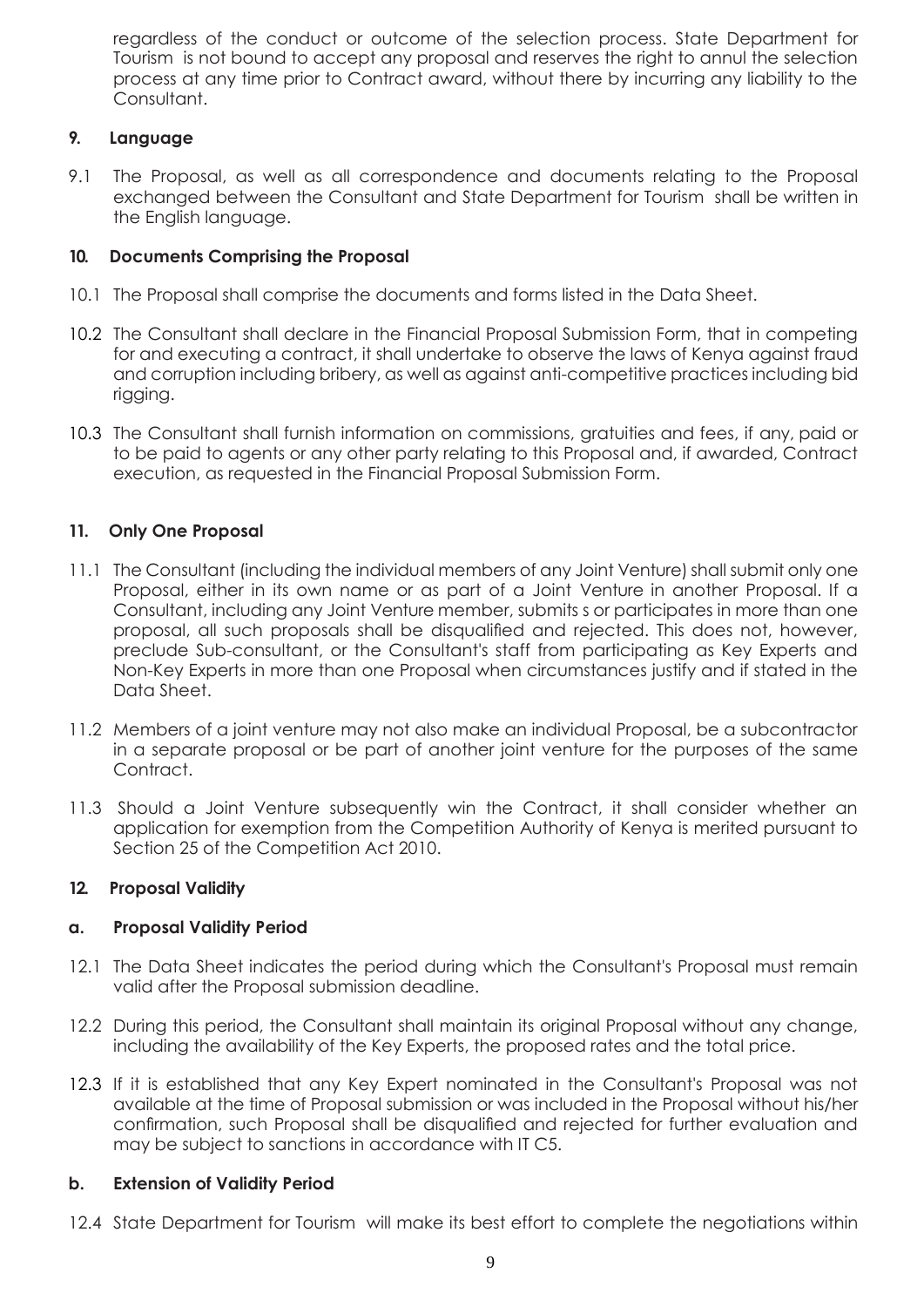regardless of the conduct or outcome of the selection process. State Department for Tourism is not bound to accept any proposal and reserves the right to annul the selection process at any time prior to Contract award, without there by incurring any liability to the Consultant.

### 9. Language

9.1 The Proposal, as well as all correspondence and documents relating to the Proposal exchanged between the Consultant and State Department for Tourism shall be written in the English language.

### 10. Documents Comprising the Proposal

10.1 The Proposal shall comprise the documents and forms listed in the Data Sheet.

10.2 The Consultant shall declare in the Financial Proposal Submission Form, that in competing for and executing a contract, it shall undertake to observe the laws of Kenya against fraud and corruption including bribery, as well as against anti-competitive practices including bid rigging.

10.3 The Consultant shall furnish information on commissions, gratuities and fees, if any, paid or to be paid to agents or any other party relating to this Proposal and, if awarded, Contract execution, as requested in the Financial Proposal Submission Form.

### 11. Only One Proposal

11.1 The Consultant (including the individual members of any Joint Venture) shall submit only one Proposal, either in its own name or as part of a Joint Venture in another Proposal. If a Consultant, including any Joint Venture member, submits s or participates in more than one proposal, all such proposals shall be disqualified and rejected. This does not, however, preclude Sub-consultant, or the Consultant's staff from participating as Key Experts and Non-Key Experts in more than one Proposal when circumstances justify and if stated in the Data Sheet.

11.2 Members of a joint venture may not also make an individual Proposal, be a subcontractor in a separate proposal or be part of another joint venture for the purposes of the same Contract.

11.3 Should a Joint Venture subsequently win the Contract, it shall consider whether an application for exemption from the Competition Authority of Kenya is merited pursuant to Section 25 of the Competition Act 2010.

### 12. Proposal Validity

#### a. Proposal Validity Period

12.1 The Data Sheet indicates the period during which the Consultant's Proposal must remain valid after the Proposal submission deadline.

12.2 During this period, the Consultant shall maintain its original Proposal without any change, including the availability of the Key Experts, the proposed rates and the total price.

12.3 If it is established that any Key Expert nominated in the Consultant's Proposal was not available at the time of Proposal submission or was included in the Proposal without his/her confirmation, such Proposal shall be disqualified and rejected for further evaluation and may be subject to sanctions in accordance with IT C5.

#### b. Extension of Validity Period

12.4 State Department for Tourism will make its best effort to complete the negotiations within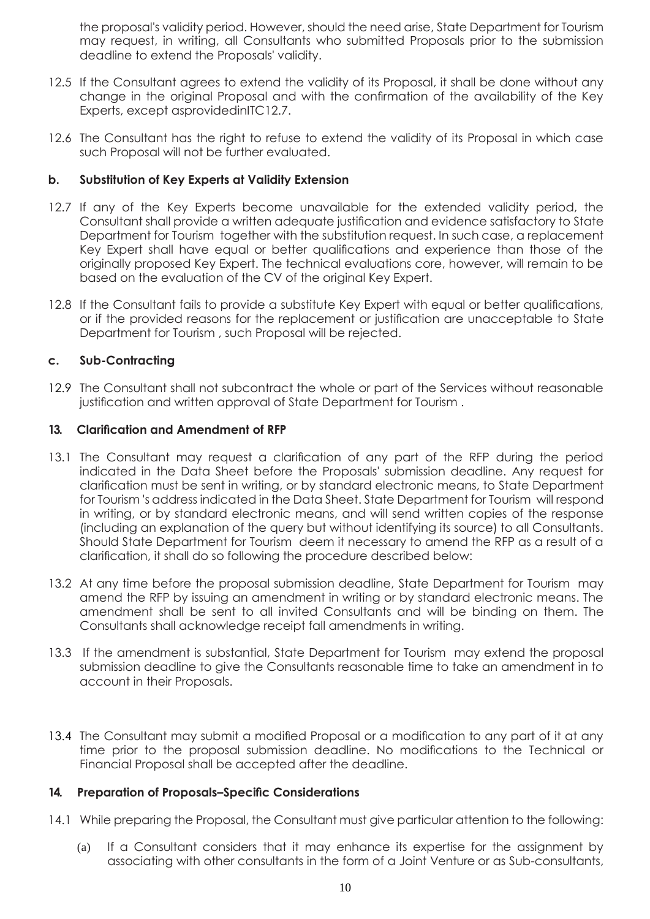the proposal's validity period. However, should the need arise, State Department for Tourism may request, in writing, all Consultants who submitted Proposals prior to the submission deadline to extend the Proposals' validity.

12.5 If the Consultant agrees to extend the validity of its Proposal, it shall be done without any change in the original Proposal and with the confirmation of the availability of the Key Experts, except asprovidedinITC12.7.

12.6 The Consultant has the right to refuse to extend the validity of its Proposal in which case such Proposal will not be further evaluated.

### b. Substitution of Key Experts at Validity Extension

12.7 If any of the Key Experts become unavailable for the extended validity period, the Consultant shall provide a written adequate justification and evidence satisfactory to State Department for Tourism together with the substitution request. In such case, a replacement Key Expert shall have equal or better qualifications and experience than those of the originally proposed Key Expert. The technical evaluations core, however, will remain to be based on the evaluation of the CV of the original Key Expert.

12.8 If the Consultant fails to provide a substitute Key Expert with equal or better qualifications, or if the provided reasons for the replacement or justification are unacceptable to State Department for Tourism , such Proposal will be rejected.

### c. Sub-Contracting

12.9 The Consultant shall not subcontract the whole or part of the Services without reasonable justification and written approval of State Department for Tourism .

### 13. Clarification and Amendment of RFP

13.1 The Consultant may request a clarification of any part of the RFP during the period indicated in the Data Sheet before the Proposals' submission deadline. Any request for clarification must be sent in writing, or by standard electronic means, to State Department for Tourism 's address indicated in the Data Sheet. State Department for Tourism will respond in writing, or by standard electronic means, and will send written copies of the response (including an explanation of the query but without identifying its source) to all Consultants. Should State Department for Tourism deem it necessary to amend the RFP as a result of a clarification, it shall do so following the procedure described below:

13.2 At any time before the proposal submission deadline, State Department for Tourism may amend the RFP by issuing an amendment in writing or by standard electronic means. The amendment shall be sent to all invited Consultants and will be binding on them. The Consultants shall acknowledge receipt fall amendments in writing.

13.3 If the amendment is substantial, State Department for Tourism may extend the proposal submission deadline to give the Consultants reasonable time to take an amendment in to account in their Proposals.

13.4 The Consultant may submit a modified Proposal or a modification to any part of it at any time prior to the proposal submission deadline. No modifications to the Technical or Financial Proposal shall be accepted after the deadline.

### 14. Preparation of Proposals–Specific Considerations

14.1 While preparing the Proposal, the Consultant must give particular attention to the following:

(a) If a Consultant considers that it may enhance its expertise for the assignment by associating with other consultants in the form of a Joint Venture or as Sub-consultants,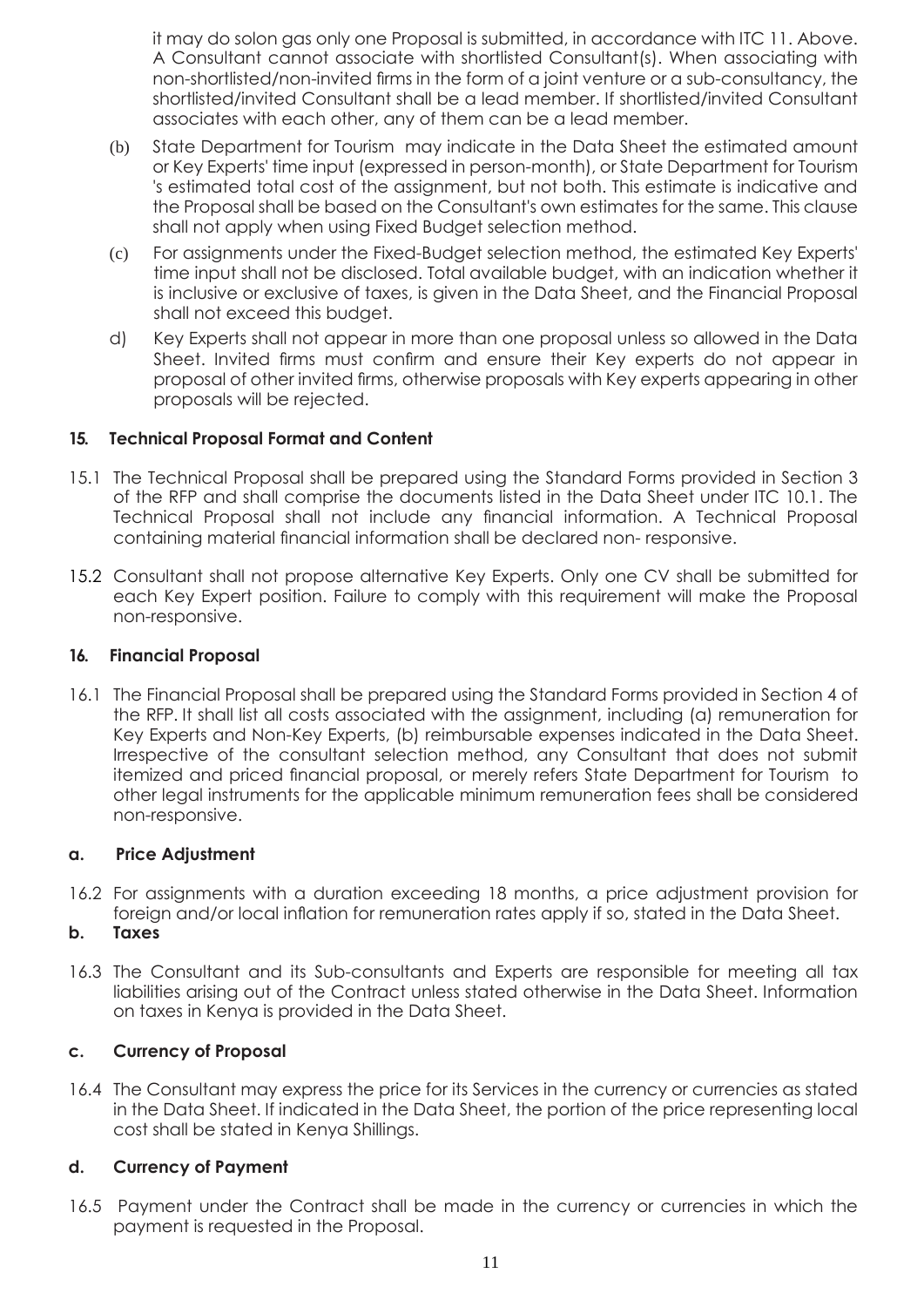it may do solon gas only one Proposal is submitted, in accordance with ITC 11. Above. A Consultant cannot associate with shortlisted Consultant(s). When associating with non-shortlisted/non-invited firms in the form of a joint venture or a sub-consultancy, the shortlisted/invited Consultant shall be a lead member. If shortlisted/invited Consultant associates with each other, any of them can be a lead member.

(b) State Department for Tourism may indicate in the Data Sheet the estimated amount or Key Experts' time input (expressed in person-month), or State Department for Tourism 's estimated total cost of the assignment, but not both. This estimate is indicative and the Proposal shall be based on the Consultant's own estimates for the same. This clause shall not apply when using Fixed Budget selection method.

(c) For assignments under the Fixed-Budget selection method, the estimated Key Experts' time input shall not be disclosed. Total available budget, with an indication whether it is inclusive or exclusive of taxes, is given in the Data Sheet, and the Financial Proposal shall not exceed this budget.

d) Key Experts shall not appear in more than one proposal unless so allowed in the Data Sheet. Invited firms must confirm and ensure their Key experts do not appear in proposal of other invited firms, otherwise proposals with Key experts appearing in other proposals will be rejected.

**15. Technical Proposal Format and Content**

15.1 The Technical Proposal shall be prepared using the Standard Forms provided in Section 3 of the RFP and shall comprise the documents listed in the Data Sheet under ITC 10.1. The Technical Proposal shall not include any financial information. A Technical Proposal containing material financial information shall be declared non- responsive.

15.2 Consultant shall not propose alternative Key Experts. Only one CV shall be submitted for each Key Expert position. Failure to comply with this requirement will make the Proposal non-responsive.

**16. Financial Proposal**

16.1 The Financial Proposal shall be prepared using the Standard Forms provided in Section 4 of the RFP. It shall list all costs associated with the assignment, including (a) remuneration for Key Experts and Non-Key Experts, (b) reimbursable expenses indicated in the Data Sheet. Irrespective of the consultant selection method, any Consultant that does not submit itemized and priced financial proposal, or merely refers State Department for Tourism to other legal instruments for the applicable minimum remuneration fees shall be considered non-responsive.

**a. Price Adjustment**

16.2 For assignments with a duration exceeding 18 months, a price adjustment provision for foreign and/or local inflation for remuneration rates apply if so, stated in the Data Sheet.

**b. Taxes**

16.3 The Consultant and its Sub-consultants and Experts are responsible for meeting all tax liabilities arising out of the Contract unless stated otherwise in the Data Sheet. Information on taxes in Kenya is provided in the Data Sheet.

**c. Currency of Proposal**

16.4 The Consultant may express the price for its Services in the currency or currencies as stated in the Data Sheet. If indicated in the Data Sheet, the portion of the price representing local cost shall be stated in Kenya Shillings.

**d. Currency of Payment**

16.5 Payment under the Contract shall be made in the currency or currencies in which the payment is requested in the Proposal.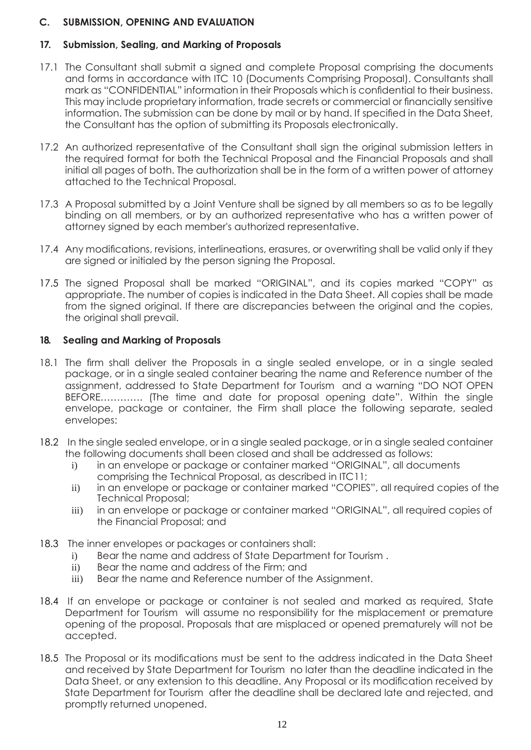## C. SUBMISSION, OPENING AND EVALUATION

### 17. Submission, Sealing, and Marking of Proposals

17.1 The Consultant shall submit a signed and complete Proposal comprising the documents and forms in accordance with ITC 10 (Documents Comprising Proposal). Consultants shall mark as "CONFIDENTIAL" information in their Proposals which is confidential to their business. This may include proprietary information, trade secrets or commercial or financially sensitive information. The submission can be done by mail or by hand. If specified in the Data Sheet, the Consultant has the option of submitting its Proposals electronically.

17.2 An authorized representative of the Consultant shall sign the original submission letters in the required format for both the Technical Proposal and the Financial Proposals and shall initial all pages of both. The authorization shall be in the form of a written power of attorney attached to the Technical Proposal.

17.3 A Proposal submitted by a Joint Venture shall be signed by all members so as to be legally binding on all members, or by an authorized representative who has a written power of attorney signed by each member's authorized representative.

17.4 Any modifications, revisions, interlineations, erasures, or overwriting shall be valid only if they are signed or initialed by the person signing the Proposal.

17.5 The signed Proposal shall be marked "ORIGINAL", and its copies marked "COPY" as appropriate. The number of copies is indicated in the Data Sheet. All copies shall be made from the signed original. If there are discrepancies between the original and the copies, the original shall prevail.

### 18. Sealing and Marking of Proposals

18.1 The firm shall deliver the Proposals in a single sealed envelope, or in a single sealed package, or in a single sealed container bearing the name and Reference number of the assignment, addressed to State Department for Tourism and a warning "DO NOT OPEN BEFORE…………. (The time and date for proposal opening date". Within the single envelope, package or container, the Firm shall place the following separate, sealed envelopes:

18.2 In the single sealed envelope, or in a single sealed package, or in a single sealed container the following documents shall been closed and shall be addressed as follows:

i) in an envelope or package or container marked "ORIGINAL", all documents comprising the Technical Proposal, as described in ITC11;
ii) in an envelope or package or container marked "COPIES", all required copies of the Technical Proposal;
iii) in an envelope or package or container marked "ORIGINAL", all required copies of the Financial Proposal; and

18.3 The inner envelopes or packages or containers shall:

i) Bear the name and address of State Department for Tourism .
ii) Bear the name and address of the Firm; and
iii) Bear the name and Reference number of the Assignment.

18.4 If an envelope or package or container is not sealed and marked as required, State Department for Tourism will assume no responsibility for the misplacement or premature opening of the proposal. Proposals that are misplaced or opened prematurely will not be accepted.

18.5 The Proposal or its modifications must be sent to the address indicated in the Data Sheet and received by State Department for Tourism no later than the deadline indicated in the Data Sheet, or any extension to this deadline. Any Proposal or its modification received by State Department for Tourism after the deadline shall be declared late and rejected, and promptly returned unopened.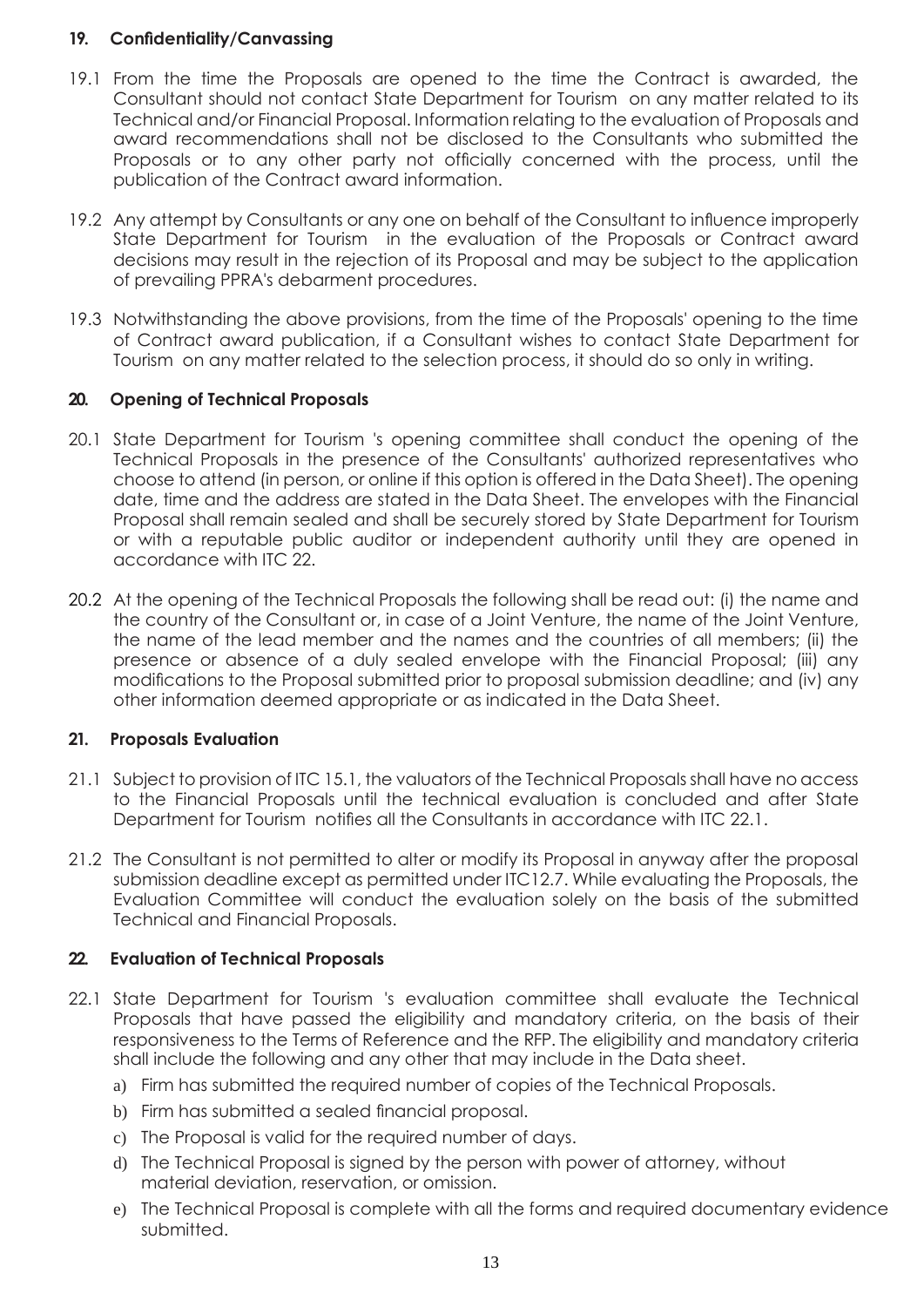## 19. Confidentiality/Canvassing

19.1 From the time the Proposals are opened to the time the Contract is awarded, the Consultant should not contact State Department for Tourism on any matter related to its Technical and/or Financial Proposal. Information relating to the evaluation of Proposals and award recommendations shall not be disclosed to the Consultants who submitted the Proposals or to any other party not officially concerned with the process, until the publication of the Contract award information.

19.2 Any attempt by Consultants or any one on behalf of the Consultant to influence improperly State Department for Tourism in the evaluation of the Proposals or Contract award decisions may result in the rejection of its Proposal and may be subject to the application of prevailing PPRA's debarment procedures.

19.3 Notwithstanding the above provisions, from the time of the Proposals' opening to the time of Contract award publication, if a Consultant wishes to contact State Department for Tourism on any matter related to the selection process, it should do so only in writing.

## 20. Opening of Technical Proposals

20.1 State Department for Tourism 's opening committee shall conduct the opening of the Technical Proposals in the presence of the Consultants' authorized representatives who choose to attend (in person, or online if this option is offered in the Data Sheet). The opening date, time and the address are stated in the Data Sheet. The envelopes with the Financial Proposal shall remain sealed and shall be securely stored by State Department for Tourism or with a reputable public auditor or independent authority until they are opened in accordance with ITC 22.

20.2 At the opening of the Technical Proposals the following shall be read out: (i) the name and the country of the Consultant or, in case of a Joint Venture, the name of the Joint Venture, the name of the lead member and the names and the countries of all members; (ii) the presence or absence of a duly sealed envelope with the Financial Proposal; (iii) any modifications to the Proposal submitted prior to proposal submission deadline; and (iv) any other information deemed appropriate or as indicated in the Data Sheet.

## 21. Proposals Evaluation

21.1 Subject to provision of ITC 15.1, the valuators of the Technical Proposals shall have no access to the Financial Proposals until the technical evaluation is concluded and after State Department for Tourism notifies all the Consultants in accordance with ITC 22.1.

21.2 The Consultant is not permitted to alter or modify its Proposal in anyway after the proposal submission deadline except as permitted under ITC12.7. While evaluating the Proposals, the Evaluation Committee will conduct the evaluation solely on the basis of the submitted Technical and Financial Proposals.

## 22. Evaluation of Technical Proposals

22.1 State Department for Tourism 's evaluation committee shall evaluate the Technical Proposals that have passed the eligibility and mandatory criteria, on the basis of their responsiveness to the Terms of Reference and the RFP. The eligibility and mandatory criteria shall include the following and any other that may include in the Data sheet.

a) Firm has submitted the required number of copies of the Technical Proposals.
b) Firm has submitted a sealed financial proposal.
c) The Proposal is valid for the required number of days.
d) The Technical Proposal is signed by the person with power of attorney, without material deviation, reservation, or omission.
e) The Technical Proposal is complete with all the forms and required documentary evidence submitted.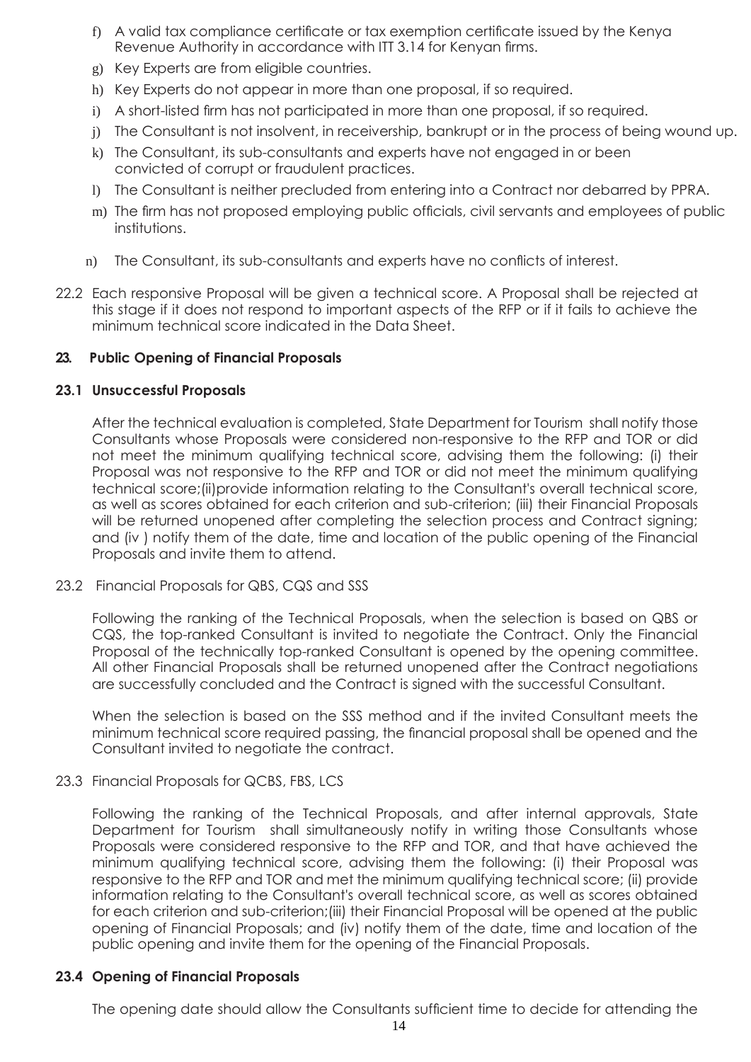f) A valid tax compliance certificate or tax exemption certificate issued by the Kenya Revenue Authority in accordance with ITT 3.14 for Kenyan firms.

g) Key Experts are from eligible countries.

h) Key Experts do not appear in more than one proposal, if so required.

i) A short-listed firm has not participated in more than one proposal, if so required.

j) The Consultant is not insolvent, in receivership, bankrupt or in the process of being wound up.

k) The Consultant, its sub-consultants and experts have not engaged in or been convicted of corrupt or fraudulent practices.

l) The Consultant is neither precluded from entering into a Contract nor debarred by PPRA.

m) The firm has not proposed employing public officials, civil servants and employees of public institutions.

n) The Consultant, its sub-consultants and experts have no conflicts of interest.

22.2 Each responsive Proposal will be given a technical score. A Proposal shall be rejected at this stage if it does not respond to important aspects of the RFP or if it fails to achieve the minimum technical score indicated in the Data Sheet.

**23. Public Opening of Financial Proposals**

**23.1 Unsuccessful Proposals**

After the technical evaluation is completed, State Department for Tourism shall notify those Consultants whose Proposals were considered non-responsive to the RFP and TOR or did not meet the minimum qualifying technical score, advising them the following: (i) their Proposal was not responsive to the RFP and TOR or did not meet the minimum qualifying technical score;(ii)provide information relating to the Consultant's overall technical score, as well as scores obtained for each criterion and sub-criterion; (iii) their Financial Proposals will be returned unopened after completing the selection process and Contract signing; and (iv ) notify them of the date, time and location of the public opening of the Financial Proposals and invite them to attend.

23.2 Financial Proposals for QBS, CQS and SSS

Following the ranking of the Technical Proposals, when the selection is based on QBS or CQS, the top-ranked Consultant is invited to negotiate the Contract. Only the Financial Proposal of the technically top-ranked Consultant is opened by the opening committee. All other Financial Proposals shall be returned unopened after the Contract negotiations are successfully concluded and the Contract is signed with the successful Consultant.

When the selection is based on the SSS method and if the invited Consultant meets the minimum technical score required passing, the financial proposal shall be opened and the Consultant invited to negotiate the contract.

23.3 Financial Proposals for QCBS, FBS, LCS

Following the ranking of the Technical Proposals, and after internal approvals, State Department for Tourism shall simultaneously notify in writing those Consultants whose Proposals were considered responsive to the RFP and TOR, and that have achieved the minimum qualifying technical score, advising them the following: (i) their Proposal was responsive to the RFP and TOR and met the minimum qualifying technical score; (ii) provide information relating to the Consultant's overall technical score, as well as scores obtained for each criterion and sub-criterion;(iii) their Financial Proposal will be opened at the public opening of Financial Proposals; and (iv) notify them of the date, time and location of the public opening and invite them for the opening of the Financial Proposals.

**23.4 Opening of Financial Proposals**

The opening date should allow the Consultants sufficient time to decide for attending the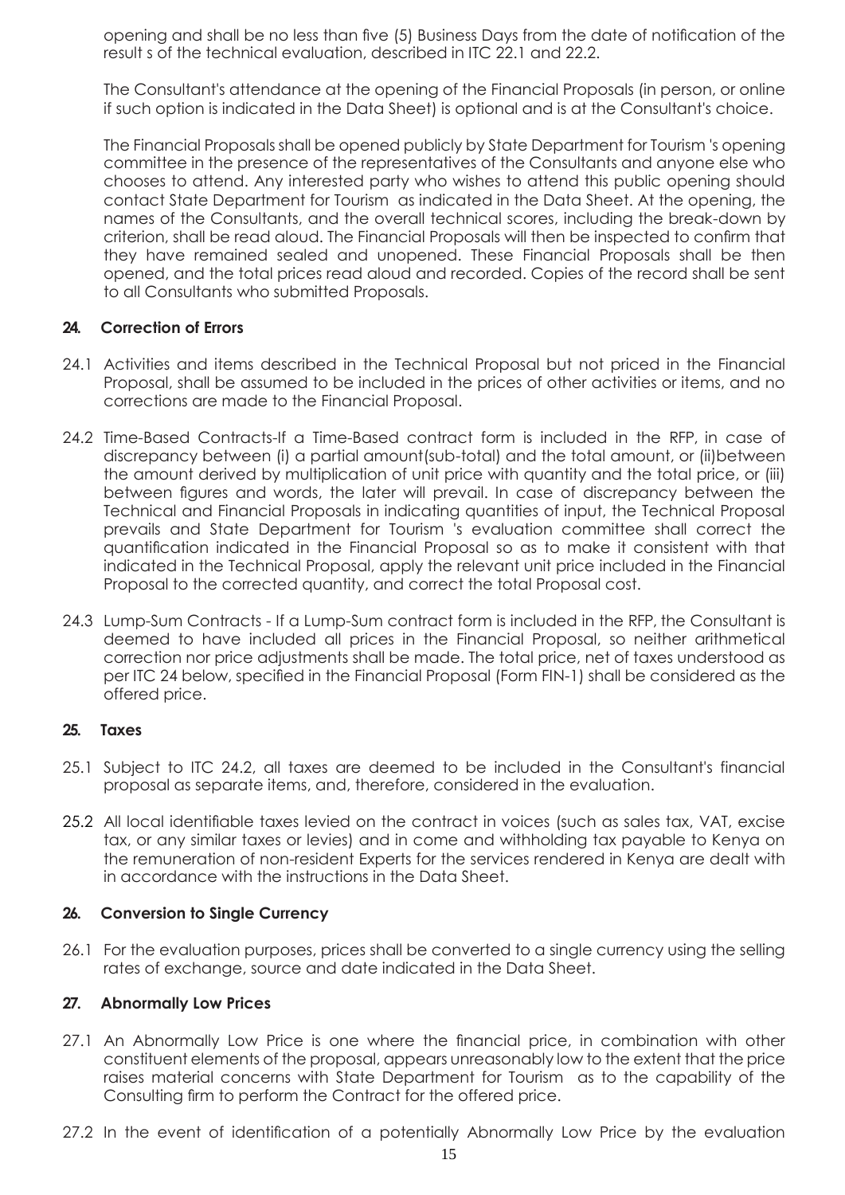opening and shall be no less than five (5) Business Days from the date of notification of the result s of the technical evaluation, described in ITC 22.1 and 22.2.

The Consultant's attendance at the opening of the Financial Proposals (in person, or online if such option is indicated in the Data Sheet) is optional and is at the Consultant's choice.

The Financial Proposals shall be opened publicly by State Department for Tourism 's opening committee in the presence of the representatives of the Consultants and anyone else who chooses to attend. Any interested party who wishes to attend this public opening should contact State Department for Tourism as indicated in the Data Sheet. At the opening, the names of the Consultants, and the overall technical scores, including the break-down by criterion, shall be read aloud. The Financial Proposals will then be inspected to confirm that they have remained sealed and unopened. These Financial Proposals shall be then opened, and the total prices read aloud and recorded. Copies of the record shall be sent to all Consultants who submitted Proposals.

## 24. Correction of Errors

24.1 Activities and items described in the Technical Proposal but not priced in the Financial Proposal, shall be assumed to be included in the prices of other activities or items, and no corrections are made to the Financial Proposal.

24.2 Time-Based Contracts-If a Time-Based contract form is included in the RFP, in case of discrepancy between (i) a partial amount(sub-total) and the total amount, or (ii)between the amount derived by multiplication of unit price with quantity and the total price, or (iii) between figures and words, the later will prevail. In case of discrepancy between the Technical and Financial Proposals in indicating quantities of input, the Technical Proposal prevails and State Department for Tourism 's evaluation committee shall correct the quantification indicated in the Financial Proposal so as to make it consistent with that indicated in the Technical Proposal, apply the relevant unit price included in the Financial Proposal to the corrected quantity, and correct the total Proposal cost.

24.3 Lump-Sum Contracts - If a Lump-Sum contract form is included in the RFP, the Consultant is deemed to have included all prices in the Financial Proposal, so neither arithmetical correction nor price adjustments shall be made. The total price, net of taxes understood as per ITC 24 below, specified in the Financial Proposal (Form FIN-1) shall be considered as the offered price.

## 25. Taxes

25.1 Subject to ITC 24.2, all taxes are deemed to be included in the Consultant's financial proposal as separate items, and, therefore, considered in the evaluation.

25.2 All local identifiable taxes levied on the contract in voices (such as sales tax, VAT, excise tax, or any similar taxes or levies) and in come and withholding tax payable to Kenya on the remuneration of non-resident Experts for the services rendered in Kenya are dealt with in accordance with the instructions in the Data Sheet.

## 26. Conversion to Single Currency

26.1 For the evaluation purposes, prices shall be converted to a single currency using the selling rates of exchange, source and date indicated in the Data Sheet.

## 27. Abnormally Low Prices

27.1 An Abnormally Low Price is one where the financial price, in combination with other constituent elements of the proposal, appears unreasonably low to the extent that the price raises material concerns with State Department for Tourism as to the capability of the Consulting firm to perform the Contract for the offered price.

27.2 In the event of identification of a potentially Abnormally Low Price by the evaluation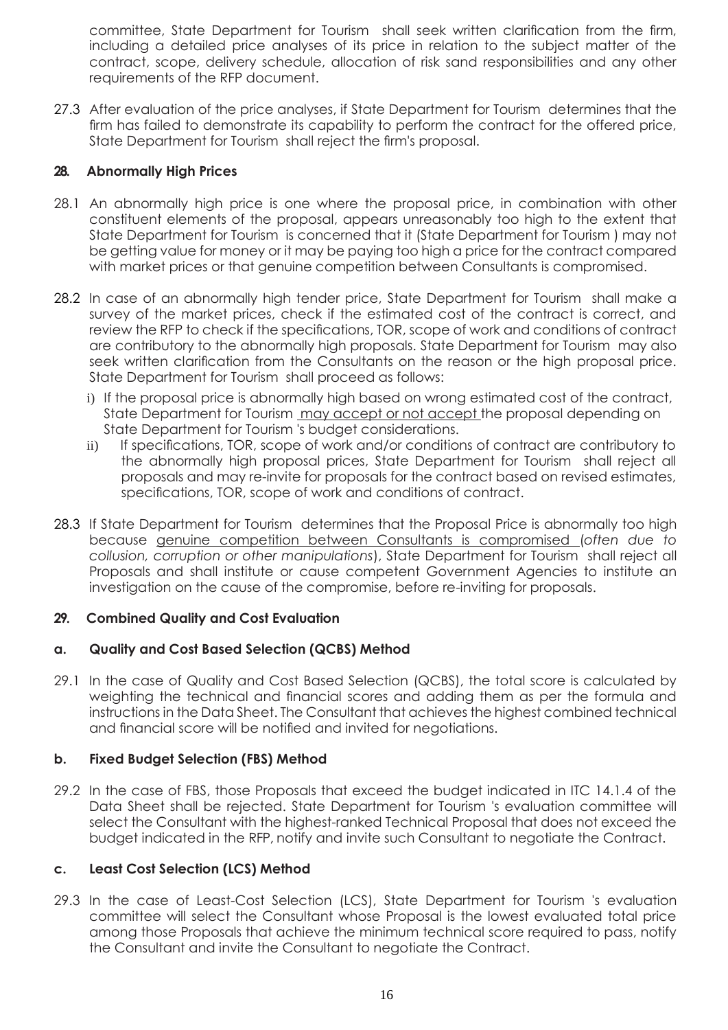committee, State Department for Tourism shall seek written clarification from the firm, including a detailed price analyses of its price in relation to the subject matter of the contract, scope, delivery schedule, allocation of risk sand responsibilities and any other requirements of the RFP document.

27.3 After evaluation of the price analyses, if State Department for Tourism determines that the firm has failed to demonstrate its capability to perform the contract for the offered price, State Department for Tourism shall reject the firm's proposal.

**28. Abnormally High Prices**

28.1 An abnormally high price is one where the proposal price, in combination with other constituent elements of the proposal, appears unreasonably too high to the extent that State Department for Tourism is concerned that it (State Department for Tourism ) may not be getting value for money or it may be paying too high a price for the contract compared with market prices or that genuine competition between Consultants is compromised.

28.2 In case of an abnormally high tender price, State Department for Tourism shall make a survey of the market prices, check if the estimated cost of the contract is correct, and review the RFP to check if the specifications, TOR, scope of work and conditions of contract are contributory to the abnormally high proposals. State Department for Tourism may also seek written clarification from the Consultants on the reason or the high proposal price. State Department for Tourism shall proceed as follows:

i) If the proposal price is abnormally high based on wrong estimated cost of the contract, State Department for Tourism may accept or not accept the proposal depending on State Department for Tourism 's budget considerations.

ii) If specifications, TOR, scope of work and/or conditions of contract are contributory to the abnormally high proposal prices, State Department for Tourism shall reject all proposals and may re-invite for proposals for the contract based on revised estimates, specifications, TOR, scope of work and conditions of contract.

28.3 If State Department for Tourism determines that the Proposal Price is abnormally too high because genuine competition between Consultants is compromised (*often due to collusion, corruption or other manipulations*), State Department for Tourism shall reject all Proposals and shall institute or cause competent Government Agencies to institute an investigation on the cause of the compromise, before re-inviting for proposals.

**29. Combined Quality and Cost Evaluation**

**a. Quality and Cost Based Selection (QCBS) Method**

29.1 In the case of Quality and Cost Based Selection (QCBS), the total score is calculated by weighting the technical and financial scores and adding them as per the formula and instructions in the Data Sheet. The Consultant that achieves the highest combined technical and financial score will be notified and invited for negotiations.

**b. Fixed Budget Selection (FBS) Method**

29.2 In the case of FBS, those Proposals that exceed the budget indicated in ITC 14.1.4 of the Data Sheet shall be rejected. State Department for Tourism 's evaluation committee will select the Consultant with the highest-ranked Technical Proposal that does not exceed the budget indicated in the RFP, notify and invite such Consultant to negotiate the Contract.

**c. Least Cost Selection (LCS) Method**

29.3 In the case of Least-Cost Selection (LCS), State Department for Tourism 's evaluation committee will select the Consultant whose Proposal is the lowest evaluated total price among those Proposals that achieve the minimum technical score required to pass, notify the Consultant and invite the Consultant to negotiate the Contract.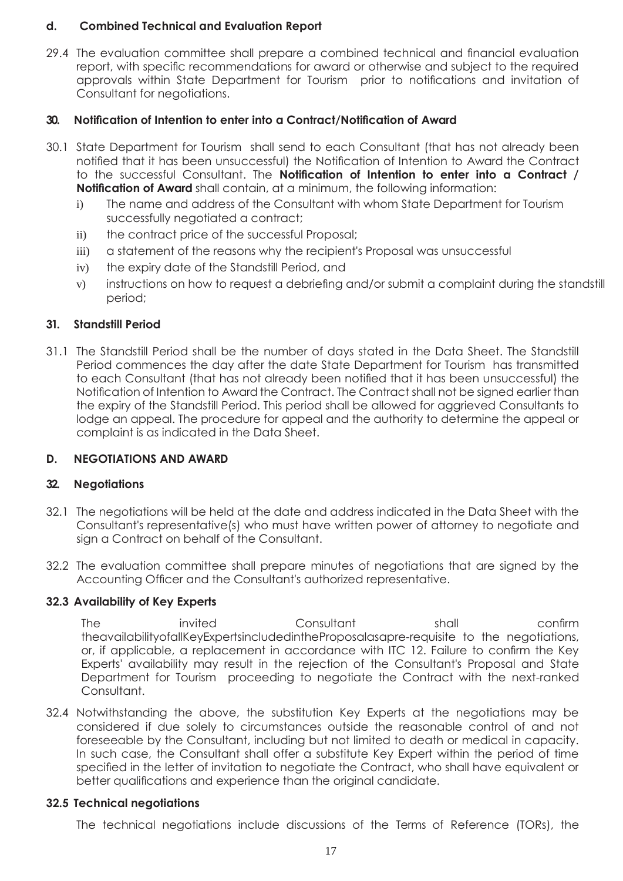**d. Combined Technical and Evaluation Report**

29.4 The evaluation committee shall prepare a combined technical and financial evaluation report, with specific recommendations for award or otherwise and subject to the required approvals within State Department for Tourism prior to notifications and invitation of Consultant for negotiations.

**30. Notification of Intention to enter into a Contract/Notification of Award**

30.1 State Department for Tourism shall send to each Consultant (that has not already been notified that it has been unsuccessful) the Notification of Intention to Award the Contract to the successful Consultant. The **Notification of Intention to enter into a Contract / Notification of Award** shall contain, at a minimum, the following information:

i) The name and address of the Consultant with whom State Department for Tourism successfully negotiated a contract;
ii) the contract price of the successful Proposal;
iii) a statement of the reasons why the recipient's Proposal was unsuccessful
iv) the expiry date of the Standstill Period, and
v) instructions on how to request a debriefing and/or submit a complaint during the standstill period;

**31. Standstill Period**

31.1 The Standstill Period shall be the number of days stated in the Data Sheet. The Standstill Period commences the day after the date State Department for Tourism has transmitted to each Consultant (that has not already been notified that it has been unsuccessful) the Notification of Intention to Award the Contract. The Contract shall not be signed earlier than the expiry of the Standstill Period. This period shall be allowed for aggrieved Consultants to lodge an appeal. The procedure for appeal and the authority to determine the appeal or complaint is as indicated in the Data Sheet.

**D. NEGOTIATIONS AND AWARD**

**32. Negotiations**

32.1 The negotiations will be held at the date and address indicated in the Data Sheet with the Consultant's representative(s) who must have written power of attorney to negotiate and sign a Contract on behalf of the Consultant.

32.2 The evaluation committee shall prepare minutes of negotiations that are signed by the Accounting Officer and the Consultant's authorized representative.

**32.3 Availability of Key Experts**

The invited Consultant shall confirm theavailabilityofallKeyExpertsincludedintheProposalasapre-requisite to the negotiations, or, if applicable, a replacement in accordance with ITC 12. Failure to confirm the Key Experts' availability may result in the rejection of the Consultant's Proposal and State Department for Tourism proceeding to negotiate the Contract with the next-ranked Consultant.

32.4 Notwithstanding the above, the substitution Key Experts at the negotiations may be considered if due solely to circumstances outside the reasonable control of and not foreseeable by the Consultant, including but not limited to death or medical in capacity. In such case, the Consultant shall offer a substitute Key Expert within the period of time specified in the letter of invitation to negotiate the Contract, who shall have equivalent or better qualifications and experience than the original candidate.

**32.5 Technical negotiations**

The technical negotiations include discussions of the Terms of Reference (TORs), the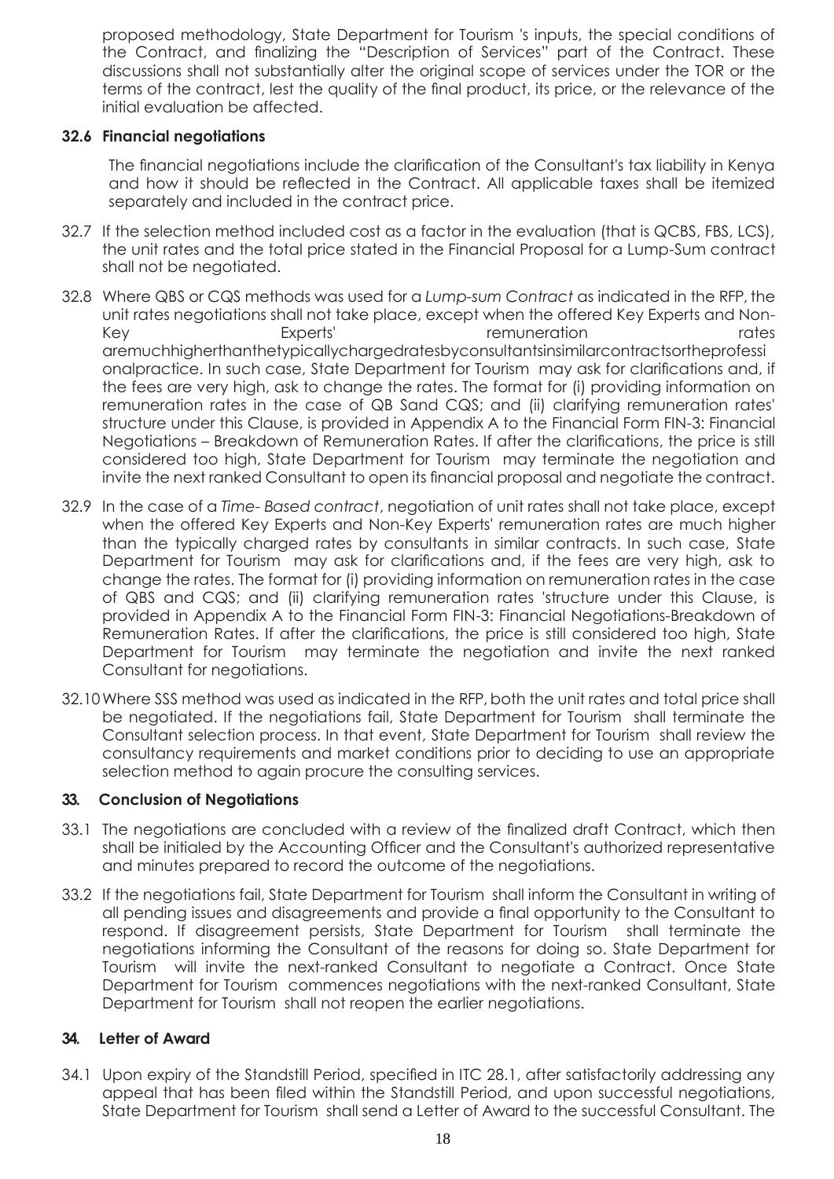proposed methodology, State Department for Tourism 's inputs, the special conditions of the Contract, and finalizing the "Description of Services" part of the Contract. These discussions shall not substantially alter the original scope of services under the TOR or the terms of the contract, lest the quality of the final product, its price, or the relevance of the initial evaluation be affected.

**32.6 Financial negotiations**

The financial negotiations include the clarification of the Consultant's tax liability in Kenya and how it should be reflected in the Contract. All applicable taxes shall be itemized separately and included in the contract price.

32.7 If the selection method included cost as a factor in the evaluation (that is QCBS, FBS, LCS), the unit rates and the total price stated in the Financial Proposal for a Lump-Sum contract shall not be negotiated.

32.8 Where QBS or CQS methods was used for a *Lump-sum Contract* as indicated in the RFP, the unit rates negotiations shall not take place, except when the offered Key Experts and Non-Key Experts' remuneration rates aremuchhigherthanthetypicallychargedratesbyconsultantsinsimilarcontractsortheprofessi onalpractice. In such case, State Department for Tourism may ask for clarifications and, if the fees are very high, ask to change the rates. The format for (i) providing information on remuneration rates in the case of QB Sand CQS; and (ii) clarifying remuneration rates' structure under this Clause, is provided in Appendix A to the Financial Form FIN-3: Financial Negotiations – Breakdown of Remuneration Rates. If after the clarifications, the price is still considered too high, State Department for Tourism may terminate the negotiation and invite the next ranked Consultant to open its financial proposal and negotiate the contract.

32.9 In the case of a *Time- Based contract*, negotiation of unit rates shall not take place, except when the offered Key Experts and Non-Key Experts' remuneration rates are much higher than the typically charged rates by consultants in similar contracts. In such case, State Department for Tourism may ask for clarifications and, if the fees are very high, ask to change the rates. The format for (i) providing information on remuneration rates in the case of QBS and CQS; and (ii) clarifying remuneration rates 'structure under this Clause, is provided in Appendix A to the Financial Form FIN-3: Financial Negotiations-Breakdown of Remuneration Rates. If after the clarifications, the price is still considered too high, State Department for Tourism may terminate the negotiation and invite the next ranked Consultant for negotiations.

32.10 Where SSS method was used as indicated in the RFP, both the unit rates and total price shall be negotiated. If the negotiations fail, State Department for Tourism shall terminate the Consultant selection process. In that event, State Department for Tourism shall review the consultancy requirements and market conditions prior to deciding to use an appropriate selection method to again procure the consulting services.

### 33. Conclusion of Negotiations

33.1 The negotiations are concluded with a review of the finalized draft Contract, which then shall be initialed by the Accounting Officer and the Consultant's authorized representative and minutes prepared to record the outcome of the negotiations.

33.2 If the negotiations fail, State Department for Tourism shall inform the Consultant in writing of all pending issues and disagreements and provide a final opportunity to the Consultant to respond. If disagreement persists, State Department for Tourism shall terminate the negotiations informing the Consultant of the reasons for doing so. State Department for Tourism will invite the next-ranked Consultant to negotiate a Contract. Once State Department for Tourism commences negotiations with the next-ranked Consultant, State Department for Tourism shall not reopen the earlier negotiations.

### 34. Letter of Award

34.1 Upon expiry of the Standstill Period, specified in ITC 28.1, after satisfactorily addressing any appeal that has been filed within the Standstill Period, and upon successful negotiations, State Department for Tourism shall send a Letter of Award to the successful Consultant. The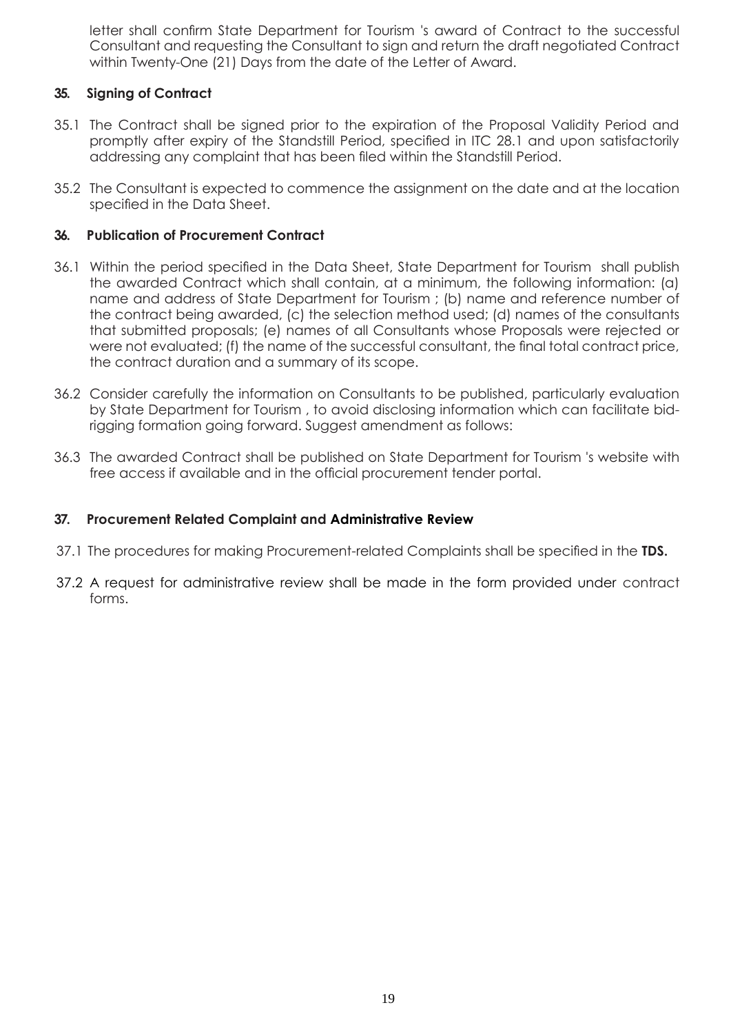letter shall confirm State Department for Tourism 's award of Contract to the successful Consultant and requesting the Consultant to sign and return the draft negotiated Contract within Twenty-One (21) Days from the date of the Letter of Award.

### 35. Signing of Contract

35.1 The Contract shall be signed prior to the expiration of the Proposal Validity Period and promptly after expiry of the Standstill Period, specified in ITC 28.1 and upon satisfactorily addressing any complaint that has been filed within the Standstill Period.

35.2 The Consultant is expected to commence the assignment on the date and at the location specified in the Data Sheet.

### 36. Publication of Procurement Contract

36.1 Within the period specified in the Data Sheet, State Department for Tourism shall publish the awarded Contract which shall contain, at a minimum, the following information: (a) name and address of State Department for Tourism ; (b) name and reference number of the contract being awarded, (c) the selection method used; (d) names of the consultants that submitted proposals; (e) names of all Consultants whose Proposals were rejected or were not evaluated; (f) the name of the successful consultant, the final total contract price, the contract duration and a summary of its scope.

36.2 Consider carefully the information on Consultants to be published, particularly evaluation by State Department for Tourism , to avoid disclosing information which can facilitate bid-rigging formation going forward. Suggest amendment as follows:

36.3 The awarded Contract shall be published on State Department for Tourism 's website with free access if available and in the official procurement tender portal.

### 37. Procurement Related Complaint and Administrative Review

37.1 The procedures for making Procurement-related Complaints shall be specified in the **TDS.**

37.2 A request for administrative review shall be made in the form provided under contract forms.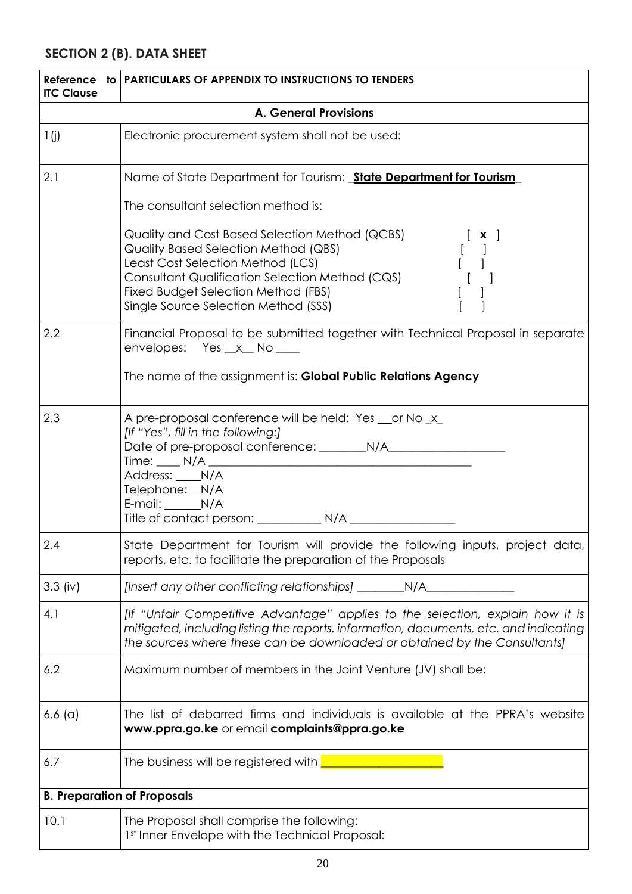## SECTION 2 (B). DATA SHEET

| Reference to ITC Clause | PARTICULARS OF APPENDIX TO INSTRUCTIONS TO TENDERS |
|---|---|
| **A. General Provisions** | |
| 1(j) | Electronic procurement system shall not be used: |
| 2.1 | Name of State Department for Tourism: _**State Department for Tourism**_<br><br>The consultant selection method is:<br><br>Quality and Cost Based Selection Method (QCBS) [ **x** ]<br>Quality Based Selection Method (QBS) [ ]<br>Least Cost Selection Method (LCS) [ ]<br>Consultant Qualification Selection Method (CQS) [ ]<br>Fixed Budget Selection Method (FBS) [ ]<br>Single Source Selection Method (SSS) [ ] |
| 2.2 | Financial Proposal to be submitted together with Technical Proposal in separate envelopes: Yes __x__ No ____<br><br>The name of the assignment is: **Global Public Relations Agency** |
| 2.3 | A pre-proposal conference will be held: Yes __or No _x_<br>*[If "Yes", fill in the following:]*<br>Date of pre-proposal conference: ________N/A____________________<br>Time: ____ N/A ______________________________________________<br>Address: ____N/A<br>Telephone: __N/A<br>E-mail: ______N/A<br>Title of contact person: ___________ N/A _________________ |
| 2.4 | State Department for Tourism will provide the following inputs, project data, reports, etc. to facilitate the preparation of the Proposals |
| 3.3 (iv) | *[Insert any other conflicting relationships]* ________N/A_______________ |
| 4.1 | *[If "Unfair Competitive Advantage" applies to the selection, explain how it is mitigated, including listing the reports, information, documents, etc. and indicating the sources where these can be downloaded or obtained by the Consultants]* |
| 6.2 | Maximum number of members in the Joint Venture (JV) shall be: |
| 6.6 (a) | The list of debarred firms and individuals is available at the PPRA's website **www.ppra.go.ke** or email **complaints@ppra.go.ke** |
| 6.7 | The business will be registered with ____________________ |
| **B. Preparation of Proposals** | |
| 10.1 | The Proposal shall comprise the following:<br>1st Inner Envelope with the Technical Proposal: |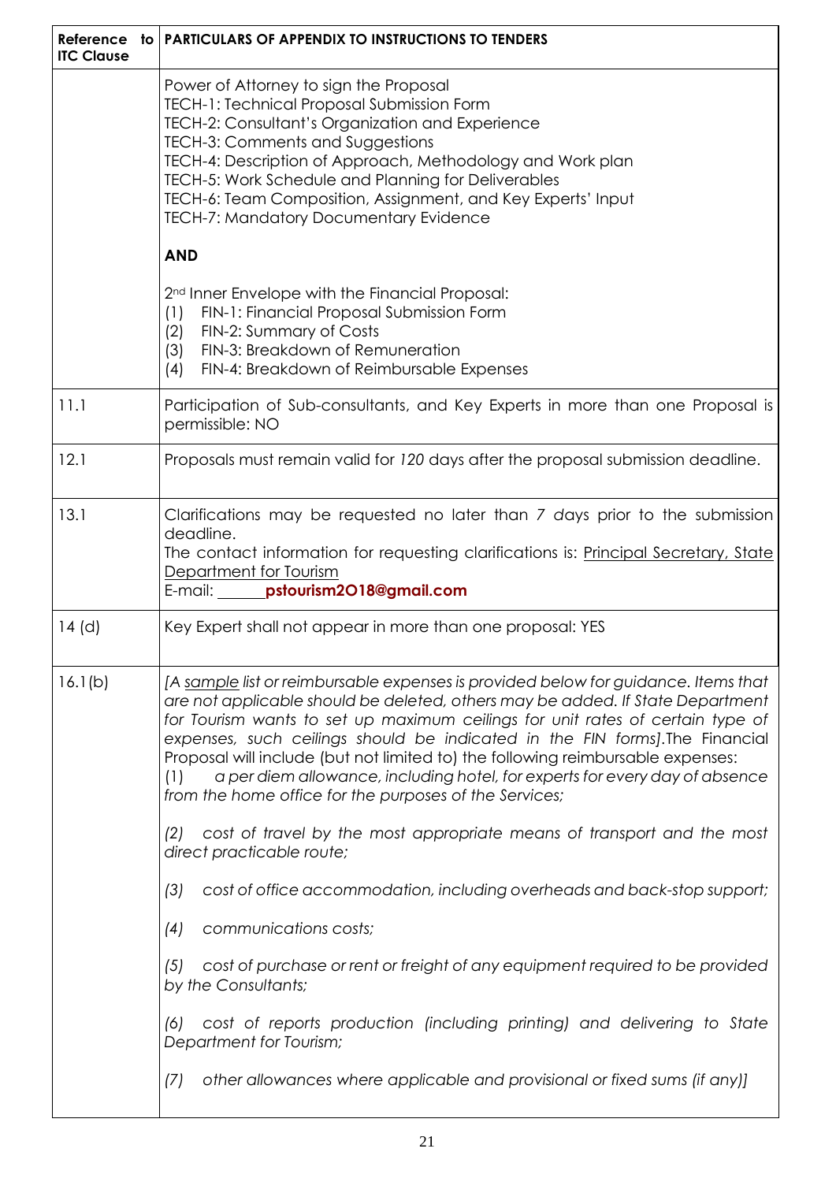| Reference to ITC Clause | PARTICULARS OF APPENDIX TO INSTRUCTIONS TO TENDERS |
|---|---|
| | Power of Attorney to sign the Proposal<br>TECH-1: Technical Proposal Submission Form<br>TECH-2: Consultant's Organization and Experience<br>TECH-3: Comments and Suggestions<br>TECH-4: Description of Approach, Methodology and Work plan<br>TECH-5: Work Schedule and Planning for Deliverables<br>TECH-6: Team Composition, Assignment, and Key Experts' Input<br>TECH-7: Mandatory Documentary Evidence<br><br>**AND**<br><br>2nd Inner Envelope with the Financial Proposal:<br>(1) FIN-1: Financial Proposal Submission Form<br>(2) FIN-2: Summary of Costs<br>(3) FIN-3: Breakdown of Remuneration<br>(4) FIN-4: Breakdown of Reimbursable Expenses |
| 11.1 | Participation of Sub-consultants, and Key Experts in more than one Proposal is permissible: NO |
| 12.1 | Proposals must remain valid for *120* days after the proposal submission deadline. |
| 13.1 | Clarifications may be requested no later than *7 days* prior to the submission deadline.<br>The contact information for requesting clarifications is: Principal Secretary, State Department for Tourism<br>E-mail: ______**pstourism2O18@gmail.com** |
| 14 (d) | Key Expert shall not appear in more than one proposal: YES |
| 16.1(b) | *[A sample list or reimbursable expenses is provided below for guidance. Items that are not applicable should be deleted, others may be added. If State Department for Tourism wants to set up maximum ceilings for unit rates of certain type of expenses, such ceilings should be indicated in the FIN forms]*.The Financial Proposal will include (but not limited to) the following reimbursable expenses:<br>(1) *a per diem allowance, including hotel, for experts for every day of absence from the home office for the purposes of the Services;*<br><br>*(2) cost of travel by the most appropriate means of transport and the most direct practicable route;*<br><br>*(3) cost of office accommodation, including overheads and back-stop support;*<br><br>*(4) communications costs;*<br><br>*(5) cost of purchase or rent or freight of any equipment required to be provided by the Consultants;*<br><br>*(6) cost of reports production (including printing) and delivering to State Department for Tourism;*<br><br>*(7) other allowances where applicable and provisional or fixed sums (if any)]* |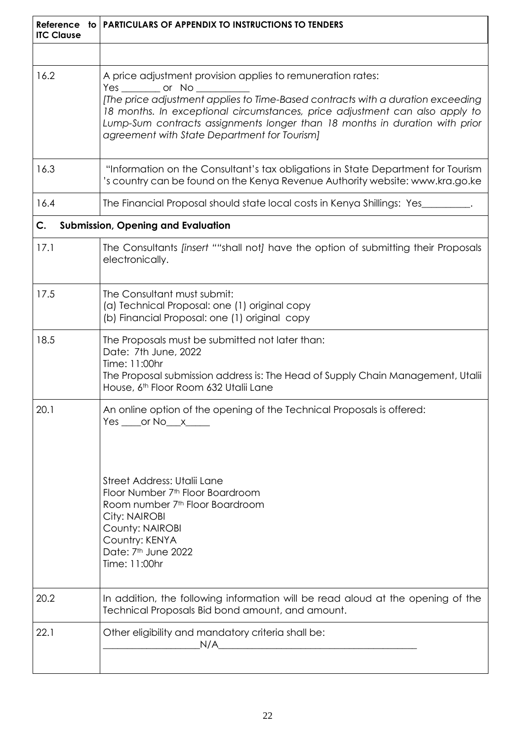| Reference to ITC Clause | PARTICULARS OF APPENDIX TO INSTRUCTIONS TO TENDERS |
|---|---|
| | |
| 16.2 | A price adjustment provision applies to remuneration rates:<br>Yes ________ or No __________<br>*[The price adjustment applies to Time-Based contracts with a duration exceeding 18 months. In exceptional circumstances, price adjustment can also apply to Lump-Sum contracts assignments longer than 18 months in duration with prior agreement with State Department for Tourism]* |
| 16.3 | "Information on the Consultant's tax obligations in State Department for Tourism 's country can be found on the Kenya Revenue Authority website: www.kra.go.ke |
| 16.4 | The Financial Proposal should state local costs in Kenya Shillings: Yes__________. |
| **C. Submission, Opening and Evaluation** | |
| 17.1 | The Consultants *[insert ""*shall not*]* have the option of submitting their Proposals electronically. |
| 17.5 | The Consultant must submit:<br>(a) Technical Proposal: one (1) original copy<br>(b) Financial Proposal: one (1) original copy |
| 18.5 | The Proposals must be submitted not later than:<br>Date: 7th June, 2022<br>Time: 11:00hr<br>The Proposal submission address is: The Head of Supply Chain Management, Utalii House, 6th Floor Room 632 Utalii Lane |
| 20.1 | An online option of the opening of the Technical Proposals is offered:<br>Yes ____or No___x_____<br><br>Street Address: Utalii Lane<br>Floor Number 7th Floor Boardroom<br>Room number 7th Floor Boardroom<br>City: NAIROBI<br>County: NAIROBI<br>Country: KENYA<br>Date: 7th June 2022<br>Time: 11:00hr |
| 20.2 | In addition, the following information will be read aloud at the opening of the Technical Proposals Bid bond amount, and amount. |
| 22.1 | Other eligibility and mandatory criteria shall be:<br>____________________N/A__________________________________________ |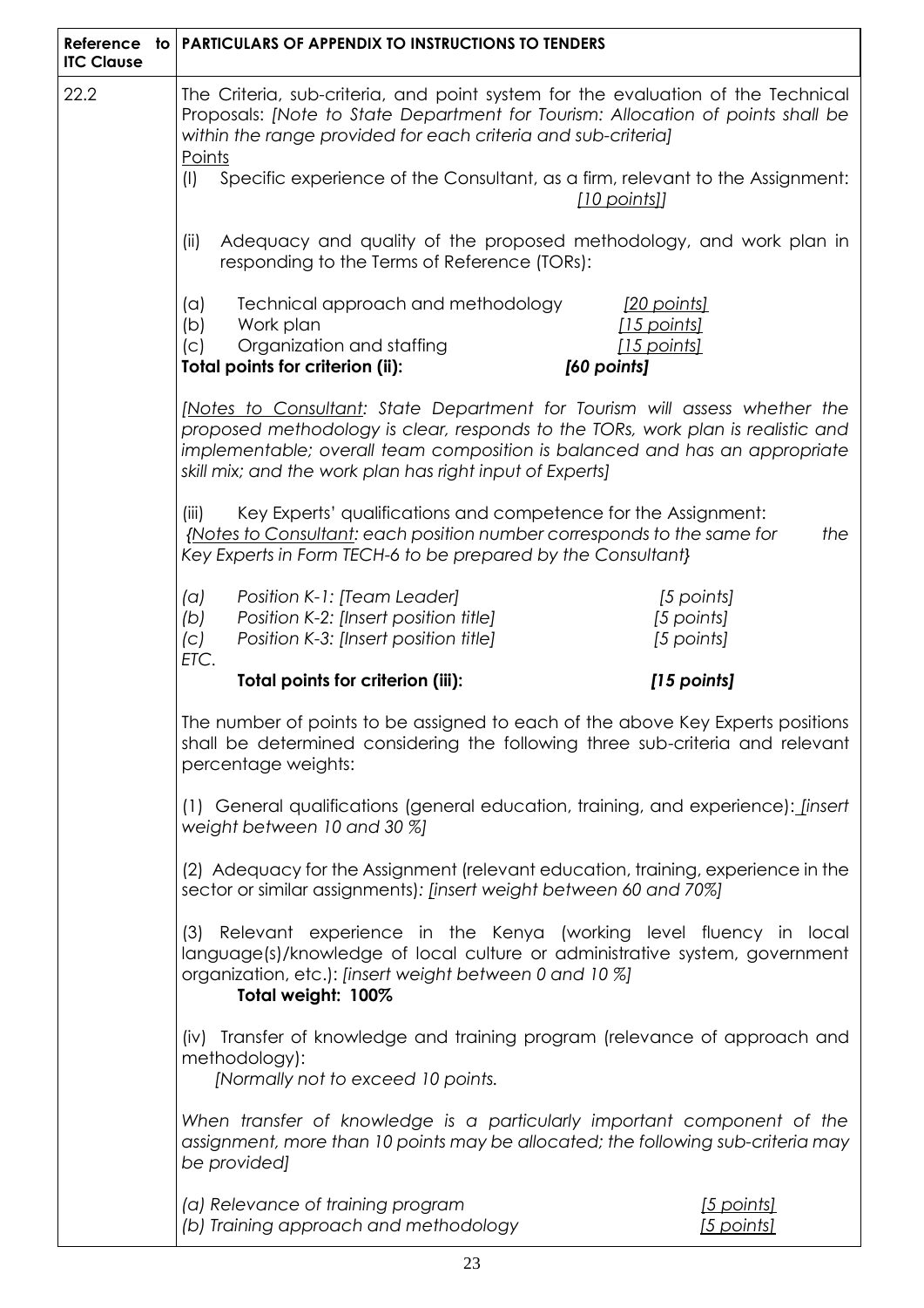| Reference to ITC Clause | PARTICULARS OF APPENDIX TO INSTRUCTIONS TO TENDERS |
|---|---|
| 22.2 | The Criteria, sub-criteria, and point system for the evaluation of the Technical Proposals: *[Note to State Department for Tourism: Allocation of points shall be within the range provided for each criteria and sub-criteria]*<br>Points<br>(I) Specific experience of the Consultant, as a firm, relevant to the Assignment: [10 points]]<br><br>(ii) Adequacy and quality of the proposed methodology, and work plan in responding to the Terms of Reference (TORs):<br><br>(a) Technical approach and methodology [20 points]<br>(b) Work plan [15 points]<br>(c) Organization and staffing [15 points]<br>**Total points for criterion (ii): *[60 points]***<br><br>*[Notes to Consultant: State Department for Tourism will assess whether the proposed methodology is clear, responds to the TORs, work plan is realistic and implementable; overall team composition is balanced and has an appropriate skill mix; and the work plan has right input of Experts]*<br><br>(iii) Key Experts' qualifications and competence for the Assignment:<br>*{Notes to Consultant: each position number corresponds to the same for the Key Experts in Form TECH-6 to be prepared by the Consultant}*<br><br>*(a) Position K-1: [Team Leader] [5 points]*<br>*(b) Position K-2: [Insert position title] [5 points]*<br>*(c) Position K-3: [Insert position title] [5 points]*<br>*ETC.*<br>**Total points for criterion (iii): *[15 points]***<br><br>The number of points to be assigned to each of the above Key Experts positions shall be determined considering the following three sub-criteria and relevant percentage weights:<br><br>(1) General qualifications (general education, training, and experience): *[insert weight between 10 and 30 %]*<br><br>(2) Adequacy for the Assignment (relevant education, training, experience in the sector or similar assignments): *[insert weight between 60 and 70%]*<br><br>(3) Relevant experience in the Kenya (working level fluency in local language(s)/knowledge of local culture or administrative system, government organization, etc.): *[insert weight between 0 and 10 %]*<br>**Total weight: 100%**<br><br>(iv) Transfer of knowledge and training program (relevance of approach and methodology):<br>*[Normally not to exceed 10 points.*<br><br>*When transfer of knowledge is a particularly important component of the assignment, more than 10 points may be allocated; the following sub-criteria may be provided]*<br><br>*(a) Relevance of training program [5 points]*<br>*(b) Training approach and methodology [5 points]* |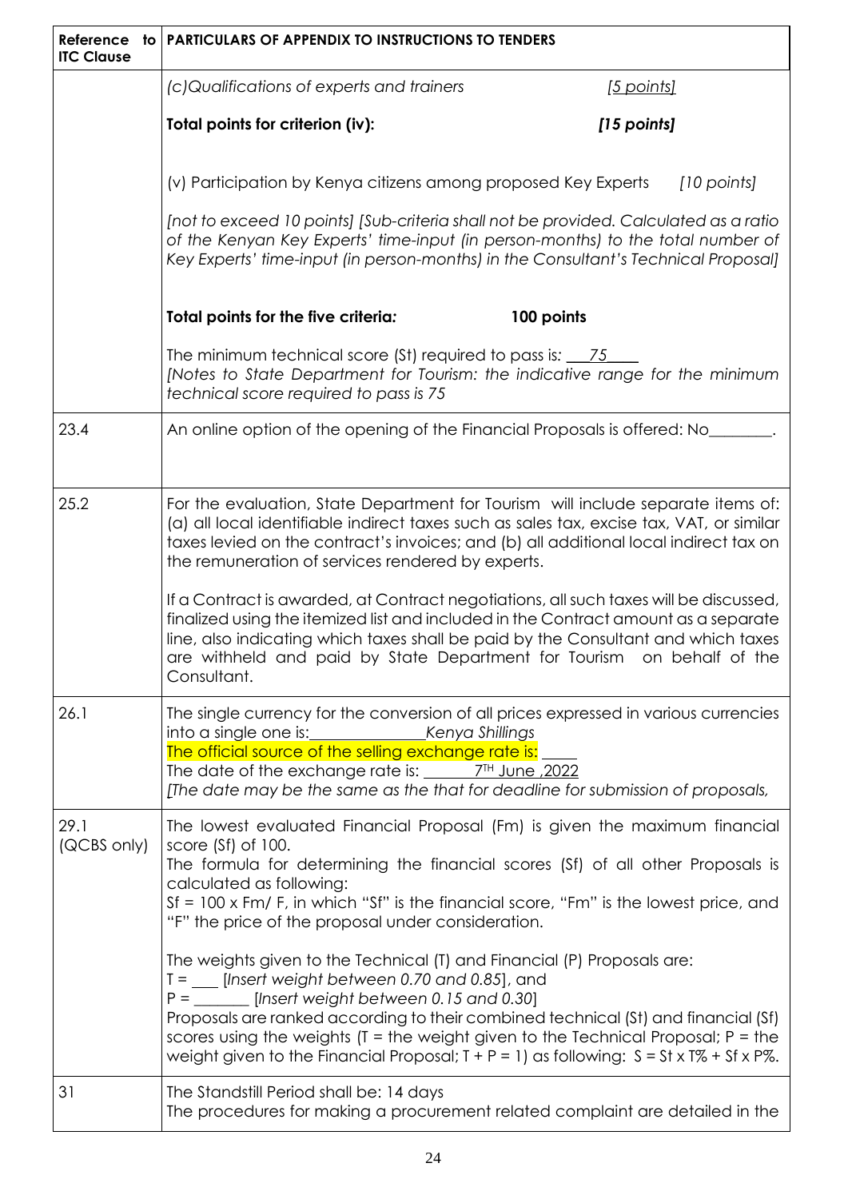| Reference to ITC Clause | PARTICULARS OF APPENDIX TO INSTRUCTIONS TO TENDERS |
|---|---|
| | *(c)Qualifications of experts and trainers* *[5 points]*<br><br>**Total points for criterion (iv):** ***[15 points]***<br><br>(v) Participation by Kenya citizens among proposed Key Experts *[10 points]*<br><br>*[not to exceed 10 points] [Sub-criteria shall not be provided. Calculated as a ratio of the Kenyan Key Experts' time-input (in person-months) to the total number of Key Experts' time-input (in person-months) in the Consultant's Technical Proposal]*<br><br>**Total points for the five criteria*:*** **100 points**<br><br>The minimum technical score (St) required to pass is*: \_\_\_75\_\_\_\_*<br>*[Notes to State Department for Tourism: the indicative range for the minimum technical score required to pass is 75* |
| 23.4 | An online option of the opening of the Financial Proposals is offered: No\_\_\_\_\_\_\_\_. |
| 25.2 | For the evaluation, State Department for Tourism will include separate items of: (a) all local identifiable indirect taxes such as sales tax, excise tax, VAT, or similar taxes levied on the contract's invoices; and (b) all additional local indirect tax on the remuneration of services rendered by experts.<br><br>If a Contract is awarded, at Contract negotiations, all such taxes will be discussed, finalized using the itemized list and included in the Contract amount as a separate line, also indicating which taxes shall be paid by the Consultant and which taxes are withheld and paid by State Department for Tourism on behalf of the Consultant. |
| 26.1 | The single currency for the conversion of all prices expressed in various currencies into a single one is:\_\_\_\_\_\_\_\_\_\_\_\_\_\_\_*Kenya Shillings*<br>The official source of the selling exchange rate is: \_\_\_\_<br>The date of the exchange rate is: \_\_\_\_\_\_\_7TH June ,2022<br>*[The date may be the same as the that for deadline for submission of proposals,* |
| 29.1 (QCBS only) | The lowest evaluated Financial Proposal (Fm) is given the maximum financial score (Sf) of 100.<br>The formula for determining the financial scores (Sf) of all other Proposals is calculated as following:<br>Sf = 100 x Fm/ F, in which "Sf" is the financial score, "Fm" is the lowest price, and "F" the price of the proposal under consideration.<br><br>The weights given to the Technical (T) and Financial (P) Proposals are:<br>T = \_\_\_ [*Insert weight between 0.70 and 0.85*], and<br>P = \_\_\_\_\_\_\_ [*Insert weight between 0.15 and 0.30*]<br>Proposals are ranked according to their combined technical (St) and financial (Sf) scores using the weights (T = the weight given to the Technical Proposal; P = the weight given to the Financial Proposal; T + P = 1) as following: S = St x T% + Sf x P%. |
| 31 | The Standstill Period shall be: 14 days<br>The procedures for making a procurement related complaint are detailed in the |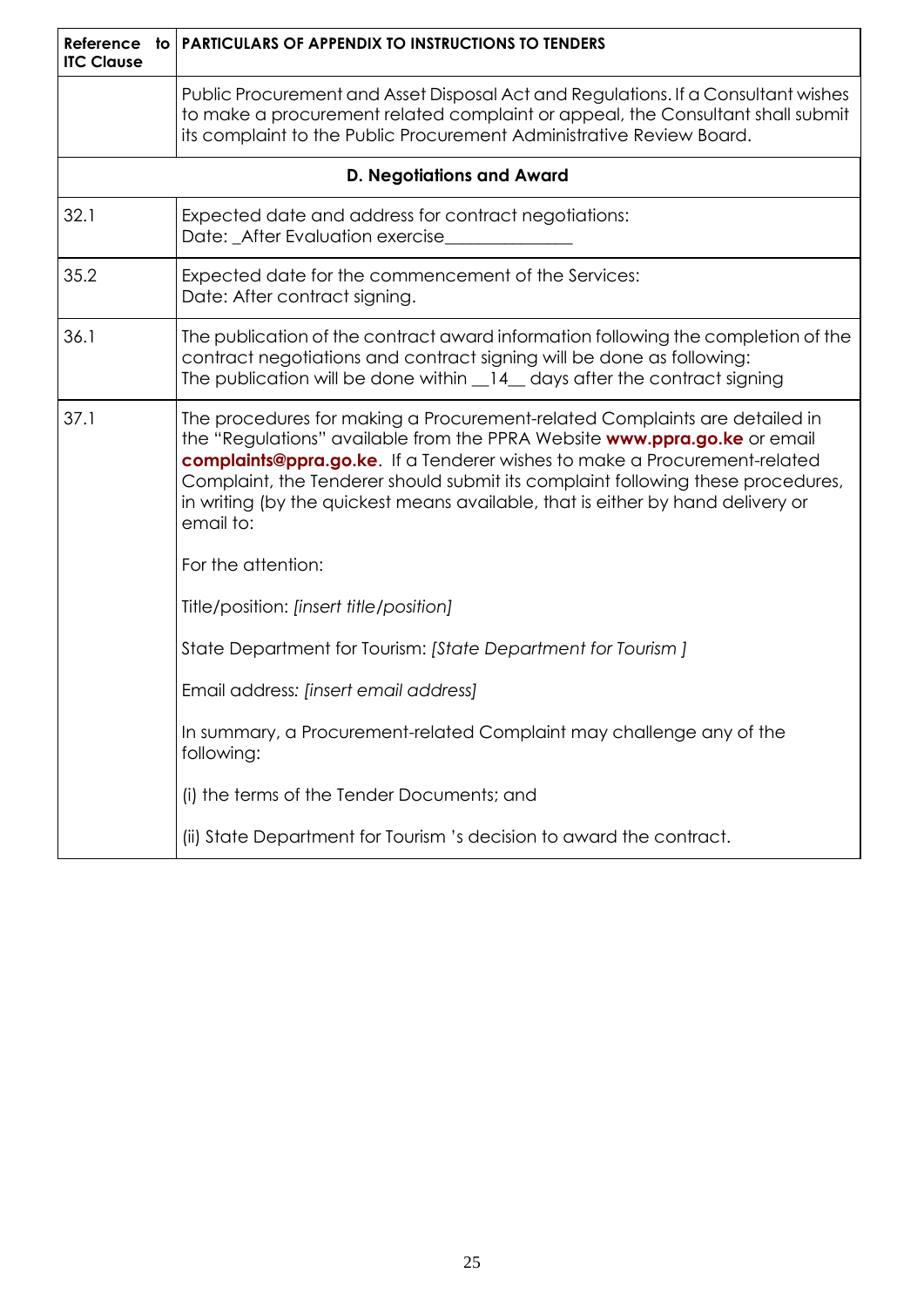| Reference to ITC Clause | PARTICULARS OF APPENDIX TO INSTRUCTIONS TO TENDERS |
|---|---|
| | Public Procurement and Asset Disposal Act and Regulations. If a Consultant wishes to make a procurement related complaint or appeal, the Consultant shall submit its complaint to the Public Procurement Administrative Review Board. |
| | **D. Negotiations and Award** |
| 32.1 | Expected date and address for contract negotiations:<br>Date: _After Evaluation exercise______________ |
| 35.2 | Expected date for the commencement of the Services:<br>Date: After contract signing. |
| 36.1 | The publication of the contract award information following the completion of the contract negotiations and contract signing will be done as following:<br>The publication will be done within __14__ days after the contract signing |
| 37.1 | The procedures for making a Procurement-related Complaints are detailed in the "Regulations" available from the PPRA Website **www.ppra.go.ke** or email **complaints@ppra.go.ke**. If a Tenderer wishes to make a Procurement-related Complaint, the Tenderer should submit its complaint following these procedures, in writing (by the quickest means available, that is either by hand delivery or email to:<br><br>For the attention:<br><br>Title/position: *[insert title/position]*<br><br>State Department for Tourism: *[State Department for Tourism ]*<br><br>Email address: *[insert email address]*<br><br>In summary, a Procurement-related Complaint may challenge any of the following:<br><br>(i) the terms of the Tender Documents; and<br><br>(ii) State Department for Tourism 's decision to award the contract. |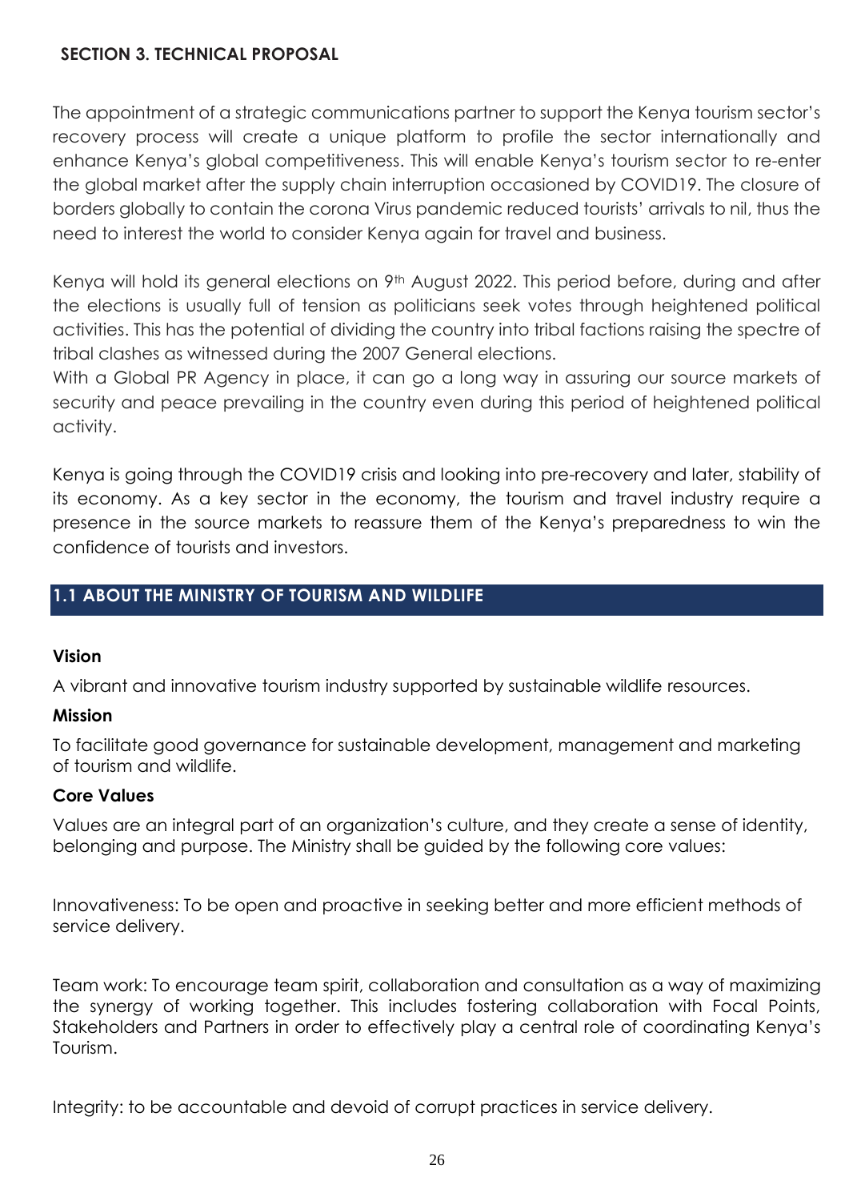## SECTION 3. TECHNICAL PROPOSAL

The appointment of a strategic communications partner to support the Kenya tourism sector's recovery process will create a unique platform to profile the sector internationally and enhance Kenya's global competitiveness. This will enable Kenya's tourism sector to re-enter the global market after the supply chain interruption occasioned by COVID19. The closure of borders globally to contain the corona Virus pandemic reduced tourists' arrivals to nil, thus the need to interest the world to consider Kenya again for travel and business.

Kenya will hold its general elections on 9th August 2022. This period before, during and after the elections is usually full of tension as politicians seek votes through heightened political activities. This has the potential of dividing the country into tribal factions raising the spectre of tribal clashes as witnessed during the 2007 General elections.
With a Global PR Agency in place, it can go a long way in assuring our source markets of security and peace prevailing in the country even during this period of heightened political activity.

Kenya is going through the COVID19 crisis and looking into pre-recovery and later, stability of its economy. As a key sector in the economy, the tourism and travel industry require a presence in the source markets to reassure them of the Kenya's preparedness to win the confidence of tourists and investors.

### 1.1 ABOUT THE MINISTRY OF TOURISM AND WILDLIFE

**Vision**

A vibrant and innovative tourism industry supported by sustainable wildlife resources.

**Mission**

To facilitate good governance for sustainable development, management and marketing of tourism and wildlife.

**Core Values**

Values are an integral part of an organization's culture, and they create a sense of identity, belonging and purpose. The Ministry shall be guided by the following core values:

Innovativeness: To be open and proactive in seeking better and more efficient methods of service delivery.

Team work: To encourage team spirit, collaboration and consultation as a way of maximizing the synergy of working together. This includes fostering collaboration with Focal Points, Stakeholders and Partners in order to effectively play a central role of coordinating Kenya's Tourism.

Integrity: to be accountable and devoid of corrupt practices in service delivery.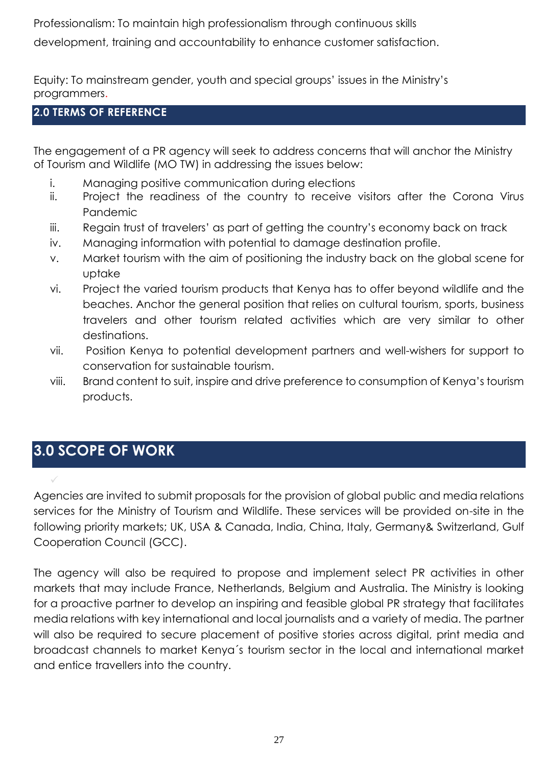Professionalism: To maintain high professionalism through continuous skills development, training and accountability to enhance customer satisfaction.

Equity: To mainstream gender, youth and special groups' issues in the Ministry's programmers.

## 2.0 TERMS OF REFERENCE

The engagement of a PR agency will seek to address concerns that will anchor the Ministry of Tourism and Wildlife (MO TW) in addressing the issues below:

i. Managing positive communication during elections
ii. Project the readiness of the country to receive visitors after the Corona Virus Pandemic
iii. Regain trust of travelers' as part of getting the country's economy back on track
iv. Managing information with potential to damage destination profile.
v. Market tourism with the aim of positioning the industry back on the global scene for uptake
vi. Project the varied tourism products that Kenya has to offer beyond wildlife and the beaches. Anchor the general position that relies on cultural tourism, sports, business travelers and other tourism related activities which are very similar to other destinations.
vii. Position Kenya to potential development partners and well-wishers for support to conservation for sustainable tourism.
viii. Brand content to suit, inspire and drive preference to consumption of Kenya's tourism products.

## 3.0 SCOPE OF WORK

Agencies are invited to submit proposals for the provision of global public and media relations services for the Ministry of Tourism and Wildlife. These services will be provided on-site in the following priority markets; UK, USA & Canada, India, China, Italy, Germany& Switzerland, Gulf Cooperation Council (GCC).

The agency will also be required to propose and implement select PR activities in other markets that may include France, Netherlands, Belgium and Australia. The Ministry is looking for a proactive partner to develop an inspiring and feasible global PR strategy that facilitates media relations with key international and local journalists and a variety of media. The partner will also be required to secure placement of positive stories across digital, print media and broadcast channels to market Kenya´s tourism sector in the local and international market and entice travellers into the country.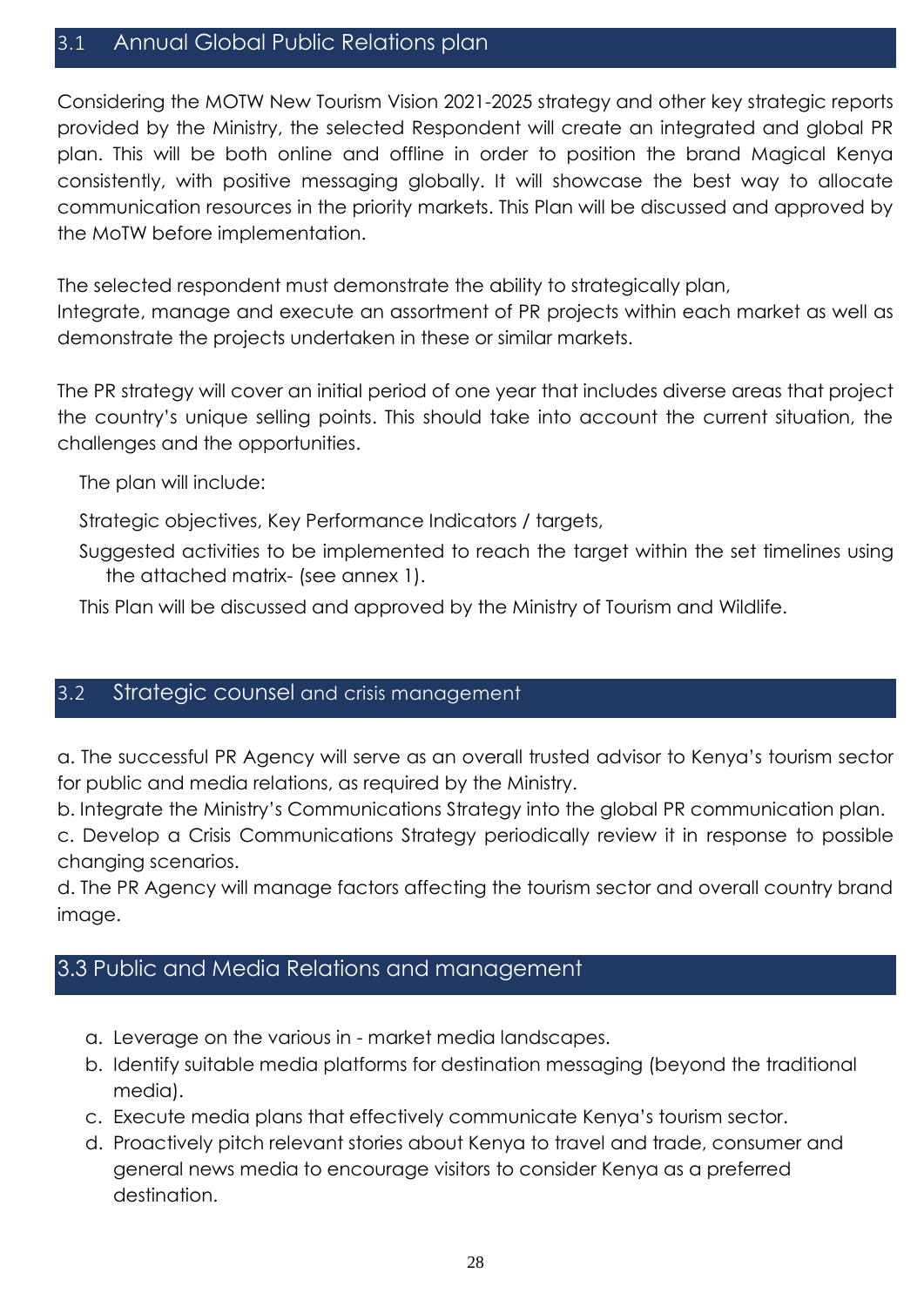## 3.1 Annual Global Public Relations plan

Considering the MOTW New Tourism Vision 2021-2025 strategy and other key strategic reports provided by the Ministry, the selected Respondent will create an integrated and global PR plan. This will be both online and offline in order to position the brand Magical Kenya consistently, with positive messaging globally. It will showcase the best way to allocate communication resources in the priority markets. This Plan will be discussed and approved by the MoTW before implementation.

The selected respondent must demonstrate the ability to strategically plan,
Integrate, manage and execute an assortment of PR projects within each market as well as demonstrate the projects undertaken in these or similar markets.

The PR strategy will cover an initial period of one year that includes diverse areas that project the country's unique selling points. This should take into account the current situation, the challenges and the opportunities.

The plan will include:

Strategic objectives, Key Performance Indicators / targets,

Suggested activities to be implemented to reach the target within the set timelines using the attached matrix- (see annex 1).

This Plan will be discussed and approved by the Ministry of Tourism and Wildlife.

## 3.2 Strategic counsel and crisis management

a. The successful PR Agency will serve as an overall trusted advisor to Kenya's tourism sector for public and media relations, as required by the Ministry.
b. Integrate the Ministry's Communications Strategy into the global PR communication plan.
c. Develop a Crisis Communications Strategy periodically review it in response to possible changing scenarios.
d. The PR Agency will manage factors affecting the tourism sector and overall country brand image.

## 3.3 Public and Media Relations and management

a. Leverage on the various in - market media landscapes.
b. Identify suitable media platforms for destination messaging (beyond the traditional media).
c. Execute media plans that effectively communicate Kenya's tourism sector.
d. Proactively pitch relevant stories about Kenya to travel and trade, consumer and general news media to encourage visitors to consider Kenya as a preferred destination.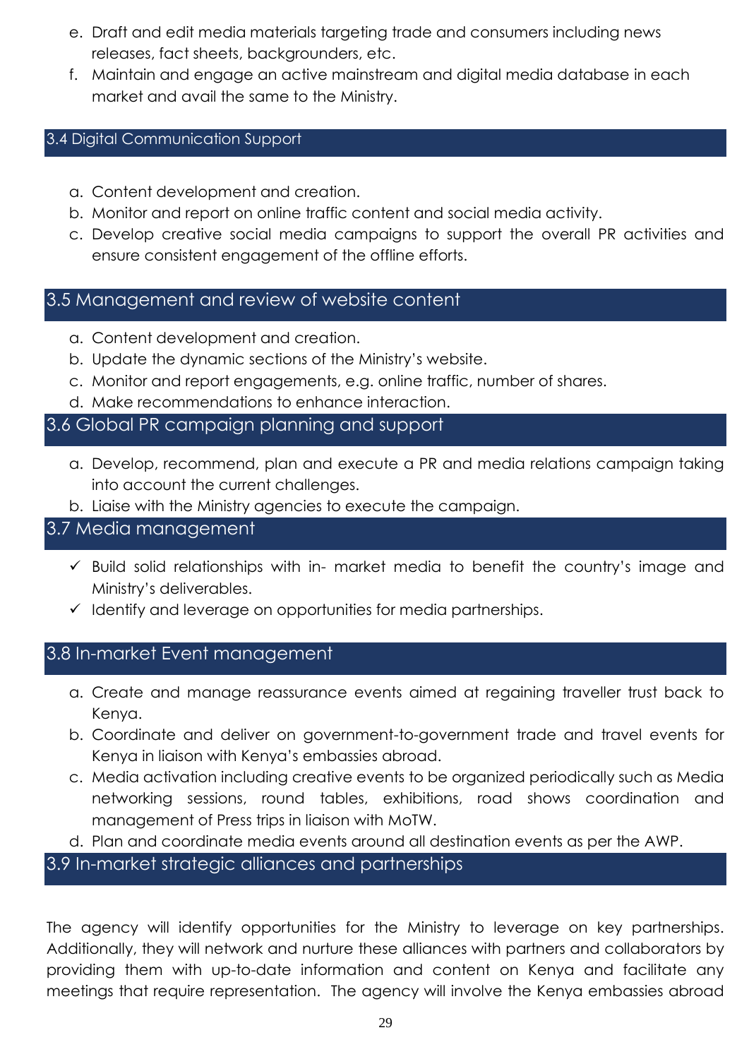e. Draft and edit media materials targeting trade and consumers including news releases, fact sheets, backgrounders, etc.
f. Maintain and engage an active mainstream and digital media database in each market and avail the same to the Ministry.

### 3.4 Digital Communication Support

a. Content development and creation.
b. Monitor and report on online traffic content and social media activity.
c. Develop creative social media campaigns to support the overall PR activities and ensure consistent engagement of the offline efforts.

### 3.5 Management and review of website content

a. Content development and creation.
b. Update the dynamic sections of the Ministry's website.
c. Monitor and report engagements, e.g. online traffic, number of shares.
d. Make recommendations to enhance interaction.

### 3.6 Global PR campaign planning and support

a. Develop, recommend, plan and execute a PR and media relations campaign taking into account the current challenges.
b. Liaise with the Ministry agencies to execute the campaign.

### 3.7 Media management

- ✓ Build solid relationships with in- market media to benefit the country's image and Ministry's deliverables.
- ✓ Identify and leverage on opportunities for media partnerships.

### 3.8 In-market Event management

a. Create and manage reassurance events aimed at regaining traveller trust back to Kenya.
b. Coordinate and deliver on government-to-government trade and travel events for Kenya in liaison with Kenya's embassies abroad.
c. Media activation including creative events to be organized periodically such as Media networking sessions, round tables, exhibitions, road shows coordination and management of Press trips in liaison with MoTW.
d. Plan and coordinate media events around all destination events as per the AWP.

### 3.9 In-market strategic alliances and partnerships

The agency will identify opportunities for the Ministry to leverage on key partnerships. Additionally, they will network and nurture these alliances with partners and collaborators by providing them with up-to-date information and content on Kenya and facilitate any meetings that require representation. The agency will involve the Kenya embassies abroad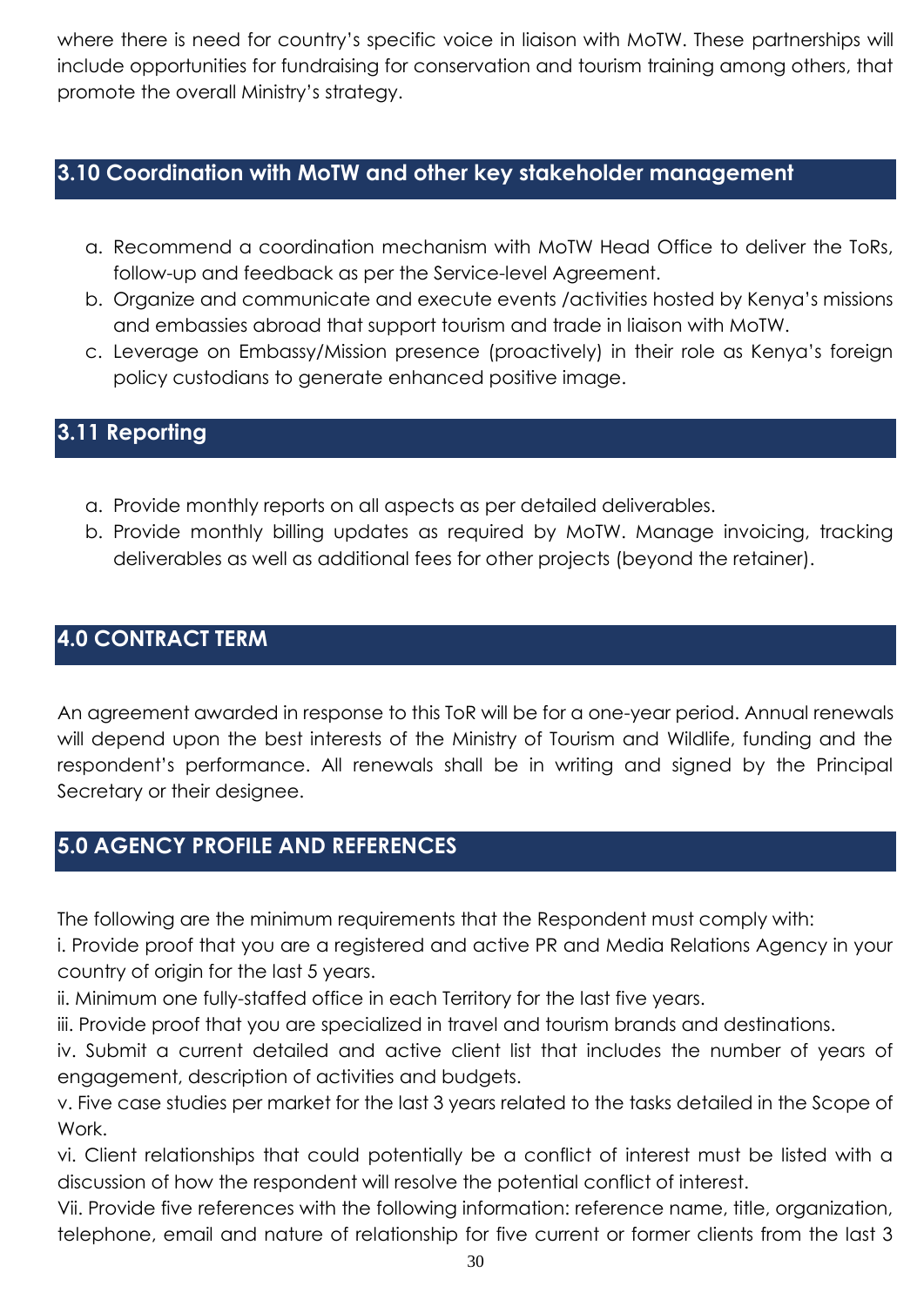where there is need for country's specific voice in liaison with MoTW. These partnerships will include opportunities for fundraising for conservation and tourism training among others, that promote the overall Ministry's strategy.

## 3.10 Coordination with MoTW and other key stakeholder management

a. Recommend a coordination mechanism with MoTW Head Office to deliver the ToRs, follow-up and feedback as per the Service-level Agreement.
b. Organize and communicate and execute events /activities hosted by Kenya's missions and embassies abroad that support tourism and trade in liaison with MoTW.
c. Leverage on Embassy/Mission presence (proactively) in their role as Kenya's foreign policy custodians to generate enhanced positive image.

## 3.11 Reporting

a. Provide monthly reports on all aspects as per detailed deliverables.
b. Provide monthly billing updates as required by MoTW. Manage invoicing, tracking deliverables as well as additional fees for other projects (beyond the retainer).

# 4.0 CONTRACT TERM

An agreement awarded in response to this ToR will be for a one-year period. Annual renewals will depend upon the best interests of the Ministry of Tourism and Wildlife, funding and the respondent's performance. All renewals shall be in writing and signed by the Principal Secretary or their designee.

# 5.0 AGENCY PROFILE AND REFERENCES

The following are the minimum requirements that the Respondent must comply with:

i. Provide proof that you are a registered and active PR and Media Relations Agency in your country of origin for the last 5 years.

ii. Minimum one fully-staffed office in each Territory for the last five years.

iii. Provide proof that you are specialized in travel and tourism brands and destinations.

iv. Submit a current detailed and active client list that includes the number of years of engagement, description of activities and budgets.

v. Five case studies per market for the last 3 years related to the tasks detailed in the Scope of Work.

vi. Client relationships that could potentially be a conflict of interest must be listed with a discussion of how the respondent will resolve the potential conflict of interest.

Vii. Provide five references with the following information: reference name, title, organization, telephone, email and nature of relationship for five current or former clients from the last 3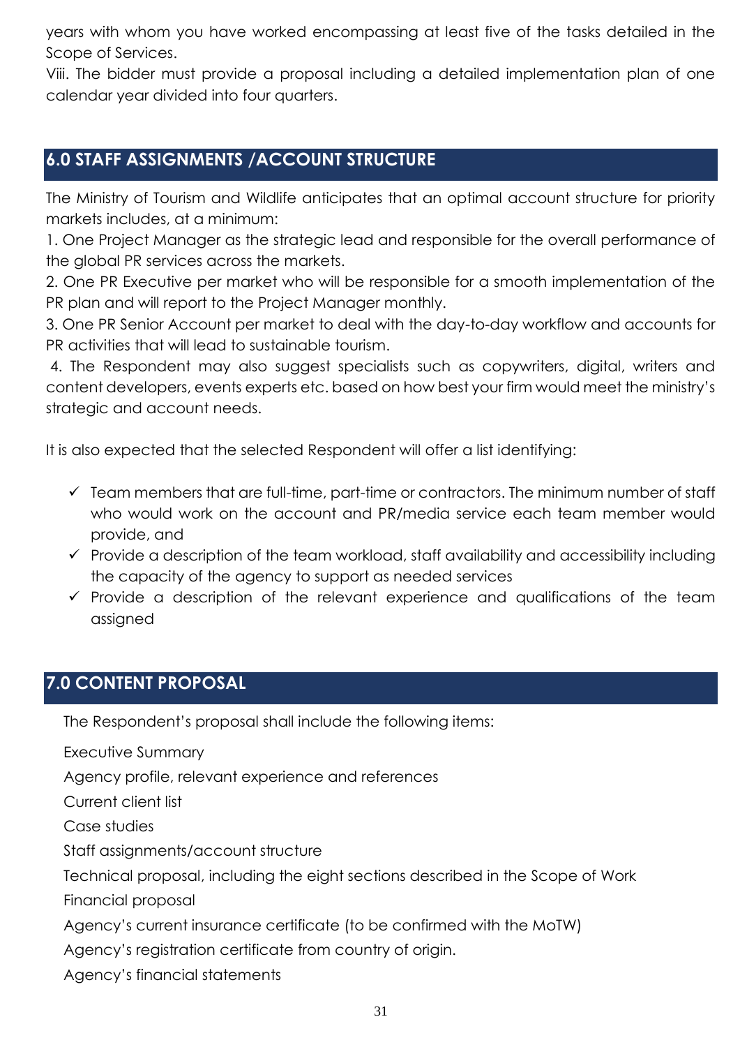years with whom you have worked encompassing at least five of the tasks detailed in the Scope of Services.

Viii. The bidder must provide a proposal including a detailed implementation plan of one calendar year divided into four quarters.

## 6.0 STAFF ASSIGNMENTS /ACCOUNT STRUCTURE

The Ministry of Tourism and Wildlife anticipates that an optimal account structure for priority markets includes, at a minimum:

1. One Project Manager as the strategic lead and responsible for the overall performance of the global PR services across the markets.
2. One PR Executive per market who will be responsible for a smooth implementation of the PR plan and will report to the Project Manager monthly.
3. One PR Senior Account per market to deal with the day-to-day workflow and accounts for PR activities that will lead to sustainable tourism.
4. The Respondent may also suggest specialists such as copywriters, digital, writers and content developers, events experts etc. based on how best your firm would meet the ministry's strategic and account needs.

It is also expected that the selected Respondent will offer a list identifying:

- ✓ Team members that are full-time, part-time or contractors. The minimum number of staff who would work on the account and PR/media service each team member would provide, and
- ✓ Provide a description of the team workload, staff availability and accessibility including the capacity of the agency to support as needed services
- ✓ Provide a description of the relevant experience and qualifications of the team assigned

## 7.0 CONTENT PROPOSAL

The Respondent's proposal shall include the following items:

Executive Summary

Agency profile, relevant experience and references

Current client list

Case studies

Staff assignments/account structure

Technical proposal, including the eight sections described in the Scope of Work

Financial proposal

Agency's current insurance certificate (to be confirmed with the MoTW)

Agency's registration certificate from country of origin.

Agency's financial statements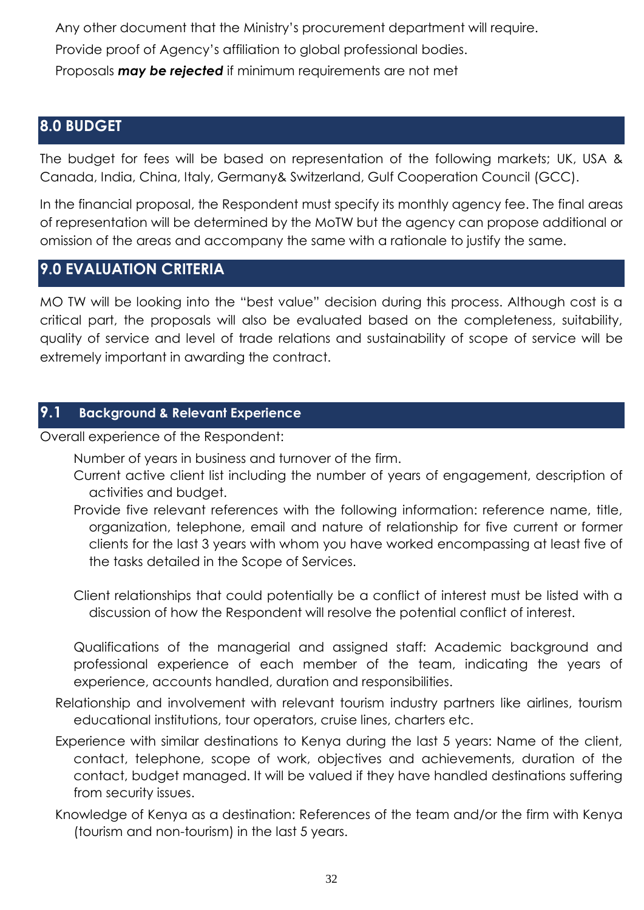- Any other document that the Ministry's procurement department will require.
- Provide proof of Agency's affiliation to global professional bodies.
- Proposals ***may be rejected*** if minimum requirements are not met

## 8.0 BUDGET

The budget for fees will be based on representation of the following markets; UK, USA & Canada, India, China, Italy, Germany& Switzerland, Gulf Cooperation Council (GCC).

In the financial proposal, the Respondent must specify its monthly agency fee. The final areas of representation will be determined by the MoTW but the agency can propose additional or omission of the areas and accompany the same with a rationale to justify the same.

## 9.0 EVALUATION CRITERIA

MO TW will be looking into the "best value" decision during this process. Although cost is a critical part, the proposals will also be evaluated based on the completeness, suitability, quality of service and level of trade relations and sustainability of scope of service will be extremely important in awarding the contract.

### 9.1 Background & Relevant Experience

Overall experience of the Respondent:

- Number of years in business and turnover of the firm.
- Current active client list including the number of years of engagement, description of activities and budget.
- Provide five relevant references with the following information: reference name, title, organization, telephone, email and nature of relationship for five current or former clients for the last 3 years with whom you have worked encompassing at least five of the tasks detailed in the Scope of Services.
- Client relationships that could potentially be a conflict of interest must be listed with a discussion of how the Respondent will resolve the potential conflict of interest.
- Qualifications of the managerial and assigned staff: Academic background and professional experience of each member of the team, indicating the years of experience, accounts handled, duration and responsibilities.

- Relationship and involvement with relevant tourism industry partners like airlines, tourism educational institutions, tour operators, cruise lines, charters etc.
- Experience with similar destinations to Kenya during the last 5 years: Name of the client, contact, telephone, scope of work, objectives and achievements, duration of the contact, budget managed. It will be valued if they have handled destinations suffering from security issues.
- Knowledge of Kenya as a destination: References of the team and/or the firm with Kenya (tourism and non-tourism) in the last 5 years.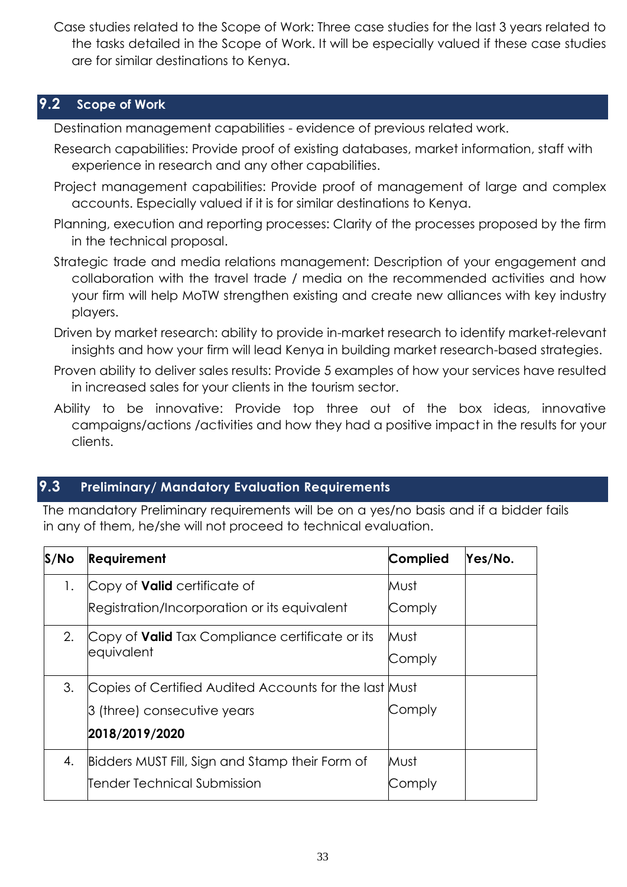Case studies related to the Scope of Work: Three case studies for the last 3 years related to the tasks detailed in the Scope of Work. It will be especially valued if these case studies are for similar destinations to Kenya.

## 9.2 Scope of Work

Destination management capabilities - evidence of previous related work.

Research capabilities: Provide proof of existing databases, market information, staff with experience in research and any other capabilities.

Project management capabilities: Provide proof of management of large and complex accounts. Especially valued if it is for similar destinations to Kenya.

Planning, execution and reporting processes: Clarity of the processes proposed by the firm in the technical proposal.

Strategic trade and media relations management: Description of your engagement and collaboration with the travel trade / media on the recommended activities and how your firm will help MoTW strengthen existing and create new alliances with key industry players.

Driven by market research: ability to provide in-market research to identify market-relevant insights and how your firm will lead Kenya in building market research-based strategies.

Proven ability to deliver sales results: Provide 5 examples of how your services have resulted in increased sales for your clients in the tourism sector.

Ability to be innovative: Provide top three out of the box ideas, innovative campaigns/actions /activities and how they had a positive impact in the results for your clients.

## 9.3 Preliminary/ Mandatory Evaluation Requirements

The mandatory Preliminary requirements will be on a yes/no basis and if a bidder fails in any of them, he/she will not proceed to technical evaluation.

| S/No | Requirement | Complied | Yes/No. |
|---|---|---|---|
| 1. | Copy of **Valid** certificate of Registration/Incorporation or its equivalent | Must Comply | |
| 2. | Copy of **Valid** Tax Compliance certificate or its equivalent | Must Comply | |
| 3. | Copies of Certified Audited Accounts for the last 3 (three) consecutive years **2018/2019/2020** | Must Comply | |
| 4. | Bidders MUST Fill, Sign and Stamp their Form of Tender Technical Submission | Must Comply | |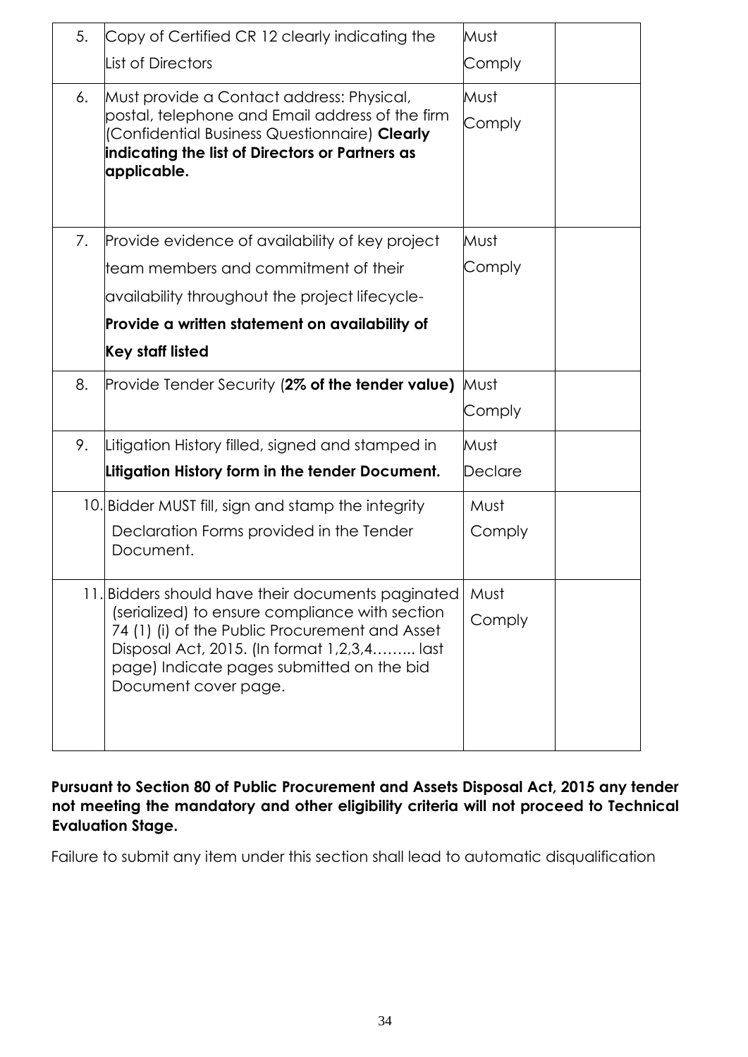| | | | |
|---|---|---|---|
| 5. | Copy of Certified CR 12 clearly indicating the List of Directors | Must Comply | |
| 6. | Must provide a Contact address: Physical, postal, telephone and Email address of the firm (Confidential Business Questionnaire) **Clearly indicating the list of Directors or Partners as applicable.** | Must Comply | |
| 7. | Provide evidence of availability of key project team members and commitment of their availability throughout the project lifecycle- **Provide a written statement on availability of Key staff listed** | Must Comply | |
| 8. | Provide Tender Security (**2% of the tender value)** | Must Comply | |
| 9. | Litigation History filled, signed and stamped in **Litigation History form in the tender Document.** | Must Declare | |
| 10. | Bidder MUST fill, sign and stamp the integrity Declaration Forms provided in the Tender Document. | Must Comply | |
| 11. | Bidders should have their documents paginated (serialized) to ensure compliance with section 74 (1) (i) of the Public Procurement and Asset Disposal Act, 2015. (In format 1,2,3,4……... last page) Indicate pages submitted on the bid Document cover page. | Must Comply | |

**Pursuant to Section 80 of Public Procurement and Assets Disposal Act, 2015 any tender not meeting the mandatory and other eligibility criteria will not proceed to Technical Evaluation Stage.**

Failure to submit any item under this section shall lead to automatic disqualification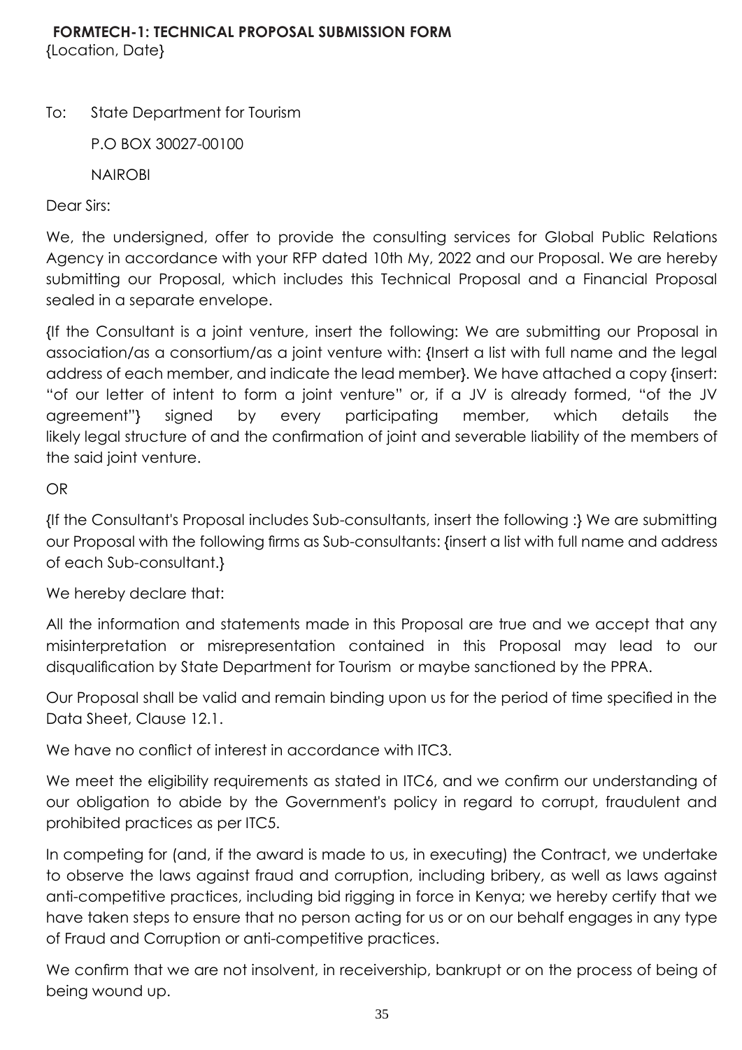## FORMTECH-1: TECHNICAL PROPOSAL SUBMISSION FORM

{Location, Date}

To: State Department for Tourism

P.O BOX 30027-00100

NAIROBI

Dear Sirs:

We, the undersigned, offer to provide the consulting services for Global Public Relations Agency in accordance with your RFP dated 10th My, 2022 and our Proposal. We are hereby submitting our Proposal, which includes this Technical Proposal and a Financial Proposal sealed in a separate envelope.

{If the Consultant is a joint venture, insert the following: We are submitting our Proposal in association/as a consortium/as a joint venture with: {Insert a list with full name and the legal address of each member, and indicate the lead member}. We have attached a copy {insert: "of our letter of intent to form a joint venture" or, if a JV is already formed, "of the JV agreement"} signed by every participating member, which details the likely legal structure of and the confirmation of joint and severable liability of the members of the said joint venture.

OR

{If the Consultant's Proposal includes Sub-consultants, insert the following :} We are submitting our Proposal with the following firms as Sub-consultants: {insert a list with full name and address of each Sub-consultant.}

We hereby declare that:

All the information and statements made in this Proposal are true and we accept that any misinterpretation or misrepresentation contained in this Proposal may lead to our disqualification by State Department for Tourism or maybe sanctioned by the PPRA.

Our Proposal shall be valid and remain binding upon us for the period of time specified in the Data Sheet, Clause 12.1.

We have no conflict of interest in accordance with ITC3.

We meet the eligibility requirements as stated in ITC6, and we confirm our understanding of our obligation to abide by the Government's policy in regard to corrupt, fraudulent and prohibited practices as per ITC5.

In competing for (and, if the award is made to us, in executing) the Contract, we undertake to observe the laws against fraud and corruption, including bribery, as well as laws against anti-competitive practices, including bid rigging in force in Kenya; we hereby certify that we have taken steps to ensure that no person acting for us or on our behalf engages in any type of Fraud and Corruption or anti-competitive practices.

We confirm that we are not insolvent, in receivership, bankrupt or on the process of being of being wound up.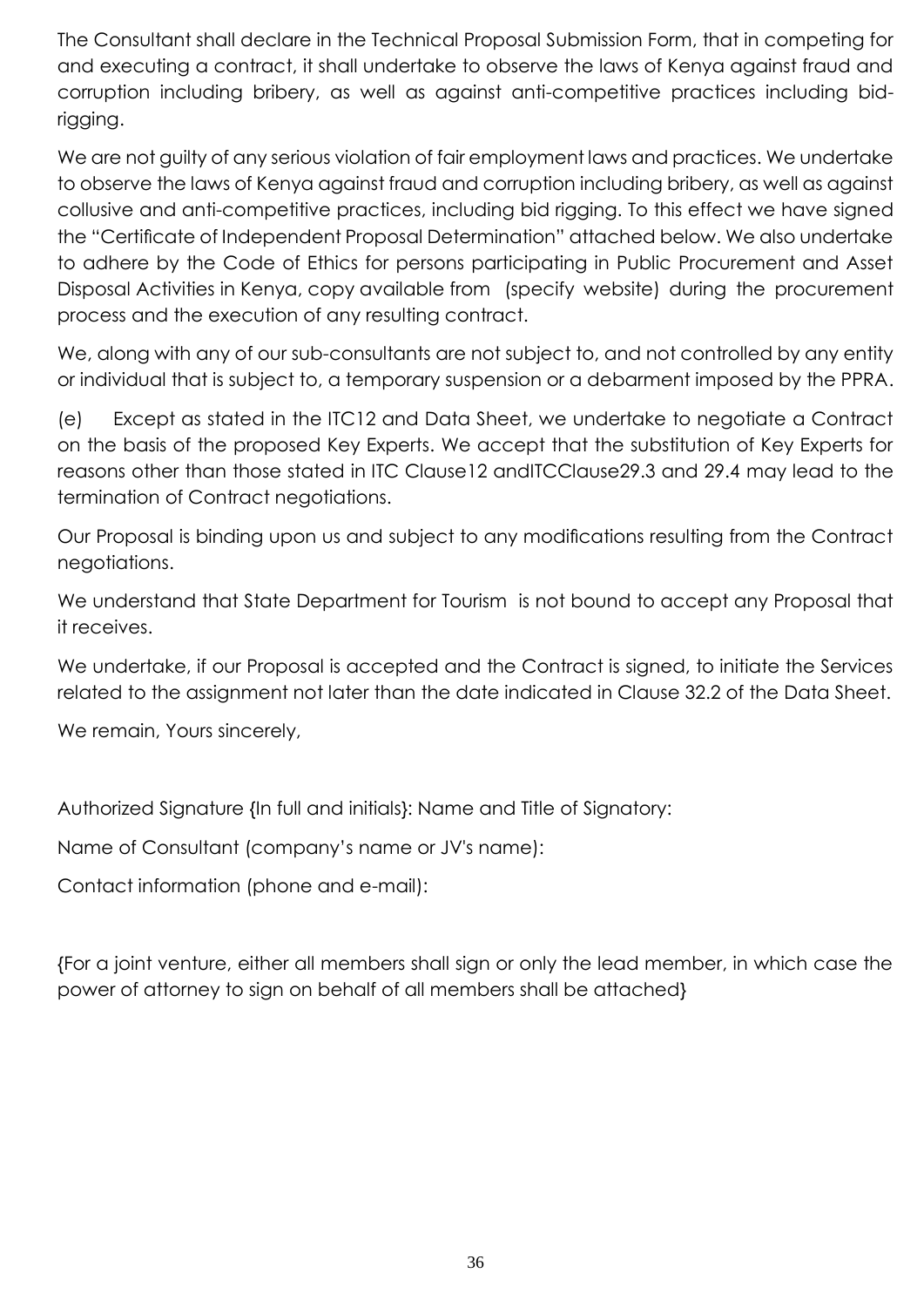The Consultant shall declare in the Technical Proposal Submission Form, that in competing for and executing a contract, it shall undertake to observe the laws of Kenya against fraud and corruption including bribery, as well as against anti-competitive practices including bid-rigging.

We are not guilty of any serious violation of fair employment laws and practices. We undertake to observe the laws of Kenya against fraud and corruption including bribery, as well as against collusive and anti-competitive practices, including bid rigging. To this effect we have signed the "Certificate of Independent Proposal Determination" attached below. We also undertake to adhere by the Code of Ethics for persons participating in Public Procurement and Asset Disposal Activities in Kenya, copy available from (specify website) during the procurement process and the execution of any resulting contract.

We, along with any of our sub-consultants are not subject to, and not controlled by any entity or individual that is subject to, a temporary suspension or a debarment imposed by the PPRA.

(e) Except as stated in the ITC12 and Data Sheet, we undertake to negotiate a Contract on the basis of the proposed Key Experts. We accept that the substitution of Key Experts for reasons other than those stated in ITC Clause12 andITCClause29.3 and 29.4 may lead to the termination of Contract negotiations.

Our Proposal is binding upon us and subject to any modifications resulting from the Contract negotiations.

We understand that State Department for Tourism is not bound to accept any Proposal that it receives.

We undertake, if our Proposal is accepted and the Contract is signed, to initiate the Services related to the assignment not later than the date indicated in Clause 32.2 of the Data Sheet.

We remain, Yours sincerely,

Authorized Signature {In full and initials}: Name and Title of Signatory:

Name of Consultant (company's name or JV's name):

Contact information (phone and e-mail):

{For a joint venture, either all members shall sign or only the lead member, in which case the power of attorney to sign on behalf of all members shall be attached}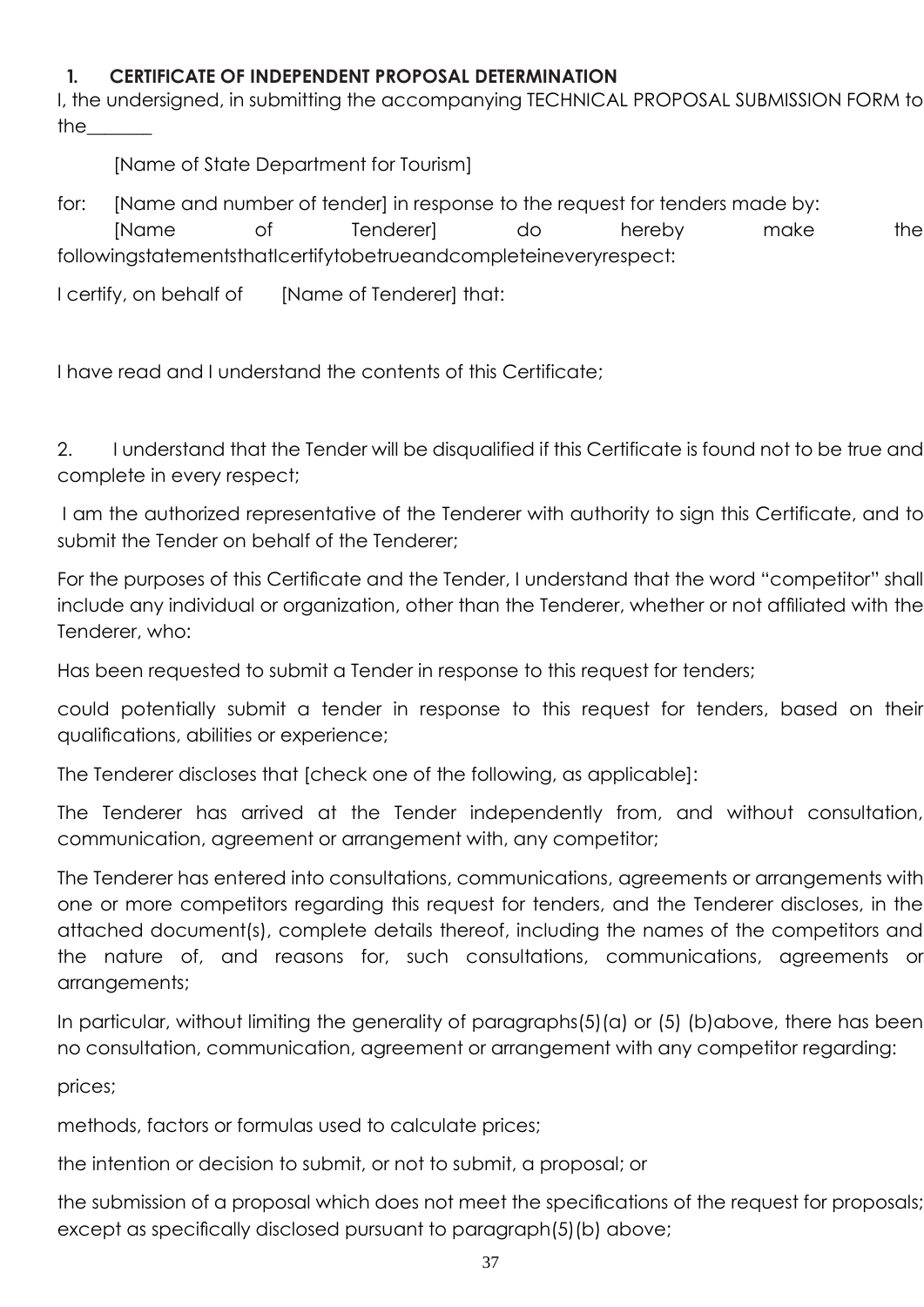## 1. CERTIFICATE OF INDEPENDENT PROPOSAL DETERMINATION

I, the undersigned, in submitting the accompanying TECHNICAL PROPOSAL SUBMISSION FORM to the_______

[Name of State Department for Tourism]

for: [Name and number of tender] in response to the request for tenders made by: [Name of Tenderer] do hereby make the followingstatementsthatIcertifytobetrueandcompleteineveryrespect:

I certify, on behalf of [Name of Tenderer] that:

I have read and I understand the contents of this Certificate;

2. I understand that the Tender will be disqualified if this Certificate is found not to be true and complete in every respect;

I am the authorized representative of the Tenderer with authority to sign this Certificate, and to submit the Tender on behalf of the Tenderer;

For the purposes of this Certificate and the Tender, I understand that the word "competitor" shall include any individual or organization, other than the Tenderer, whether or not affiliated with the Tenderer, who:

Has been requested to submit a Tender in response to this request for tenders;

could potentially submit a tender in response to this request for tenders, based on their qualifications, abilities or experience;

The Tenderer discloses that [check one of the following, as applicable]:

The Tenderer has arrived at the Tender independently from, and without consultation, communication, agreement or arrangement with, any competitor;

The Tenderer has entered into consultations, communications, agreements or arrangements with one or more competitors regarding this request for tenders, and the Tenderer discloses, in the attached document(s), complete details thereof, including the names of the competitors and the nature of, and reasons for, such consultations, communications, agreements or arrangements;

In particular, without limiting the generality of paragraphs(5)(a) or (5) (b)above, there has been no consultation, communication, agreement or arrangement with any competitor regarding:

prices;

methods, factors or formulas used to calculate prices;

the intention or decision to submit, or not to submit, a proposal; or

the submission of a proposal which does not meet the specifications of the request for proposals; except as specifically disclosed pursuant to paragraph(5)(b) above;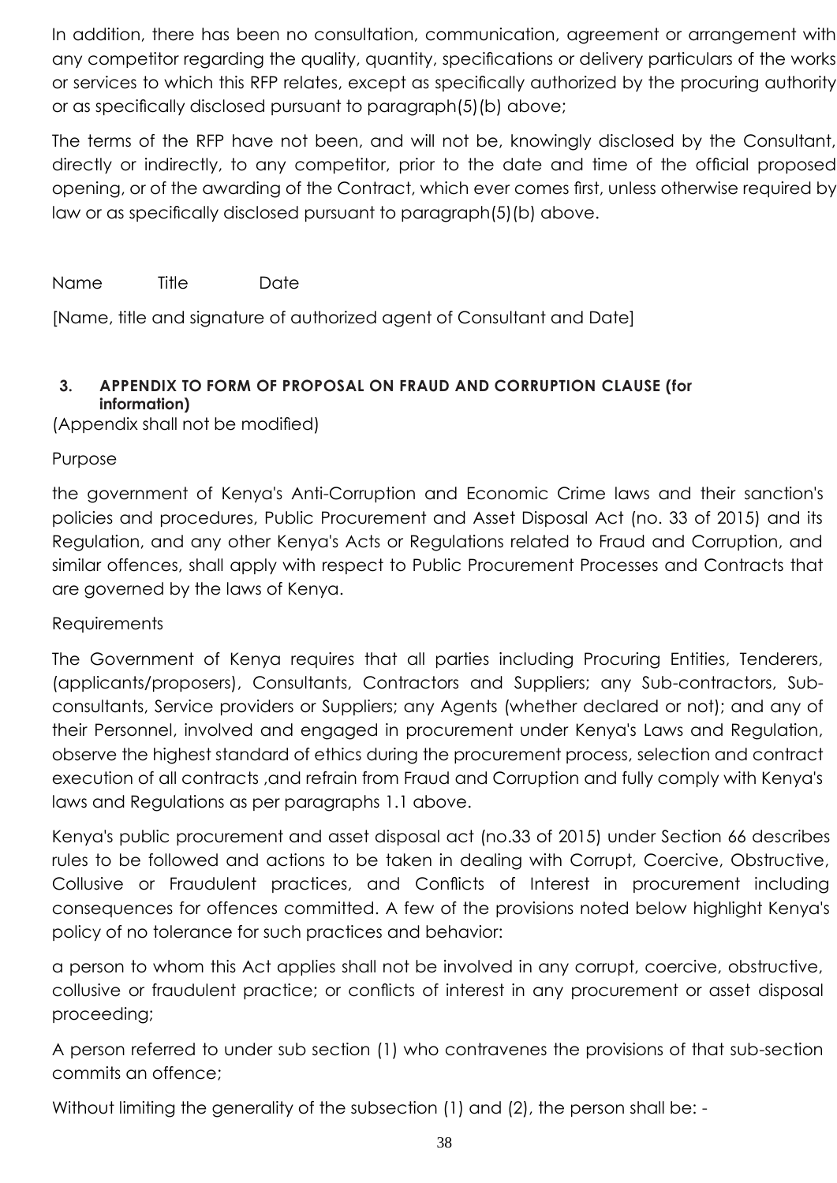In addition, there has been no consultation, communication, agreement or arrangement with any competitor regarding the quality, quantity, specifications or delivery particulars of the works or services to which this RFP relates, except as specifically authorized by the procuring authority or as specifically disclosed pursuant to paragraph(5)(b) above;

The terms of the RFP have not been, and will not be, knowingly disclosed by the Consultant, directly or indirectly, to any competitor, prior to the date and time of the official proposed opening, or of the awarding of the Contract, which ever comes first, unless otherwise required by law or as specifically disclosed pursuant to paragraph(5)(b) above.

Name Title Date

[Name, title and signature of authorized agent of Consultant and Date]

### 3. APPENDIX TO FORM OF PROPOSAL ON FRAUD AND CORRUPTION CLAUSE (for information)

(Appendix shall not be modified)

Purpose

the government of Kenya's Anti-Corruption and Economic Crime laws and their sanction's policies and procedures, Public Procurement and Asset Disposal Act (no. 33 of 2015) and its Regulation, and any other Kenya's Acts or Regulations related to Fraud and Corruption, and similar offences, shall apply with respect to Public Procurement Processes and Contracts that are governed by the laws of Kenya.

Requirements

The Government of Kenya requires that all parties including Procuring Entities, Tenderers, (applicants/proposers), Consultants, Contractors and Suppliers; any Sub-contractors, Sub-consultants, Service providers or Suppliers; any Agents (whether declared or not); and any of their Personnel, involved and engaged in procurement under Kenya's Laws and Regulation, observe the highest standard of ethics during the procurement process, selection and contract execution of all contracts ,and refrain from Fraud and Corruption and fully comply with Kenya's laws and Regulations as per paragraphs 1.1 above.

Kenya's public procurement and asset disposal act (no.33 of 2015) under Section 66 describes rules to be followed and actions to be taken in dealing with Corrupt, Coercive, Obstructive, Collusive or Fraudulent practices, and Conflicts of Interest in procurement including consequences for offences committed. A few of the provisions noted below highlight Kenya's policy of no tolerance for such practices and behavior:

a person to whom this Act applies shall not be involved in any corrupt, coercive, obstructive, collusive or fraudulent practice; or conflicts of interest in any procurement or asset disposal proceeding;

A person referred to under sub section (1) who contravenes the provisions of that sub-section commits an offence;

Without limiting the generality of the subsection (1) and (2), the person shall be: -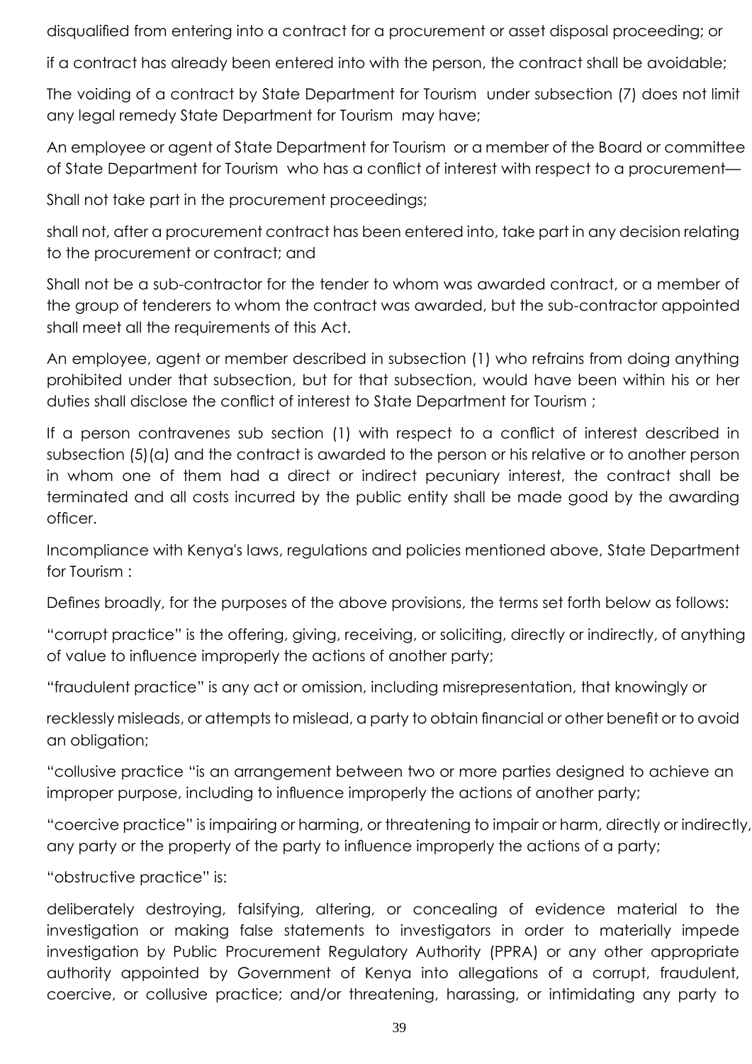disqualified from entering into a contract for a procurement or asset disposal proceeding; or

if a contract has already been entered into with the person, the contract shall be avoidable;

The voiding of a contract by State Department for Tourism under subsection (7) does not limit any legal remedy State Department for Tourism may have;

An employee or agent of State Department for Tourism or a member of the Board or committee of State Department for Tourism who has a conflict of interest with respect to a procurement—

Shall not take part in the procurement proceedings;

shall not, after a procurement contract has been entered into, take part in any decision relating to the procurement or contract; and

Shall not be a sub-contractor for the tender to whom was awarded contract, or a member of the group of tenderers to whom the contract was awarded, but the sub-contractor appointed shall meet all the requirements of this Act.

An employee, agent or member described in subsection (1) who refrains from doing anything prohibited under that subsection, but for that subsection, would have been within his or her duties shall disclose the conflict of interest to State Department for Tourism ;

If a person contravenes sub section (1) with respect to a conflict of interest described in subsection (5)(a) and the contract is awarded to the person or his relative or to another person in whom one of them had a direct or indirect pecuniary interest, the contract shall be terminated and all costs incurred by the public entity shall be made good by the awarding officer.

Incompliance with Kenya's laws, regulations and policies mentioned above, State Department for Tourism :

Defines broadly, for the purposes of the above provisions, the terms set forth below as follows:

"corrupt practice" is the offering, giving, receiving, or soliciting, directly or indirectly, of anything of value to influence improperly the actions of another party;

"fraudulent practice" is any act or omission, including misrepresentation, that knowingly or

recklessly misleads, or attempts to mislead, a party to obtain financial or other benefit or to avoid an obligation;

"collusive practice "is an arrangement between two or more parties designed to achieve an improper purpose, including to influence improperly the actions of another party;

"coercive practice" is impairing or harming, or threatening to impair or harm, directly or indirectly, any party or the property of the party to influence improperly the actions of a party;

"obstructive practice" is:

deliberately destroying, falsifying, altering, or concealing of evidence material to the investigation or making false statements to investigators in order to materially impede investigation by Public Procurement Regulatory Authority (PPRA) or any other appropriate authority appointed by Government of Kenya into allegations of a corrupt, fraudulent, coercive, or collusive practice; and/or threatening, harassing, or intimidating any party to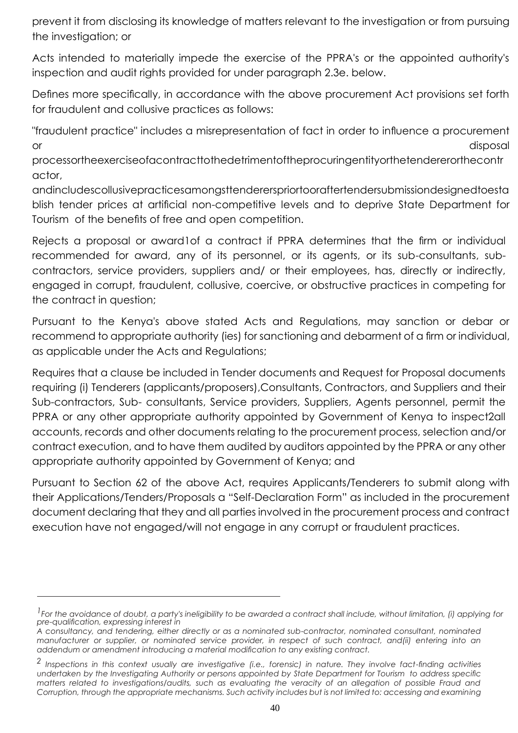prevent it from disclosing its knowledge of matters relevant to the investigation or from pursuing the investigation; or

Acts intended to materially impede the exercise of the PPRA's or the appointed authority's inspection and audit rights provided for under paragraph 2.3e. below.

Defines more specifically, in accordance with the above procurement Act provisions set forth for fraudulent and collusive practices as follows:

"fraudulent practice" includes a misrepresentation of fact in order to influence a procurement or disposal processortheexerciseofacontracttothedetrimentoftheprocuringentityorthetendererorthecontractor, andincludescollusivepracticesamongsttendererspriortooraftertendersubmissiondesignedtoestablish tender prices at artificial non-competitive levels and to deprive State Department for Tourism of the benefits of free and open competition.

Rejects a proposal or award[1]of a contract if PPRA determines that the firm or individual recommended for award, any of its personnel, or its agents, or its sub-consultants, sub-contractors, service providers, suppliers and/ or their employees, has, directly or indirectly, engaged in corrupt, fraudulent, collusive, coercive, or obstructive practices in competing for the contract in question;

Pursuant to the Kenya's above stated Acts and Regulations, may sanction or debar or recommend to appropriate authority (ies) for sanctioning and debarment of a firm or individual, as applicable under the Acts and Regulations;

Requires that a clause be included in Tender documents and Request for Proposal documents requiring (i) Tenderers (applicants/proposers),Consultants, Contractors, and Suppliers and their Sub-contractors, Sub- consultants, Service providers, Suppliers, Agents personnel, permit the PPRA or any other appropriate authority appointed by Government of Kenya to inspect[2]all accounts, records and other documents relating to the procurement process, selection and/or contract execution, and to have them audited by auditors appointed by the PPRA or any other appropriate authority appointed by Government of Kenya; and

Pursuant to Section 62 of the above Act, requires Applicants/Tenderers to submit along with their Applications/Tenders/Proposals a "Self-Declaration Form" as included in the procurement document declaring that they and all parties involved in the procurement process and contract execution have not engaged/will not engage in any corrupt or fraudulent practices.

---

[1] *For the avoidance of doubt, a party's ineligibility to be awarded a contract shall include, without limitation, (i) applying for pre-qualification, expressing interest in A consultancy, and tendering, either directly or as a nominated sub-contractor, nominated consultant, nominated manufacturer or supplier, or nominated service provider, in respect of such contract, and(ii) entering into an addendum or amendment introducing a material modification to any existing contract.*

[2] *Inspections in this context usually are investigative (i.e., forensic) in nature. They involve fact-finding activities undertaken by the Investigating Authority or persons appointed by State Department for Tourism to address specific matters related to investigations/audits, such as evaluating the veracity of an allegation of possible Fraud and Corruption, through the appropriate mechanisms. Such activity includes but is not limited to: accessing and examining*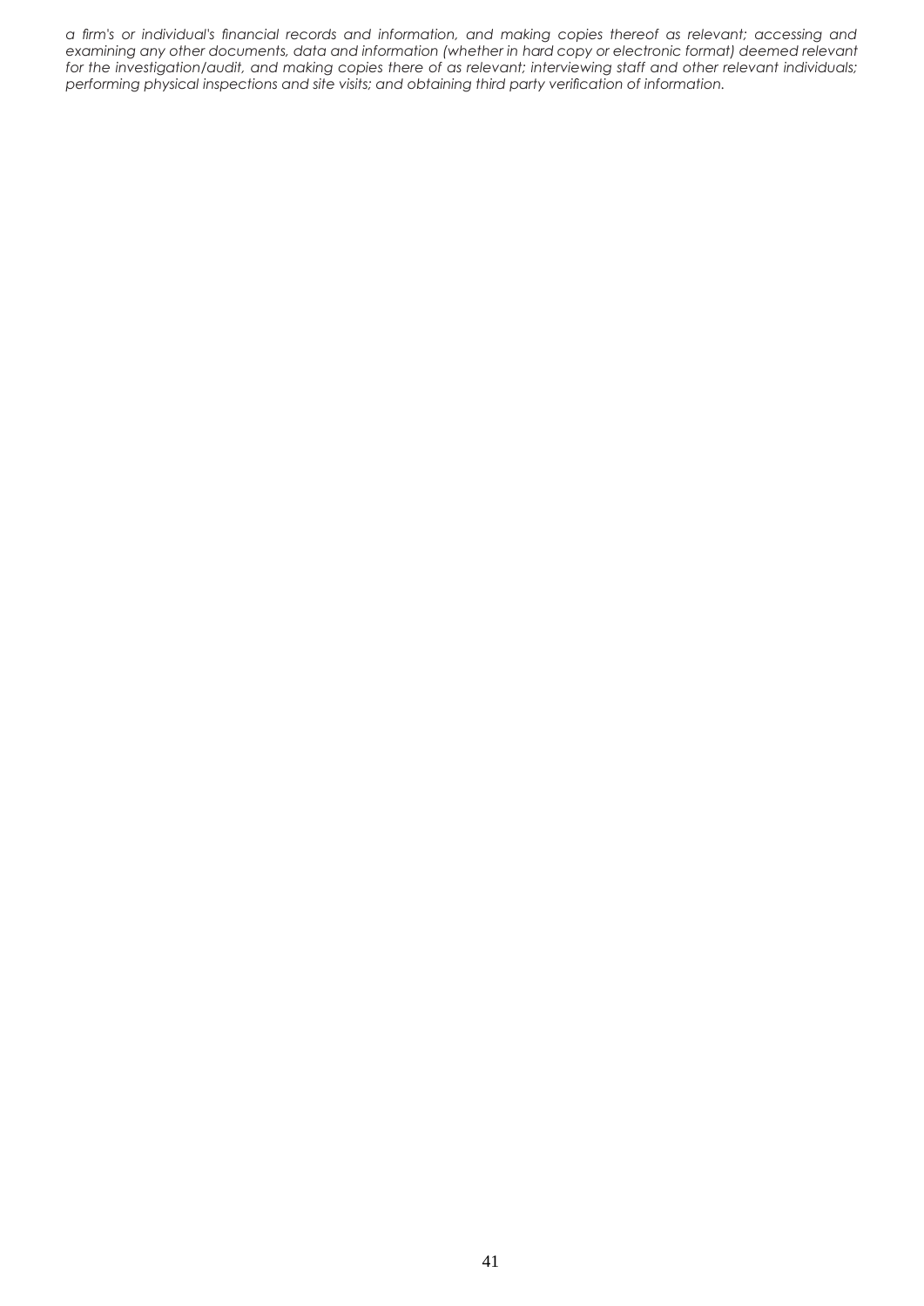*a firm's or individual's financial records and information, and making copies thereof as relevant; accessing and examining any other documents, data and information (whether in hard copy or electronic format) deemed relevant for the investigation/audit, and making copies there of as relevant; interviewing staff and other relevant individuals; performing physical inspections and site visits; and obtaining third party verification of information.*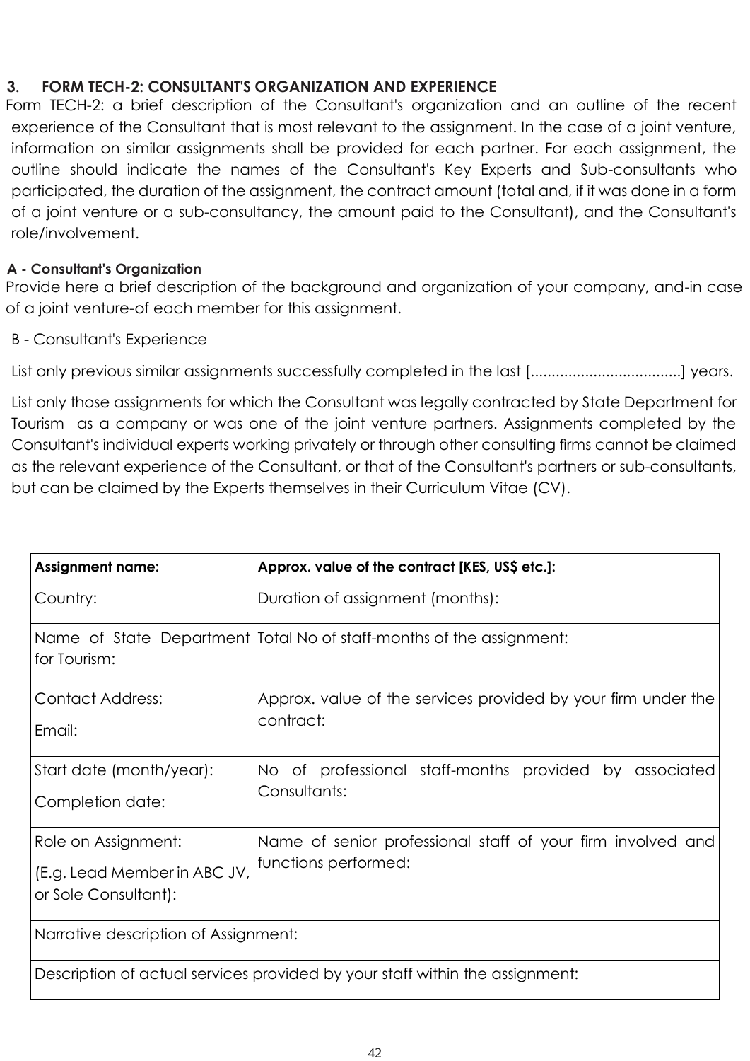### 3. FORM TECH-2: CONSULTANT'S ORGANIZATION AND EXPERIENCE

Form TECH-2: a brief description of the Consultant's organization and an outline of the recent experience of the Consultant that is most relevant to the assignment. In the case of a joint venture, information on similar assignments shall be provided for each partner. For each assignment, the outline should indicate the names of the Consultant's Key Experts and Sub-consultants who participated, the duration of the assignment, the contract amount (total and, if it was done in a form of a joint venture or a sub-consultancy, the amount paid to the Consultant), and the Consultant's role/involvement.

**A - Consultant's Organization**

Provide here a brief description of the background and organization of your company, and-in case of a joint venture-of each member for this assignment.

B - Consultant's Experience

List only previous similar assignments successfully completed in the last [....................................] years.

List only those assignments for which the Consultant was legally contracted by State Department for Tourism as a company or was one of the joint venture partners. Assignments completed by the Consultant's individual experts working privately or through other consulting firms cannot be claimed as the relevant experience of the Consultant, or that of the Consultant's partners or sub-consultants, but can be claimed by the Experts themselves in their Curriculum Vitae (CV).

| **Assignment name:** | **Approx. value of the contract [KES, US$ etc.]:** |
|---|---|
| Country: | Duration of assignment (months): |
| Name of State Department for Tourism: | Total No of staff-months of the assignment: |
| Contact Address:<br>Email: | Approx. value of the services provided by your firm under the contract: |
| Start date (month/year):<br>Completion date: | No of professional staff-months provided by associated Consultants: |
| Role on Assignment:<br>(E.g. Lead Member in ABC JV, or Sole Consultant): | Name of senior professional staff of your firm involved and functions performed: |
| Narrative description of Assignment: | |
| Description of actual services provided by your staff within the assignment: | |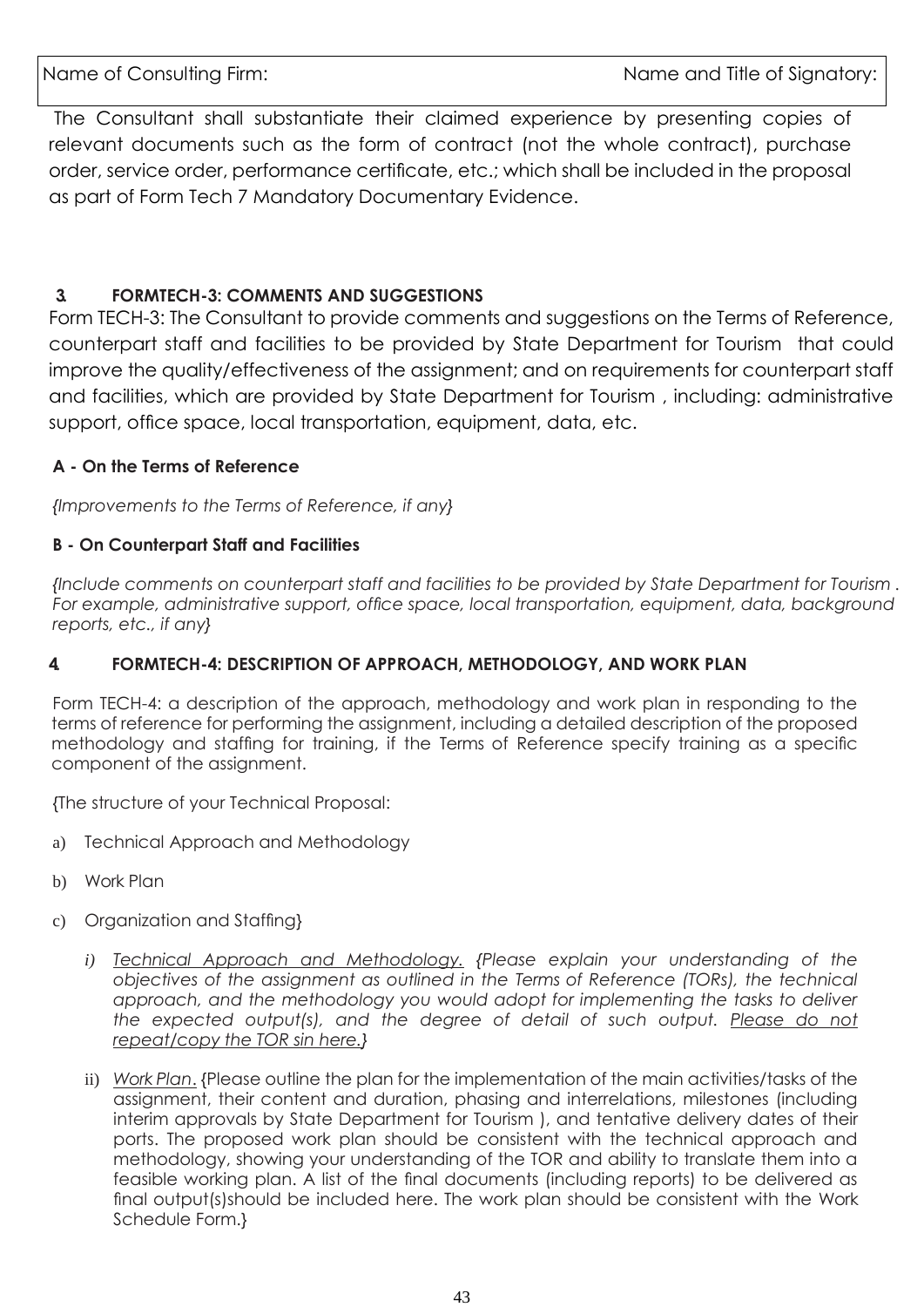| Name of Consulting Firm: | Name and Title of Signatory: |
|---|---|

The Consultant shall substantiate their claimed experience by presenting copies of relevant documents such as the form of contract (not the whole contract), purchase order, service order, performance certificate, etc.; which shall be included in the proposal as part of Form Tech 7 Mandatory Documentary Evidence.

## 3. FORMTECH-3: COMMENTS AND SUGGESTIONS

Form TECH-3: The Consultant to provide comments and suggestions on the Terms of Reference, counterpart staff and facilities to be provided by State Department for Tourism that could improve the quality/effectiveness of the assignment; and on requirements for counterpart staff and facilities, which are provided by State Department for Tourism , including: administrative support, office space, local transportation, equipment, data, etc.

**A - On the Terms of Reference**

*{Improvements to the Terms of Reference, if any}*

**B - On Counterpart Staff and Facilities**

*{Include comments on counterpart staff and facilities to be provided by State Department for Tourism . For example, administrative support, office space, local transportation, equipment, data, background reports, etc., if any}*

## 4. FORMTECH-4: DESCRIPTION OF APPROACH, METHODOLOGY, AND WORK PLAN

Form TECH-4: a description of the approach, methodology and work plan in responding to the terms of reference for performing the assignment, including a detailed description of the proposed methodology and staffing for training, if the Terms of Reference specify training as a specific component of the assignment.

{The structure of your Technical Proposal:

a) Technical Approach and Methodology

b) Work Plan

c) Organization and Staffing}

i) *Technical Approach and Methodology. {Please explain your understanding of the objectives of the assignment as outlined in the Terms of Reference (TORs), the technical approach, and the methodology you would adopt for implementing the tasks to deliver the expected output(s), and the degree of detail of such output. Please do not repeat/copy the TOR sin here.}*

ii) Work Plan. {Please outline the plan for the implementation of the main activities/tasks of the assignment, their content and duration, phasing and interrelations, milestones (including interim approvals by State Department for Tourism ), and tentative delivery dates of their ports. The proposed work plan should be consistent with the technical approach and methodology, showing your understanding of the TOR and ability to translate them into a feasible working plan. A list of the final documents (including reports) to be delivered as final output(s)should be included here. The work plan should be consistent with the Work Schedule Form.}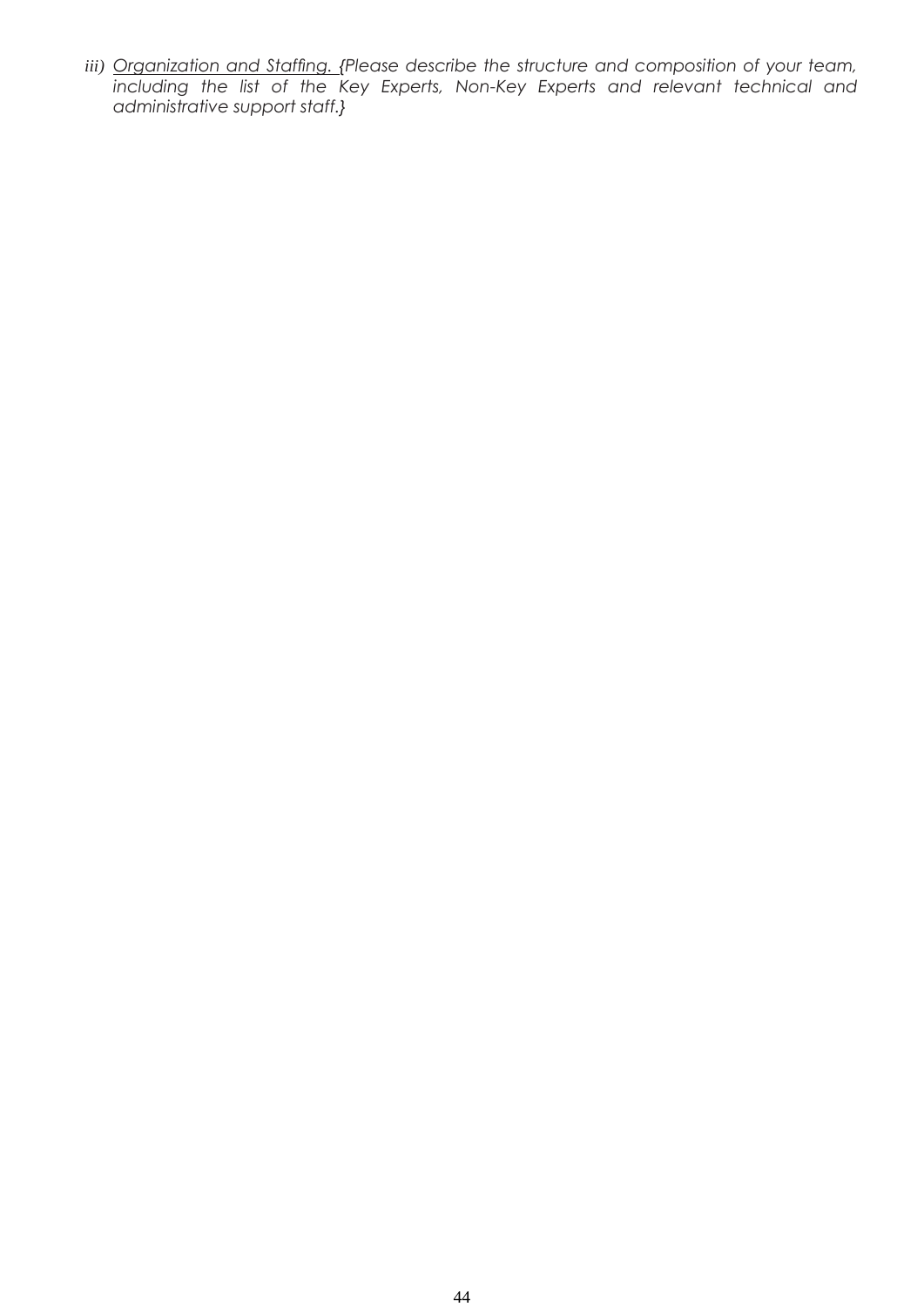*iii) <u>Organization and Staffing.</u> {Please describe the structure and composition of your team, including the list of the Key Experts, Non-Key Experts and relevant technical and administrative support staff.}*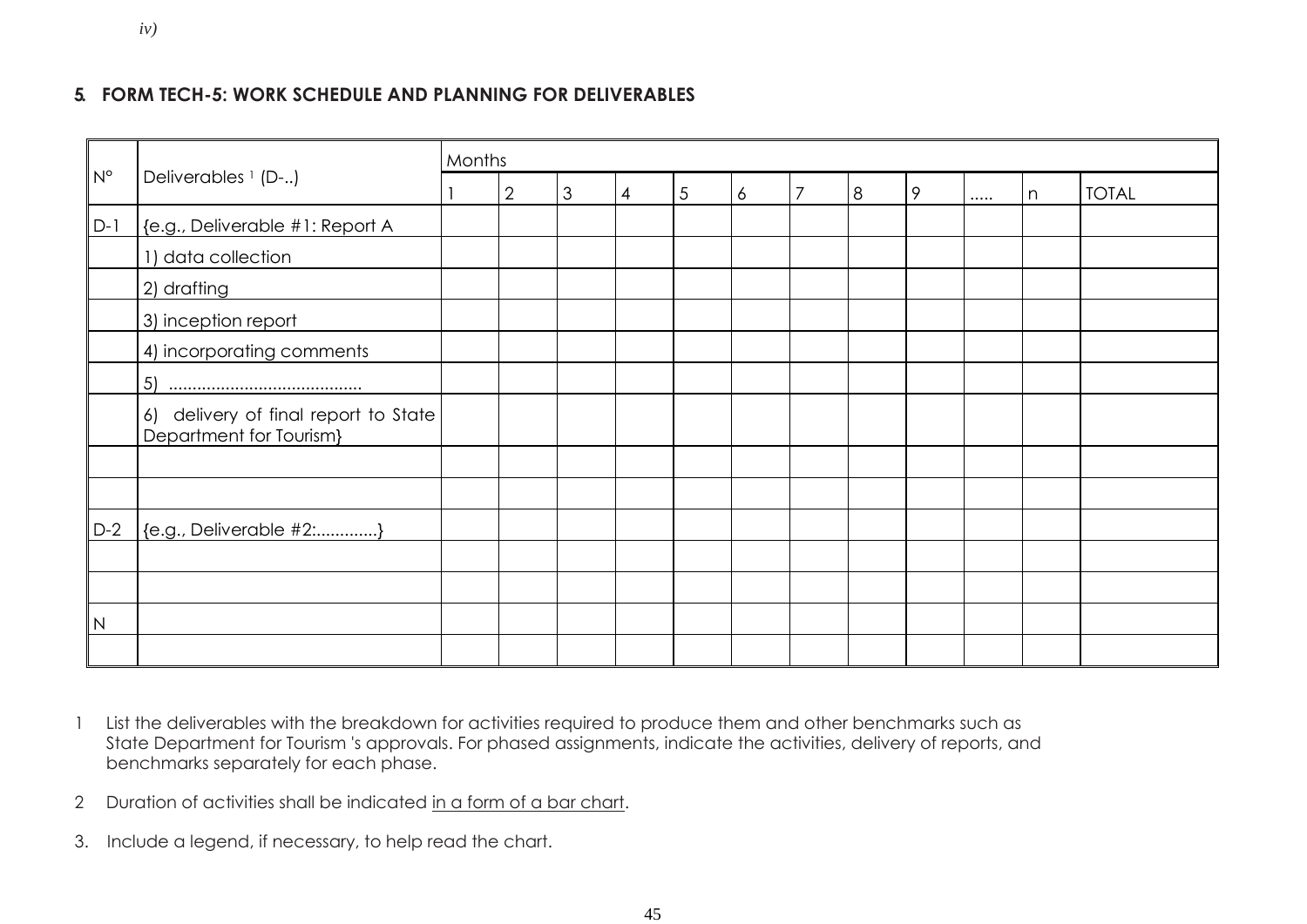*iv)*

## 5. FORM TECH-5: WORK SCHEDULE AND PLANNING FOR DELIVERABLES

| N° | Deliverables [1] (D-..) | Months | | | | | | | | | | | |
|---|---|---|---|---|---|---|---|---|---|---|---|---|---|
| | | 1 | 2 | 3 | 4 | 5 | 6 | 7 | 8 | 9 | ..... | n | TOTAL |
| D-1 | {e.g., Deliverable #1: Report A | | | | | | | | | | | | |
| | 1) data collection | | | | | | | | | | | | |
| | 2) drafting | | | | | | | | | | | | |
| | 3) inception report | | | | | | | | | | | | |
| | 4) incorporating comments | | | | | | | | | | | | |
| | 5) ......................................... | | | | | | | | | | | | |
| | 6) delivery of final report to State Department for Tourism} | | | | | | | | | | | | |
| | | | | | | | | | | | | | |
| | | | | | | | | | | | | | |
| D-2 | {e.g., Deliverable #2:.............} | | | | | | | | | | | | |
| | | | | | | | | | | | | | |
| | | | | | | | | | | | | | |
| N | | | | | | | | | | | | | |
| | | | | | | | | | | | | | |

1 List the deliverables with the breakdown for activities required to produce them and other benchmarks such as State Department for Tourism 's approvals. For phased assignments, indicate the activities, delivery of reports, and benchmarks separately for each phase.

2 Duration of activities shall be indicated <u>in a form of a bar chart</u>.

3. Include a legend, if necessary, to help read the chart.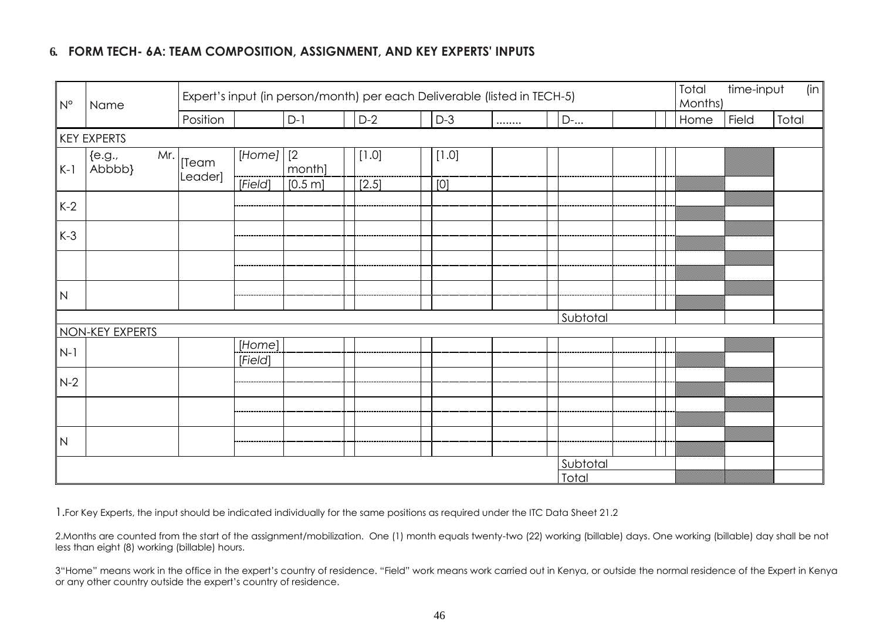## 6. FORM TECH- 6A: TEAM COMPOSITION, ASSIGNMENT, AND KEY EXPERTS' INPUTS

| N° | Name | Expert's input (in person/month) per each Deliverable (listed in TECH-5) | | | | | | | | Total time-input (in Months) | | |
|---|---|---|---|---|---|---|---|---|---|---|---|---|
| | | Position | | D-1 | D-2 | D-3 | ........ | D-... | | Home | Field | Total |
| KEY EXPERTS | | | | | | | | | | | | |
| K-1 | {e.g., Mr. Abbbb} | [Team Leader] | [Home] | [2 month] | [1.0] | [1.0] | | | | | | |
| | | | [Field] | [0.5 m] | [2.5] | [0] | | | | | | |
| K-2 | | | | | | | | | | | | |
| | | | | | | | | | | | | |
| K-3 | | | | | | | | | | | | |
| | | | | | | | | | | | | |
| | | | | | | | | | | | | |
| | | | | | | | | | | | | |
| N | | | | | | | | | | | | |
| | | | | | | | | | | | | |
| | | | | | | | | Subtotal | | | | |
| NON-KEY EXPERTS | | | | | | | | | | | | |
| N-1 | | | [Home] | | | | | | | | | |
| | | | [Field] | | | | | | | | | |
| N-2 | | | | | | | | | | | | |
| | | | | | | | | | | | | |
| | | | | | | | | | | | | |
| | | | | | | | | | | | | |
| N | | | | | | | | | | | | |
| | | | | | | | | | | | | |
| | | | | | | | | Subtotal | | | | |
| | | | | | | | | Total | | | | |

1. For Key Experts, the input should be indicated individually for the same positions as required under the ITC Data Sheet 21.2

2. Months are counted from the start of the assignment/mobilization. One (1) month equals twenty-two (22) working (billable) days. One working (billable) day shall be not less than eight (8) working (billable) hours.

3 "Home" means work in the office in the expert's country of residence. "Field" work means work carried out in Kenya, or outside the normal residence of the Expert in Kenya or any other country outside the expert's country of residence.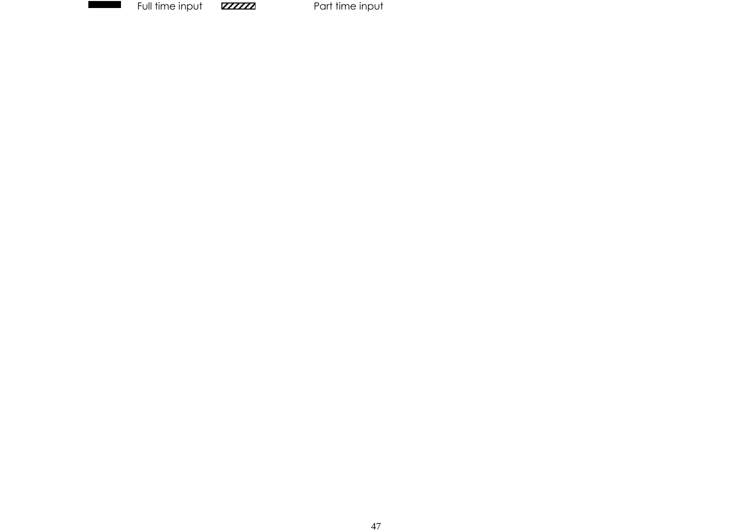Full time input Part time input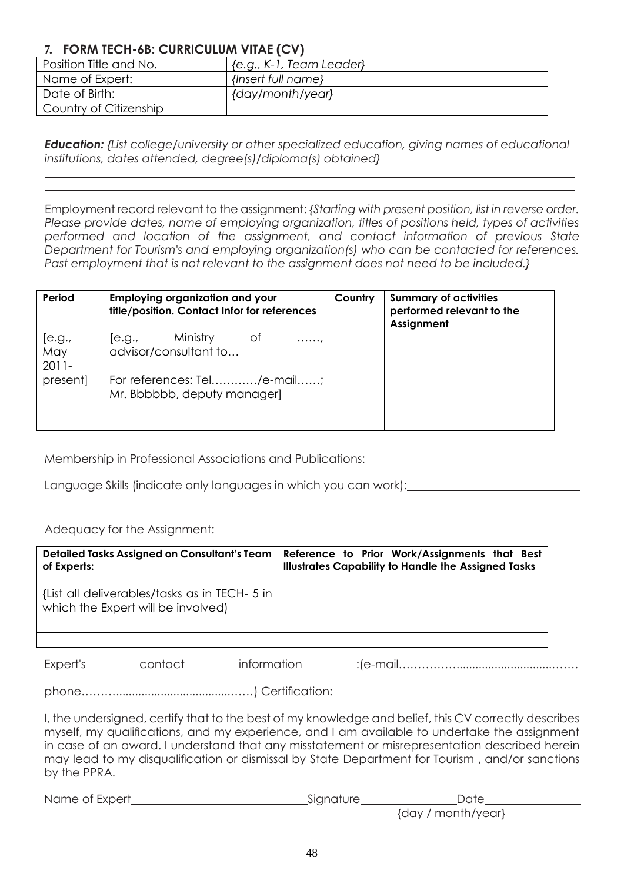## 7. FORM TECH-6B: CURRICULUM VITAE (CV)

| Position Title and No. | *{e.g., K-1, Team Leader}* |
|---|---|
| Name of Expert: | *{Insert full name}* |
| Date of Birth: | *{day/month/year}* |
| Country of Citizenship | |

***Education:*** *{List college/university or other specialized education, giving names of educational institutions, dates attended, degree(s)/diploma(s) obtained}*

Employment record relevant to the assignment: *{Starting with present position, list in reverse order. Please provide dates, name of employing organization, titles of positions held, types of activities performed and location of the assignment, and contact information of previous State Department for Tourism's and employing organization(s) who can be contacted for references. Past employment that is not relevant to the assignment does not need to be included.}*

| Period | Employing organization and your title/position. Contact Infor for references | Country | Summary of activities performed relevant to the Assignment |
|---|---|---|---|
| [e.g., May 2011- present] | [e.g., Ministry of ……, advisor/consultant to…<br><br>For references: Tel…………/e-mail……; Mr. Bbbbbb, deputy manager] | | |
| | | | |
| | | | |

Membership in Professional Associations and Publications: ____________________

Language Skills (indicate only languages in which you can work): ____________________

Adequacy for the Assignment:

| Detailed Tasks Assigned on Consultant's Team of Experts: | Reference to Prior Work/Assignments that Best Illustrates Capability to Handle the Assigned Tasks |
|---|---|
| {List all deliverables/tasks as in TECH- 5 in which the Expert will be involved) | |
| | |
| | |

Expert's contact information :(e-mail……………..................................……

phone……….......................................……) Certification:

I, the undersigned, certify that to the best of my knowledge and belief, this CV correctly describes myself, my qualifications, and my experience, and I am available to undertake the assignment in case of an award. I understand that any misstatement or misrepresentation described herein may lead to my disqualification or dismissal by State Department for Tourism , and/or sanctions by the PPRA.

Name of Expert____________________ Signature______________ Date______________

{day / month/year}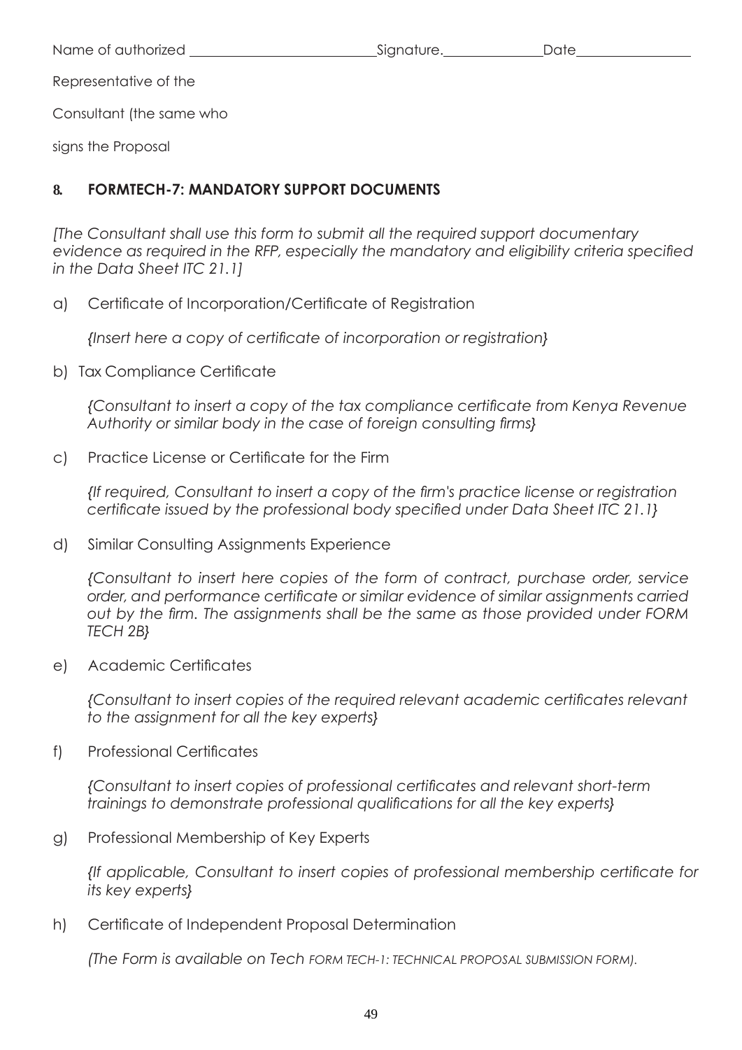Name of authorized \_\_\_\_\_\_\_\_\_\_\_\_\_\_\_\_\_\_\_\_\_\_\_\_\_\_ Signature.\_\_\_\_\_\_\_\_\_\_\_\_\_\_ Date\_\_\_\_\_\_\_\_\_\_\_\_\_\_\_\_

Representative of the

Consultant (the same who

signs the Proposal

## 8. FORMTECH-7: MANDATORY SUPPORT DOCUMENTS

*[The Consultant shall use this form to submit all the required support documentary evidence as required in the RFP, especially the mandatory and eligibility criteria specified in the Data Sheet ITC 21.1]*

a) Certificate of Incorporation/Certificate of Registration

*{Insert here a copy of certificate of incorporation or registration}*

b) Tax Compliance Certificate

*{Consultant to insert a copy of the tax compliance certificate from Kenya Revenue Authority or similar body in the case of foreign consulting firms}*

c) Practice License or Certificate for the Firm

*{If required, Consultant to insert a copy of the firm's practice license or registration certificate issued by the professional body specified under Data Sheet ITC 21.1}*

d) Similar Consulting Assignments Experience

*{Consultant to insert here copies of the form of contract, purchase order, service order, and performance certificate or similar evidence of similar assignments carried out by the firm. The assignments shall be the same as those provided under FORM TECH 2B}*

e) Academic Certificates

*{Consultant to insert copies of the required relevant academic certificates relevant to the assignment for all the key experts}*

f) Professional Certificates

*{Consultant to insert copies of professional certificates and relevant short-term trainings to demonstrate professional qualifications for all the key experts}*

g) Professional Membership of Key Experts

*{If applicable, Consultant to insert copies of professional membership certificate for its key experts}*

h) Certificate of Independent Proposal Determination

*(The Form is available on Tech FORM TECH-1: TECHNICAL PROPOSAL SUBMISSION FORM).*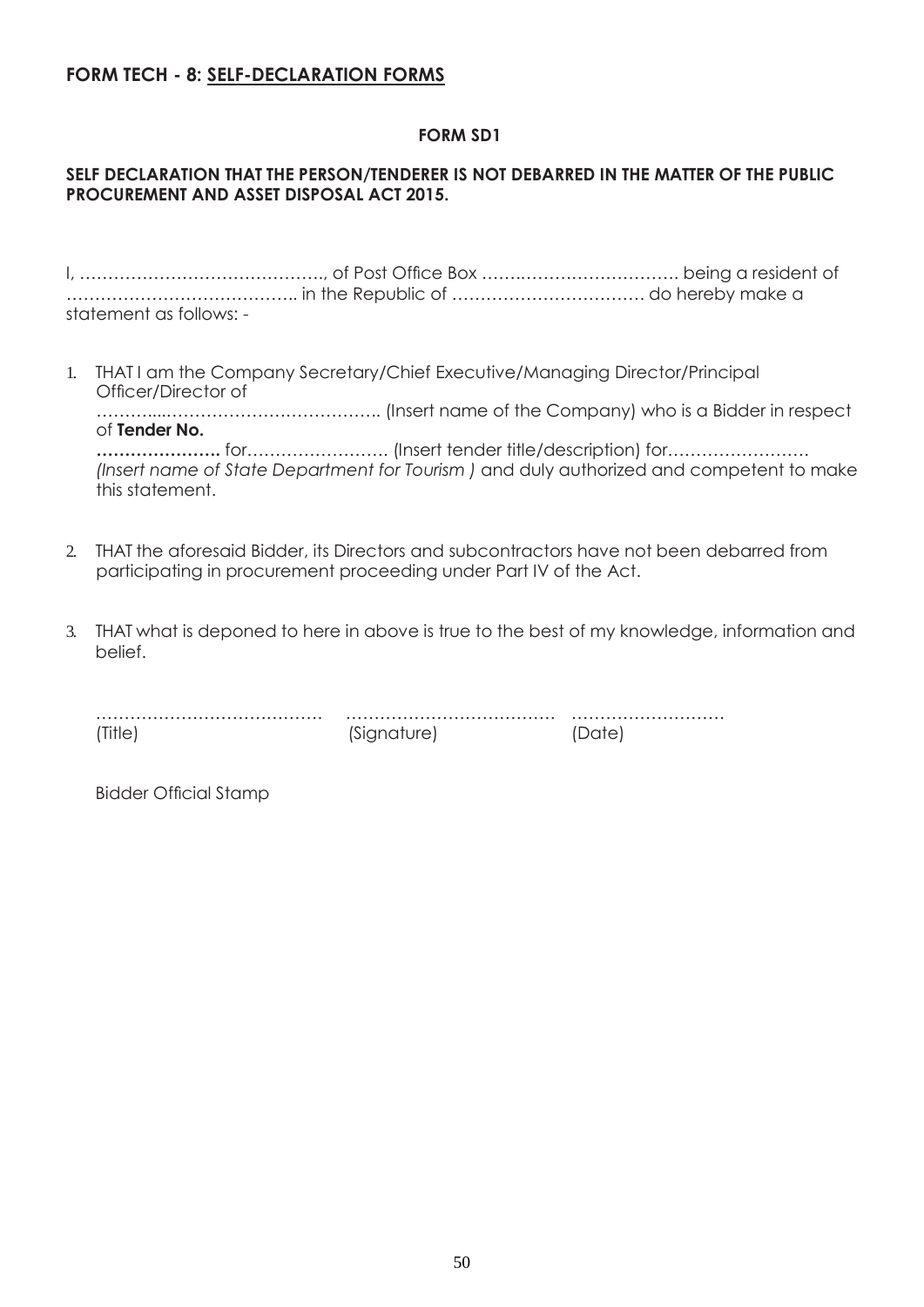## FORM TECH - 8: <u>SELF-DECLARATION FORMS</u>

### FORM SD1

**SELF DECLARATION THAT THE PERSON/TENDERER IS NOT DEBARRED IN THE MATTER OF THE PUBLIC PROCUREMENT AND ASSET DISPOSAL ACT 2015.**

I, ……………………………………., of Post Office Box ……………………………. being a resident of ………………………………….. in the Republic of ……………………………. do hereby make a statement as follows: -

1. THAT I am the Company Secretary/Chief Executive/Managing Director/Principal Officer/Director of …………....………………………………. (Insert name of the Company) who is a Bidder in respect of **Tender No. ………………….** for……………………. (Insert tender title/description) for……………………. *(Insert name of State Department for Tourism )* and duly authorized and competent to make this statement.

2. THAT the aforesaid Bidder, its Directors and subcontractors have not been debarred from participating in procurement proceeding under Part IV of the Act.

3. THAT what is deponed to here in above is true to the best of my knowledge, information and belief.

| ………………………………… | ……………………………… | ……………………… |
|---|---|---|
| (Title) | (Signature) | (Date) |

Bidder Official Stamp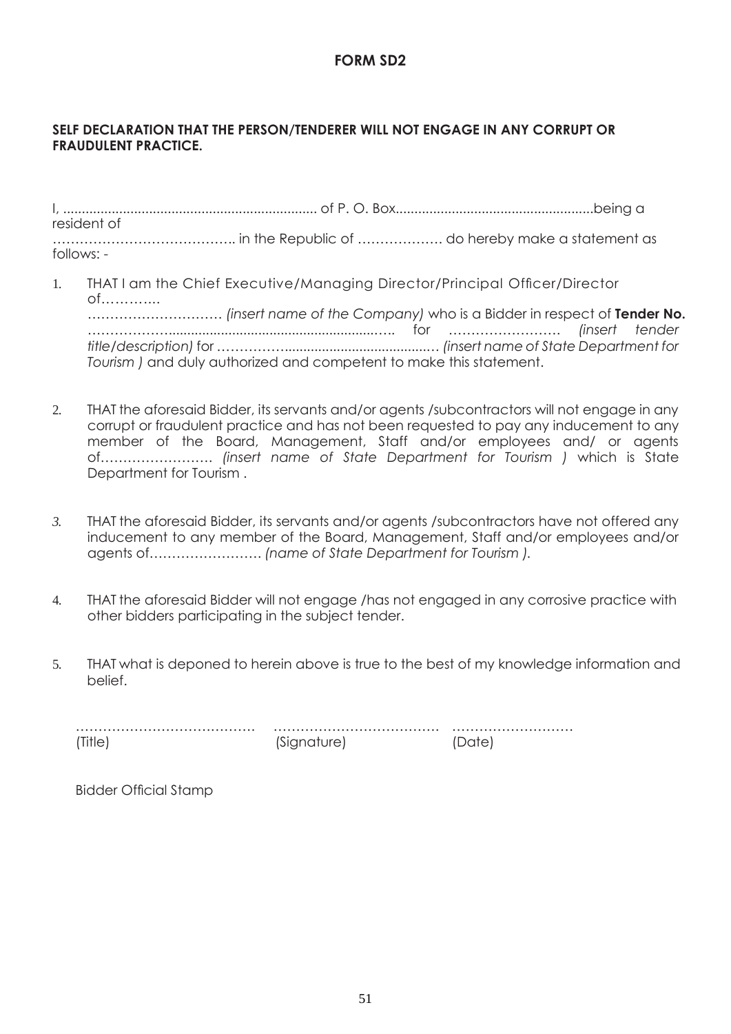# FORM SD2

**SELF DECLARATION THAT THE PERSON/TENDERER WILL NOT ENGAGE IN ANY CORRUPT OR FRAUDULENT PRACTICE.**

I, ..................................................................... of P. O. Box.......................................................being a resident of …………………………………. in the Republic of ………………. do hereby make a statement as follows: -

1. THAT I am the Chief Executive/Managing Director/Principal Officer/Director of………….. ………………………… *(insert name of the Company)* who is a Bidder in respect of **Tender No.** ………………............................................................….. for …………………… *(insert tender title/description)* for …………….......................................… *(insert name of State Department for Tourism )* and duly authorized and competent to make this statement.

2. THAT the aforesaid Bidder, its servants and/or agents /subcontractors will not engage in any corrupt or fraudulent practice and has not been requested to pay any inducement to any member of the Board, Management, Staff and/or employees and/ or agents of……………………. *(insert name of State Department for Tourism )* which is State Department for Tourism .

3. THAT the aforesaid Bidder, its servants and/or agents /subcontractors have not offered any inducement to any member of the Board, Management, Staff and/or employees and/or agents of……………………. *(name of State Department for Tourism ).*

4. THAT the aforesaid Bidder will not engage /has not engaged in any corrosive practice with other bidders participating in the subject tender.

5. THAT what is deponed to herein above is true to the best of my knowledge information and belief.

| ………………………………… | ……………………………… | ……………………… |
|---|---|---|
| (Title) | (Signature) | (Date) |

Bidder Official Stamp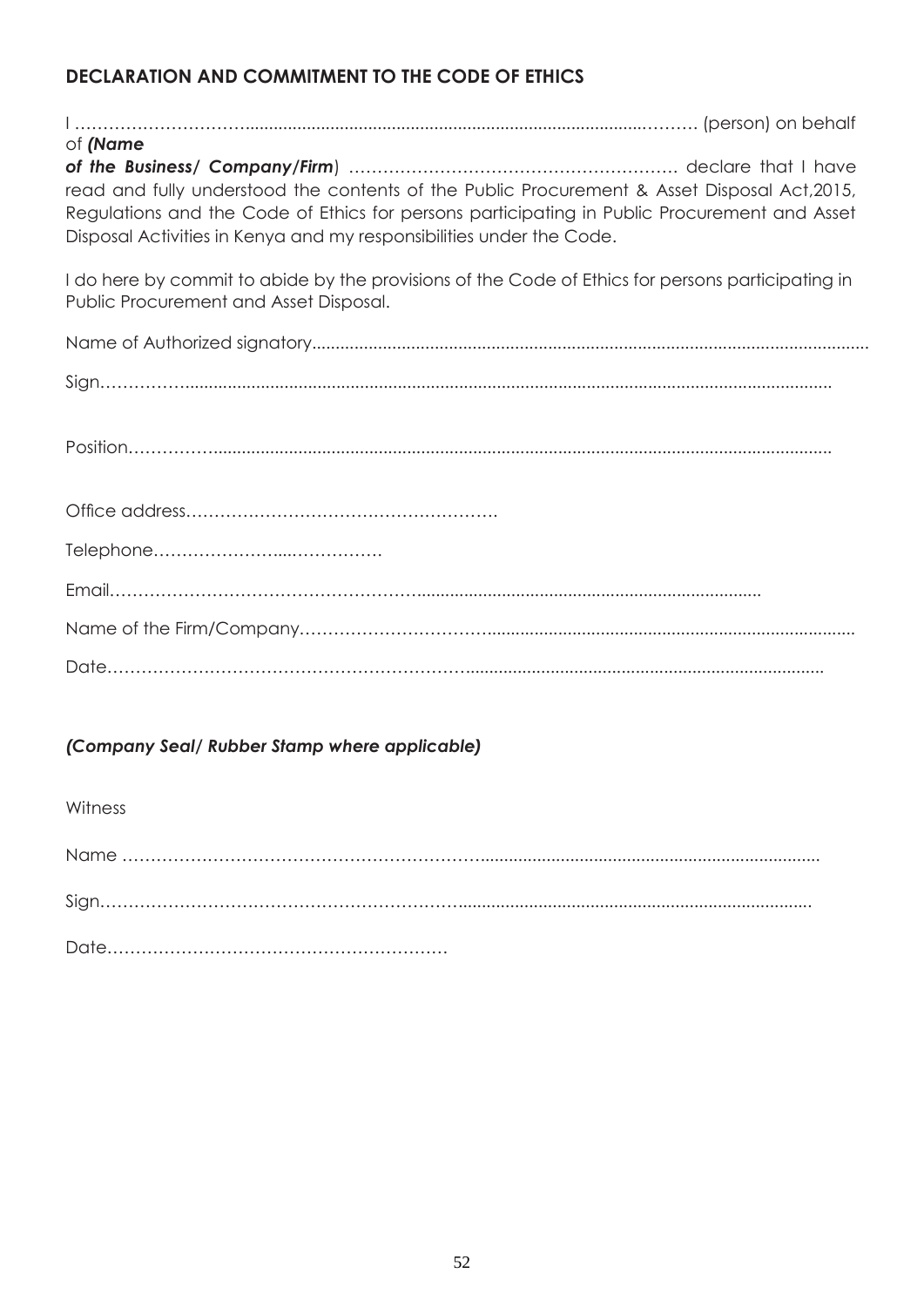## DECLARATION AND COMMITMENT TO THE CODE OF ETHICS

I …………………………................................................................................……… (person) on behalf of ***(Name of the Business/ Company/Firm***) …………………………………………………. declare that I have read and fully understood the contents of the Public Procurement & Asset Disposal Act,2015, Regulations and the Code of Ethics for persons participating in Public Procurement and Asset Disposal Activities in Kenya and my responsibilities under the Code.

I do here by commit to abide by the provisions of the Code of Ethics for persons participating in Public Procurement and Asset Disposal.

Name of Authorized signatory....................................................................................................................

Sign……………..........................................................................................................................

Position……………...................................................................................................................

Office address……………………………………………….

Telephone…………………...…………….

Email……………………………………………...........................................................................

Name of the Firm/Company…………………………….............................................................................

Date……………………………………………………….........................................................................

***(Company Seal/ Rubber Stamp where applicable)***

Witness

Name ……………………………………………………......................................................................

Sign……………………………………………………….........................................................................

Date……………………………………………………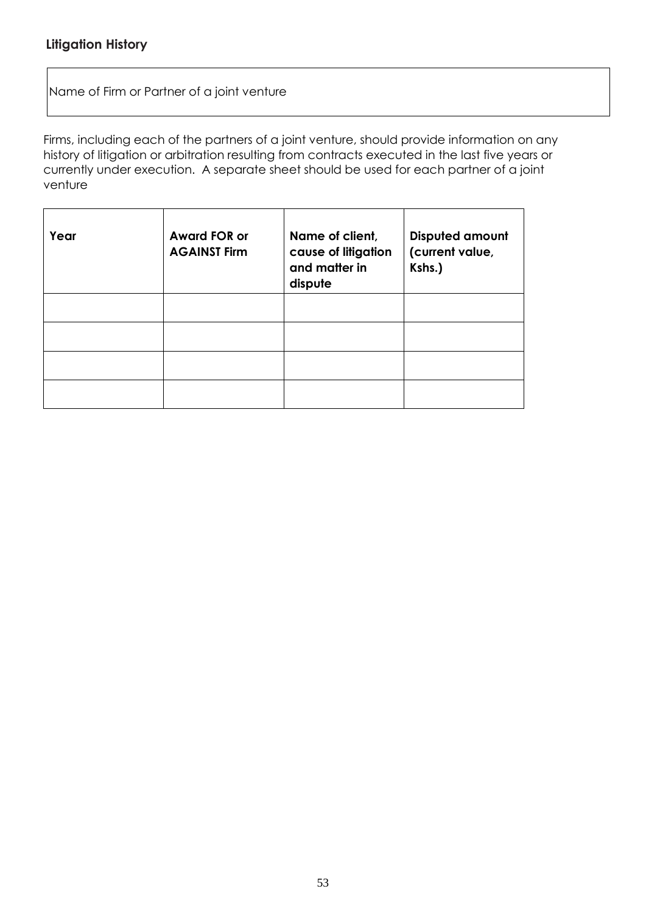## Litigation History

| Name of Firm or Partner of a joint venture |
|---|

Firms, including each of the partners of a joint venture, should provide information on any history of litigation or arbitration resulting from contracts executed in the last five years or currently under execution. A separate sheet should be used for each partner of a joint venture

| Year | Award FOR or AGAINST Firm | Name of client, cause of litigation and matter in dispute | Disputed amount (current value, Kshs.) |
|---|---|---|---|
| | | | |
| | | | |
| | | | |
| | | | |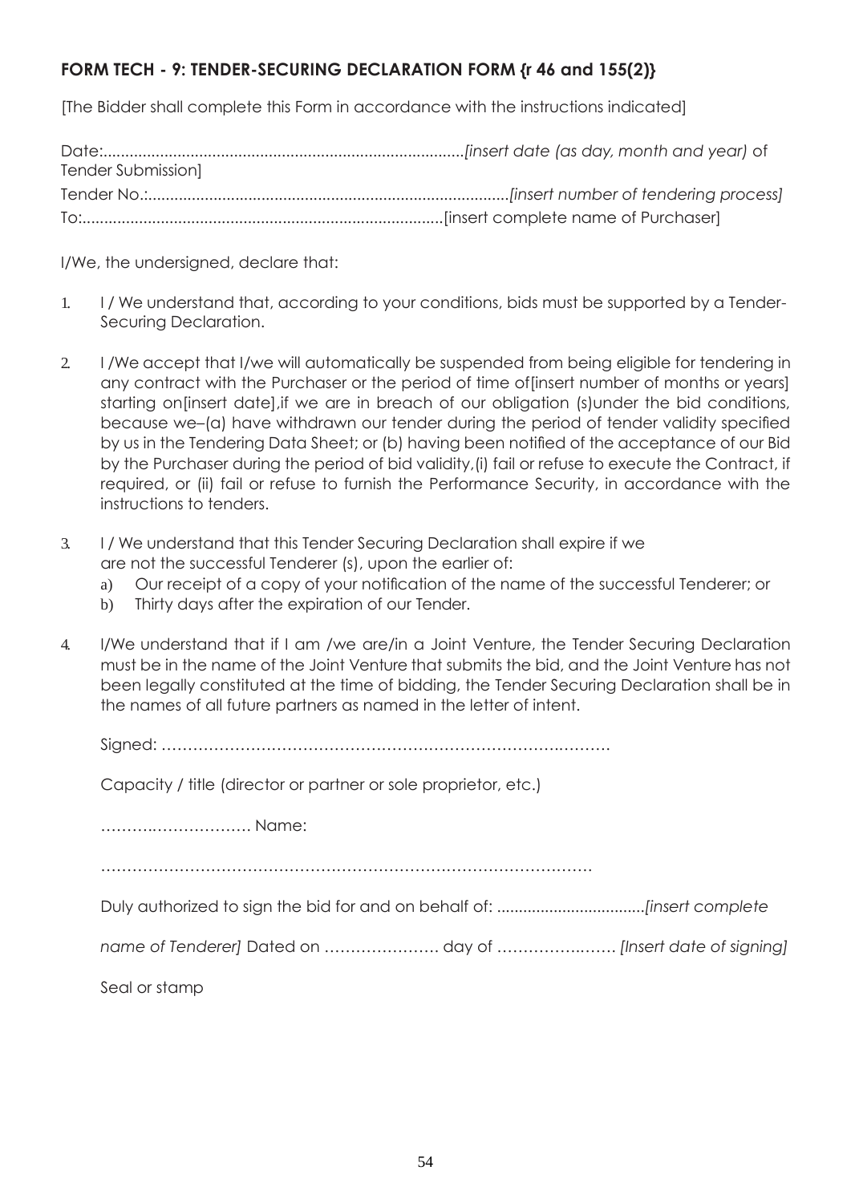## FORM TECH - 9: TENDER-SECURING DECLARATION FORM {r 46 and 155(2)}

[The Bidder shall complete this Form in accordance with the instructions indicated]

Date:..................................................................................*[insert date (as day, month and year)* of Tender Submission]

Tender No.:..................................................................................*[insert number of tendering process]*

To:..................................................................................[insert complete name of Purchaser]

I/We, the undersigned, declare that:

1. I / We understand that, according to your conditions, bids must be supported by a Tender-Securing Declaration.
2. I /We accept that I/we will automatically be suspended from being eligible for tendering in any contract with the Purchaser or the period of time of[insert number of months or years] starting on[insert date],if we are in breach of our obligation (s)under the bid conditions, because we–(a) have withdrawn our tender during the period of tender validity specified by us in the Tendering Data Sheet; or (b) having been notified of the acceptance of our Bid by the Purchaser during the period of bid validity,(i) fail or refuse to execute the Contract, if required, or (ii) fail or refuse to furnish the Performance Security, in accordance with the instructions to tenders.
3. I / We understand that this Tender Securing Declaration shall expire if we are not the successful Tenderer (s), upon the earlier of:
   a) Our receipt of a copy of your notification of the name of the successful Tenderer; or
   b) Thirty days after the expiration of our Tender.
4. I/We understand that if I am /we are/in a Joint Venture, the Tender Securing Declaration must be in the name of the Joint Venture that submits the bid, and the Joint Venture has not been legally constituted at the time of bidding, the Tender Securing Declaration shall be in the names of all future partners as named in the letter of intent.

Signed: ……………………………………………………………………….……….

Capacity / title (director or partner or sole proprietor, etc.)

……….………………. Name:

…………………………………………………………………………….……

Duly authorized to sign the bid for and on behalf of: .................................*[insert complete name of Tenderer]* Dated on …………………. day of ……………..…… *[Insert date of signing]*

Seal or stamp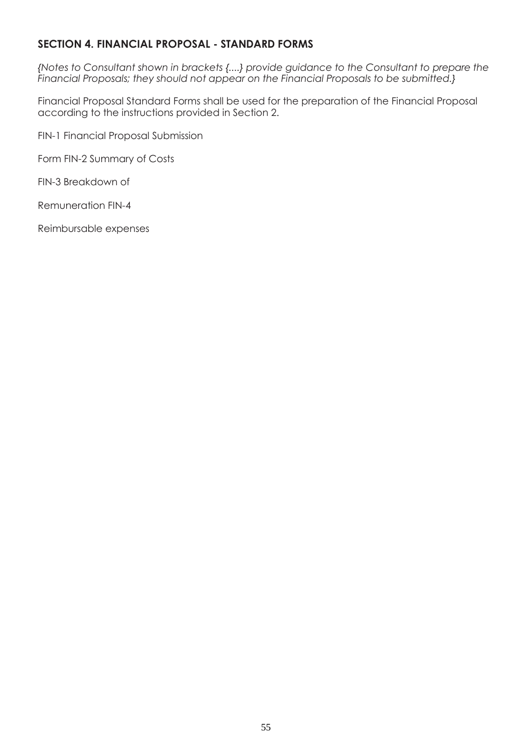## SECTION 4. FINANCIAL PROPOSAL - STANDARD FORMS

*{Notes to Consultant shown in brackets {....} provide guidance to the Consultant to prepare the Financial Proposals; they should not appear on the Financial Proposals to be submitted.}*

Financial Proposal Standard Forms shall be used for the preparation of the Financial Proposal according to the instructions provided in Section 2.

FIN-1 Financial Proposal Submission

Form FIN-2 Summary of Costs

FIN-3 Breakdown of

Remuneration FIN-4

Reimbursable expenses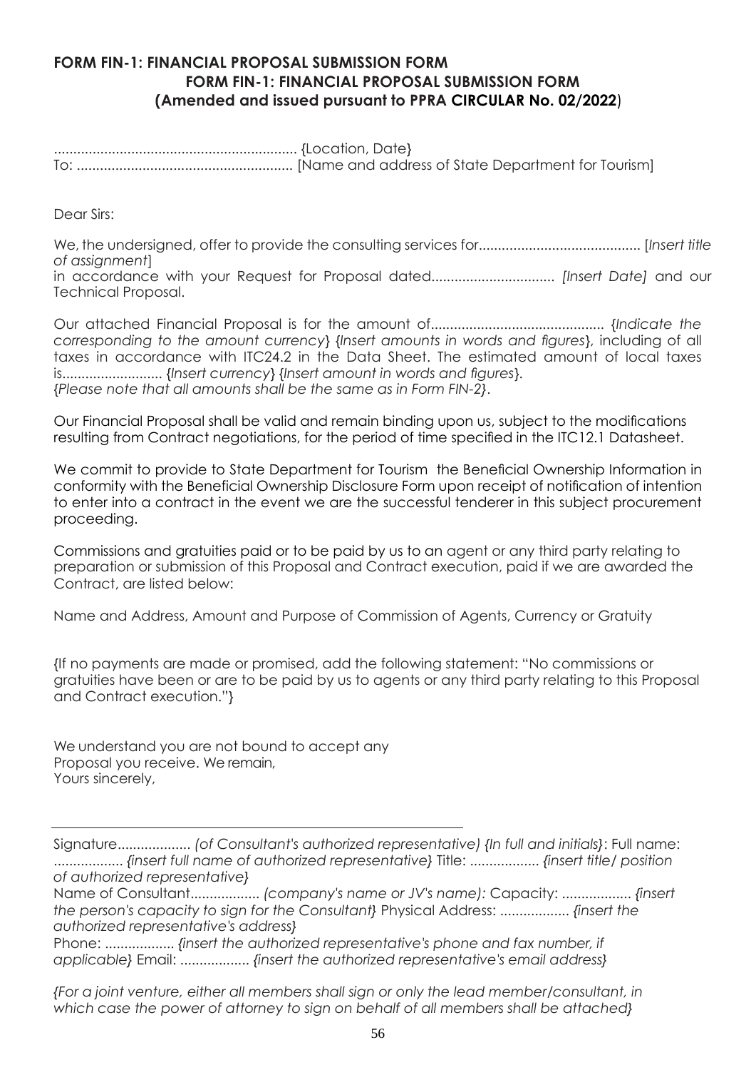## FORM FIN-1: FINANCIAL PROPOSAL SUBMISSION FORM

### FORM FIN-1: FINANCIAL PROPOSAL SUBMISSION FORM
### (Amended and issued pursuant to PPRA CIRCULAR No. 02/2022)

............................................................... {Location, Date}
To: ........................................................ [Name and address of State Department for Tourism]

Dear Sirs:

We, the undersigned, offer to provide the consulting services for.......................................... [*Insert title of assignment*]
in accordance with your Request for Proposal dated................................ *[Insert Date]* and our Technical Proposal.

Our attached Financial Proposal is for the amount of............................................ {*Indicate the corresponding to the amount currency*} {*Insert amounts in words and figures*}, including of all taxes in accordance with ITC24.2 in the Data Sheet. The estimated amount of local taxes is.......................... {*Insert currency*} {*Insert amount in words and figures*}.
{*Please note that all amounts shall be the same as in Form FIN-2*}.

Our Financial Proposal shall be valid and remain binding upon us, subject to the modifications resulting from Contract negotiations, for the period of time specified in the ITC12.1 Datasheet.

We commit to provide to State Department for Tourism the Beneficial Ownership Information in conformity with the Beneficial Ownership Disclosure Form upon receipt of notification of intention to enter into a contract in the event we are the successful tenderer in this subject procurement proceeding.

Commissions and gratuities paid or to be paid by us to an agent or any third party relating to preparation or submission of this Proposal and Contract execution, paid if we are awarded the Contract, are listed below:

Name and Address, Amount and Purpose of Commission of Agents, Currency or Gratuity

{If no payments are made or promised, add the following statement: "No commissions or gratuities have been or are to be paid by us to agents or any third party relating to this Proposal and Contract execution."}

We understand you are not bound to accept any
Proposal you receive. We remain,
Yours sincerely,

---

Signature................... *(of Consultant's authorized representative) {In full and initials}*: Full name: .................. *{insert full name of authorized representative}* Title: .................. *{insert title/ position of authorized representative}*
Name of Consultant.................. *(company's name or JV's name):* Capacity: .................. *{insert the person's capacity to sign for the Consultant}* Physical Address: .................. *{insert the authorized representative's address}*
Phone: .................. *{insert the authorized representative's phone and fax number, if applicable}* Email: .................. *{insert the authorized representative's email address}*

*{For a joint venture, either all members shall sign or only the lead member/consultant, in which case the power of attorney to sign on behalf of all members shall be attached}*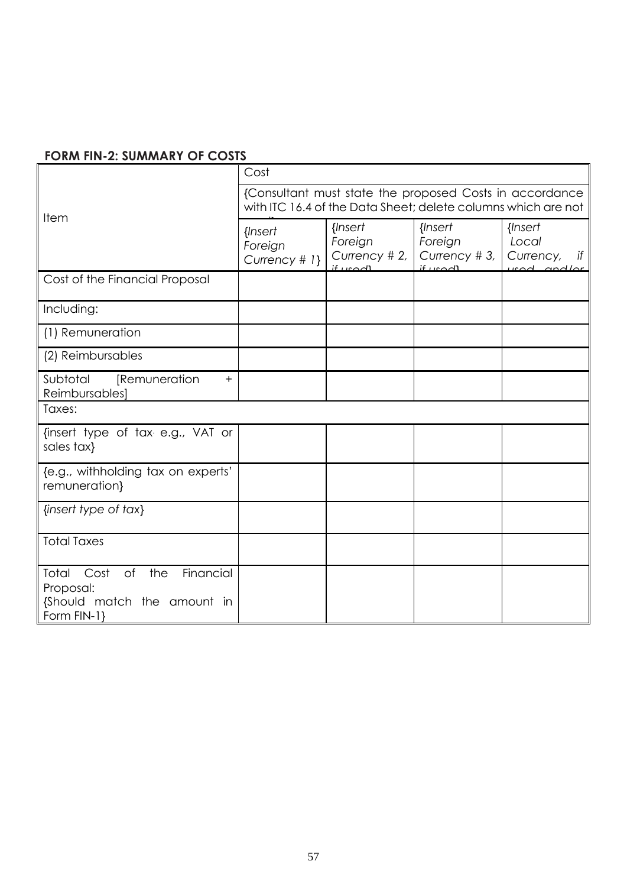## FORM FIN-2: SUMMARY OF COSTS

| Item | Cost | | | |
|---|---|---|---|---|
| | {Consultant must state the proposed Costs in accordance with ITC 16.4 of the Data Sheet; delete columns which are not used} | | | |
| | *{Insert Foreign Currency # 1}* | *{Insert Foreign Currency # 2, if used}* | *{Insert Foreign Currency # 3, if used}* | *{Insert Local Currency, if used and/or* |
| Cost of the Financial Proposal | | | | |
| Including: | | | | |
| (1) Remuneration | | | | |
| (2) Reimbursables | | | | |
| Subtotal [Remuneration + Reimbursables] | | | | |
| Taxes: | | | | |
| {insert type of tax. e.g., VAT or sales tax} | | | | |
| {e.g., withholding tax on experts' remuneration} | | | | |
| *{insert type of tax}* | | | | |
| Total Taxes | | | | |
| Total Cost of the Financial Proposal: {Should match the amount in Form FIN-1} | | | | |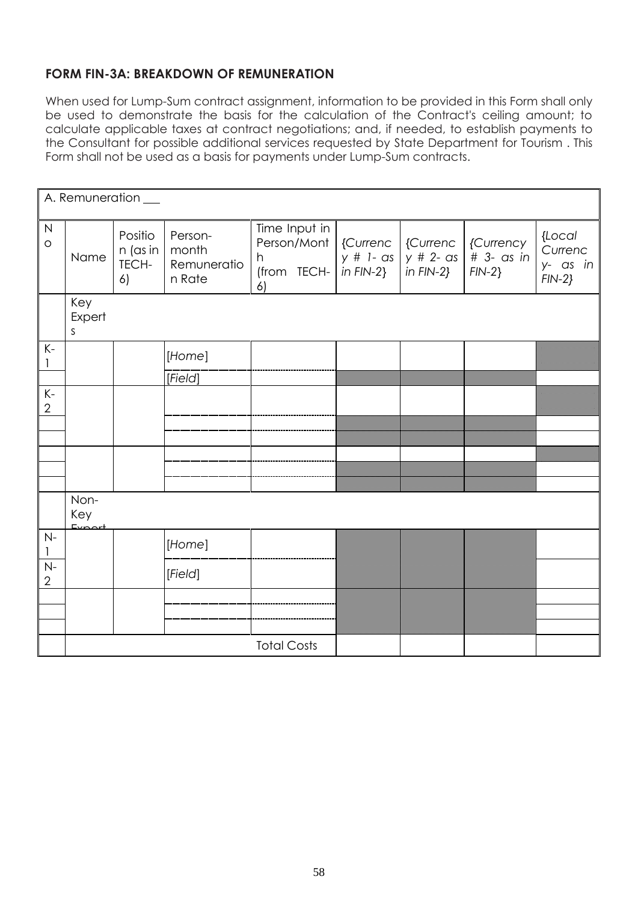#### FORM FIN-3A: BREAKDOWN OF REMUNERATION

When used for Lump-Sum contract assignment, information to be provided in this Form shall only be used to demonstrate the basis for the calculation of the Contract's ceiling amount; to calculate applicable taxes at contract negotiations; and, if needed, to establish payments to the Consultant for possible additional services requested by State Department for Tourism . This Form shall not be used as a basis for payments under Lump-Sum contracts.

| A. Remuneration ___ | | | | | | | | |
|---|---|---|---|---|---|---|---|---|
| No | Name | Position (as in TECH-6) | Person-month Remuneration Rate | Time Input in Person/Month (from TECH-6) | *{Currency # 1- as in FIN-2}* | *{Currency # 2- as in FIN-2}* | *{Currency # 3- as in FIN-2}* | *{Local Currency- as in FIN-2}* |
| | Key Experts | | | | | | | |
| K-1 | | | [*Home*] | | | | | |
| | | | [*Field*] | | | | | |
| K-2 | | | | | | | | |
| | | | | | | | | |
| | | | | | | | | |
| | | | | | | | | |
| | | | | | | | | |
| | | | | | | | | |
| | Non-Key Expert | | | | | | | |
| N-1 | | | [*Home*] | | | | | |
| N-2 | | | [*Field*] | | | | | |
| | | | | | | | | |
| | | | | | | | | |
| | | | | | | | | |
| | | | | Total Costs | | | | |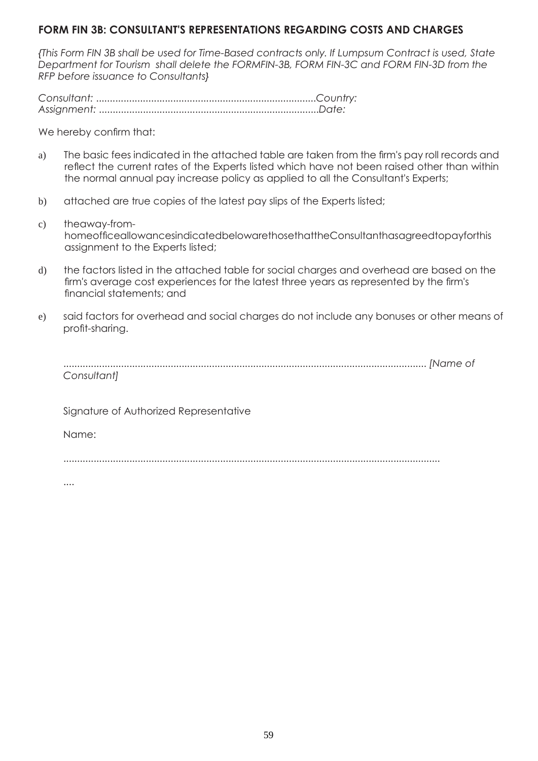## FORM FIN 3B: CONSULTANT'S REPRESENTATIONS REGARDING COSTS AND CHARGES

*{This Form FIN 3B shall be used for Time-Based contracts only. If Lumpsum Contract is used, State Department for Tourism shall delete the FORMFIN-3B, FORM FIN-3C and FORM FIN-3D from the RFP before issuance to Consultants}*

*Consultant: ...............................................................................Country:*
*Assignment: ...............................................................................Date:*

We hereby confirm that:

a) The basic fees indicated in the attached table are taken from the firm's pay roll records and reflect the current rates of the Experts listed which have not been raised other than within the normal annual pay increase policy as applied to all the Consultant's Experts;

b) attached are true copies of the latest pay slips of the Experts listed;

c) theaway-from-homeofficeallowancesindicatedbelowarethosethattheConsultanthasagreedtopayforthis assignment to the Experts listed;

d) the factors listed in the attached table for social charges and overhead are based on the firm's average cost experiences for the latest three years as represented by the firm's financial statements; and

e) said factors for overhead and social charges do not include any bonuses or other means of profit-sharing.

................................................................................................................................. *[Name of Consultant]*

Signature of Authorized Representative

Name:

.......................................................................................................................................

....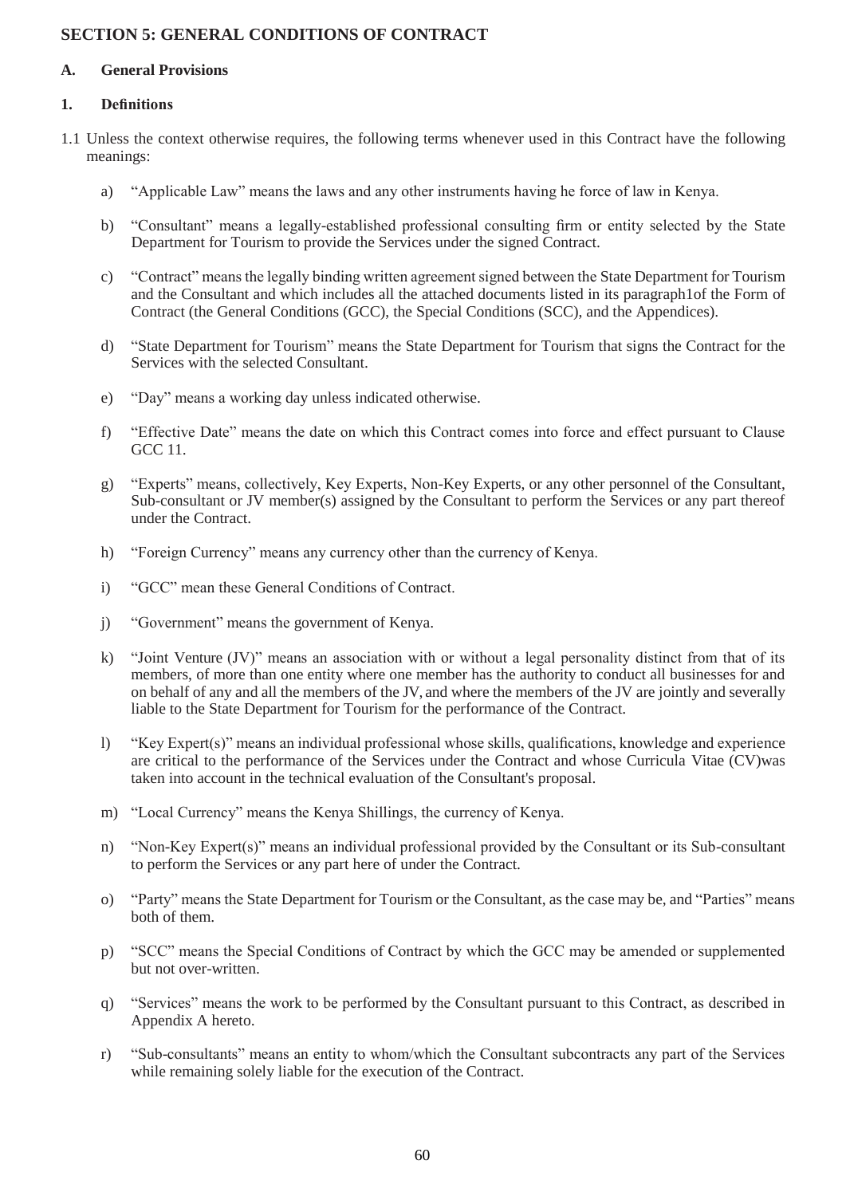## SECTION 5: GENERAL CONDITIONS OF CONTRACT

### A. General Provisions

### 1. Definitions

1.1 Unless the context otherwise requires, the following terms whenever used in this Contract have the following meanings:

a) "Applicable Law" means the laws and any other instruments having he force of law in Kenya.

b) "Consultant" means a legally-established professional consulting firm or entity selected by the State Department for Tourism to provide the Services under the signed Contract.

c) "Contract" means the legally binding written agreement signed between the State Department for Tourism and the Consultant and which includes all the attached documents listed in its paragraph1of the Form of Contract (the General Conditions (GCC), the Special Conditions (SCC), and the Appendices).

d) "State Department for Tourism" means the State Department for Tourism that signs the Contract for the Services with the selected Consultant.

e) "Day" means a working day unless indicated otherwise.

f) "Effective Date" means the date on which this Contract comes into force and effect pursuant to Clause GCC 11.

g) "Experts" means, collectively, Key Experts, Non-Key Experts, or any other personnel of the Consultant, Sub-consultant or JV member(s) assigned by the Consultant to perform the Services or any part thereof under the Contract.

h) "Foreign Currency" means any currency other than the currency of Kenya.

i) "GCC" mean these General Conditions of Contract.

j) "Government" means the government of Kenya.

k) "Joint Venture (JV)" means an association with or without a legal personality distinct from that of its members, of more than one entity where one member has the authority to conduct all businesses for and on behalf of any and all the members of the JV, and where the members of the JV are jointly and severally liable to the State Department for Tourism for the performance of the Contract.

l) "Key Expert(s)" means an individual professional whose skills, qualifications, knowledge and experience are critical to the performance of the Services under the Contract and whose Curricula Vitae (CV)was taken into account in the technical evaluation of the Consultant's proposal.

m) "Local Currency" means the Kenya Shillings, the currency of Kenya.

n) "Non-Key Expert(s)" means an individual professional provided by the Consultant or its Sub-consultant to perform the Services or any part here of under the Contract.

o) "Party" means the State Department for Tourism or the Consultant, as the case may be, and "Parties" means both of them.

p) "SCC" means the Special Conditions of Contract by which the GCC may be amended or supplemented but not over-written.

q) "Services" means the work to be performed by the Consultant pursuant to this Contract, as described in Appendix A hereto.

r) "Sub-consultants" means an entity to whom/which the Consultant subcontracts any part of the Services while remaining solely liable for the execution of the Contract.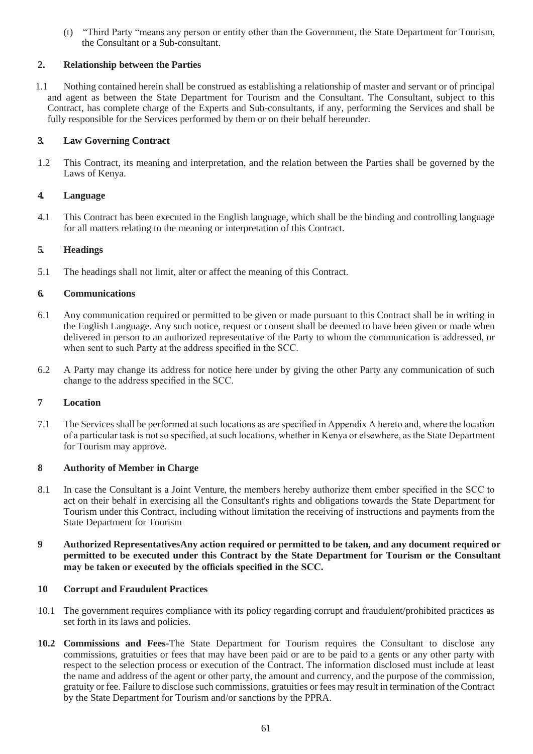(t) "Third Party "means any person or entity other than the Government, the State Department for Tourism, the Consultant or a Sub-consultant.

**2. Relationship between the Parties**

1.1 Nothing contained herein shall be construed as establishing a relationship of master and servant or of principal and agent as between the State Department for Tourism and the Consultant. The Consultant, subject to this Contract, has complete charge of the Experts and Sub-consultants, if any, performing the Services and shall be fully responsible for the Services performed by them or on their behalf hereunder.

**3. Law Governing Contract**

1.2 This Contract, its meaning and interpretation, and the relation between the Parties shall be governed by the Laws of Kenya.

**4. Language**

4.1 This Contract has been executed in the English language, which shall be the binding and controlling language for all matters relating to the meaning or interpretation of this Contract.

**5. Headings**

5.1 The headings shall not limit, alter or affect the meaning of this Contract.

**6. Communications**

6.1 Any communication required or permitted to be given or made pursuant to this Contract shall be in writing in the English Language. Any such notice, request or consent shall be deemed to have been given or made when delivered in person to an authorized representative of the Party to whom the communication is addressed, or when sent to such Party at the address specified in the SCC.

6.2 A Party may change its address for notice here under by giving the other Party any communication of such change to the address specified in the SCC.

**7 Location**

7.1 The Services shall be performed at such locations as are specified in Appendix A hereto and, where the location of a particular task is not so specified, at such locations, whether in Kenya or elsewhere, as the State Department for Tourism may approve.

**8 Authority of Member in Charge**

8.1 In case the Consultant is a Joint Venture, the members hereby authorize them ember specified in the SCC to act on their behalf in exercising all the Consultant's rights and obligations towards the State Department for Tourism under this Contract, including without limitation the receiving of instructions and payments from the State Department for Tourism

**9 Authorized RepresentativesAny action required or permitted to be taken, and any document required or permitted to be executed under this Contract by the State Department for Tourism or the Consultant may be taken or executed by the officials specified in the SCC.**

**10 Corrupt and Fraudulent Practices**

10.1 The government requires compliance with its policy regarding corrupt and fraudulent/prohibited practices as set forth in its laws and policies.

**10.2 Commissions and Fees**-The State Department for Tourism requires the Consultant to disclose any commissions, gratuities or fees that may have been paid or are to be paid to a gents or any other party with respect to the selection process or execution of the Contract. The information disclosed must include at least the name and address of the agent or other party, the amount and currency, and the purpose of the commission, gratuity or fee. Failure to disclose such commissions, gratuities or fees may result in termination of the Contract by the State Department for Tourism and/or sanctions by the PPRA.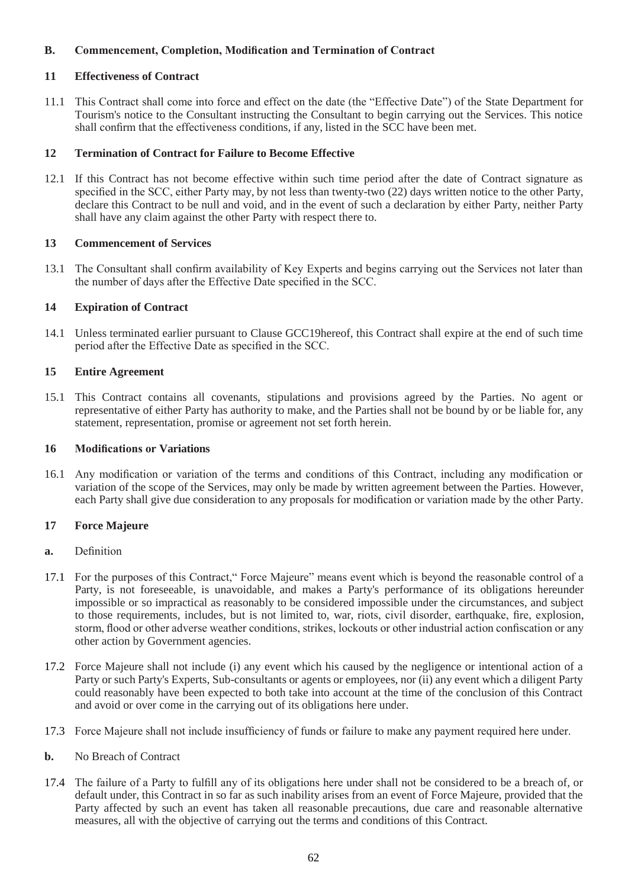## B. Commencement, Completion, Modification and Termination of Contract

### 11 Effectiveness of Contract

11.1 This Contract shall come into force and effect on the date (the "Effective Date") of the State Department for Tourism's notice to the Consultant instructing the Consultant to begin carrying out the Services. This notice shall confirm that the effectiveness conditions, if any, listed in the SCC have been met.

### 12 Termination of Contract for Failure to Become Effective

12.1 If this Contract has not become effective within such time period after the date of Contract signature as specified in the SCC, either Party may, by not less than twenty-two (22) days written notice to the other Party, declare this Contract to be null and void, and in the event of such a declaration by either Party, neither Party shall have any claim against the other Party with respect there to.

### 13 Commencement of Services

13.1 The Consultant shall confirm availability of Key Experts and begins carrying out the Services not later than the number of days after the Effective Date specified in the SCC.

### 14 Expiration of Contract

14.1 Unless terminated earlier pursuant to Clause GCC19hereof, this Contract shall expire at the end of such time period after the Effective Date as specified in the SCC.

### 15 Entire Agreement

15.1 This Contract contains all covenants, stipulations and provisions agreed by the Parties. No agent or representative of either Party has authority to make, and the Parties shall not be bound by or be liable for, any statement, representation, promise or agreement not set forth herein.

### 16 Modifications or Variations

16.1 Any modification or variation of the terms and conditions of this Contract, including any modification or variation of the scope of the Services, may only be made by written agreement between the Parties. However, each Party shall give due consideration to any proposals for modification or variation made by the other Party.

### 17 Force Majeure

**a.** Definition

17.1 For the purposes of this Contract," Force Majeure" means event which is beyond the reasonable control of a Party, is not foreseeable, is unavoidable, and makes a Party's performance of its obligations hereunder impossible or so impractical as reasonably to be considered impossible under the circumstances, and subject to those requirements, includes, but is not limited to, war, riots, civil disorder, earthquake, fire, explosion, storm, flood or other adverse weather conditions, strikes, lockouts or other industrial action confiscation or any other action by Government agencies.

17.2 Force Majeure shall not include (i) any event which his caused by the negligence or intentional action of a Party or such Party's Experts, Sub-consultants or agents or employees, nor (ii) any event which a diligent Party could reasonably have been expected to both take into account at the time of the conclusion of this Contract and avoid or over come in the carrying out of its obligations here under.

17.3 Force Majeure shall not include insufficiency of funds or failure to make any payment required here under.

**b.** No Breach of Contract

17.4 The failure of a Party to fulfill any of its obligations here under shall not be considered to be a breach of, or default under, this Contract in so far as such inability arises from an event of Force Majeure, provided that the Party affected by such an event has taken all reasonable precautions, due care and reasonable alternative measures, all with the objective of carrying out the terms and conditions of this Contract.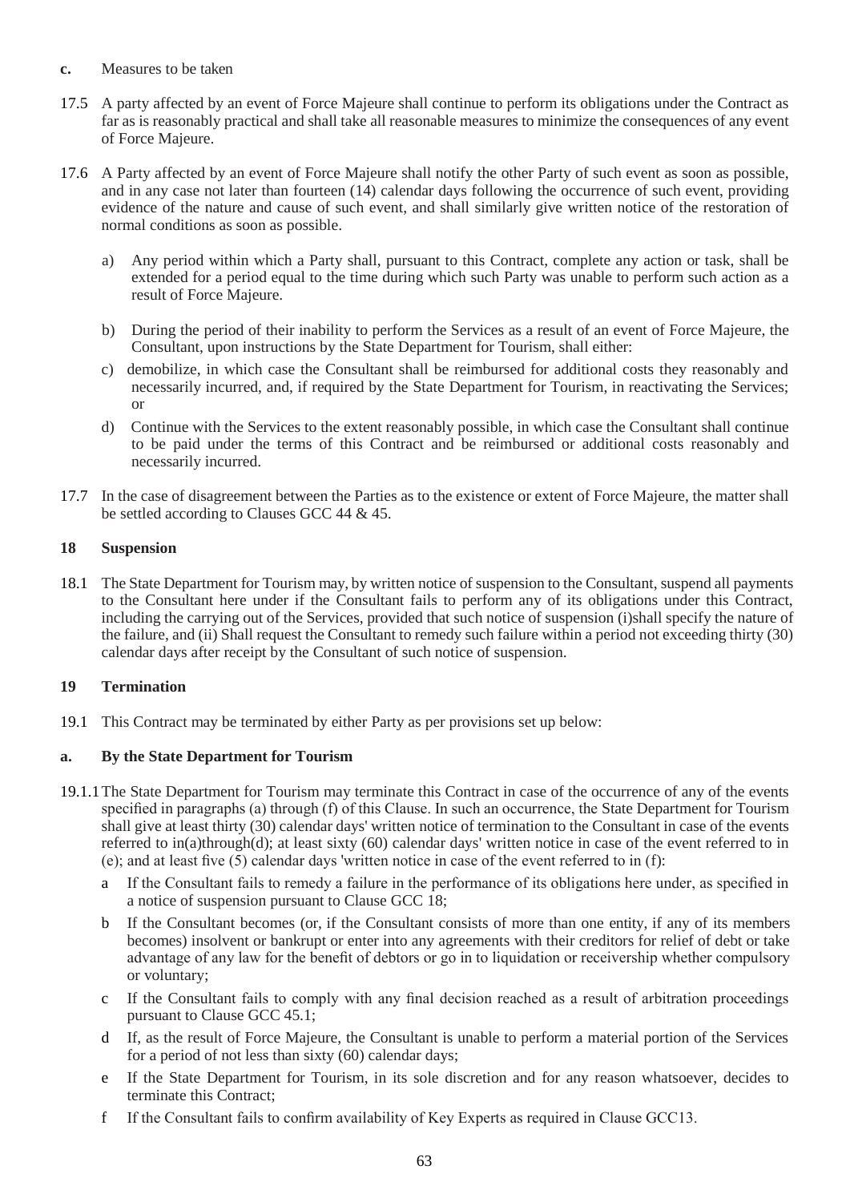**c.** Measures to be taken

17.5 A party affected by an event of Force Majeure shall continue to perform its obligations under the Contract as far as is reasonably practical and shall take all reasonable measures to minimize the consequences of any event of Force Majeure.

17.6 A Party affected by an event of Force Majeure shall notify the other Party of such event as soon as possible, and in any case not later than fourteen (14) calendar days following the occurrence of such event, providing evidence of the nature and cause of such event, and shall similarly give written notice of the restoration of normal conditions as soon as possible.

a) Any period within which a Party shall, pursuant to this Contract, complete any action or task, shall be extended for a period equal to the time during which such Party was unable to perform such action as a result of Force Majeure.

b) During the period of their inability to perform the Services as a result of an event of Force Majeure, the Consultant, upon instructions by the State Department for Tourism, shall either:

c) demobilize, in which case the Consultant shall be reimbursed for additional costs they reasonably and necessarily incurred, and, if required by the State Department for Tourism, in reactivating the Services; or

d) Continue with the Services to the extent reasonably possible, in which case the Consultant shall continue to be paid under the terms of this Contract and be reimbursed or additional costs reasonably and necessarily incurred.

17.7 In the case of disagreement between the Parties as to the existence or extent of Force Majeure, the matter shall be settled according to Clauses GCC 44 & 45.

**18 Suspension**

18.1 The State Department for Tourism may, by written notice of suspension to the Consultant, suspend all payments to the Consultant here under if the Consultant fails to perform any of its obligations under this Contract, including the carrying out of the Services, provided that such notice of suspension (i)shall specify the nature of the failure, and (ii) Shall request the Consultant to remedy such failure within a period not exceeding thirty (30) calendar days after receipt by the Consultant of such notice of suspension.

**19 Termination**

19.1 This Contract may be terminated by either Party as per provisions set up below:

**a. By the State Department for Tourism**

19.1.1 The State Department for Tourism may terminate this Contract in case of the occurrence of any of the events specified in paragraphs (a) through (f) of this Clause. In such an occurrence, the State Department for Tourism shall give at least thirty (30) calendar days' written notice of termination to the Consultant in case of the events referred to in(a)through(d); at least sixty (60) calendar days' written notice in case of the event referred to in (e); and at least five (5) calendar days 'written notice in case of the event referred to in (f):

a If the Consultant fails to remedy a failure in the performance of its obligations here under, as specified in a notice of suspension pursuant to Clause GCC 18;

b If the Consultant becomes (or, if the Consultant consists of more than one entity, if any of its members becomes) insolvent or bankrupt or enter into any agreements with their creditors for relief of debt or take advantage of any law for the benefit of debtors or go in to liquidation or receivership whether compulsory or voluntary;

c If the Consultant fails to comply with any final decision reached as a result of arbitration proceedings pursuant to Clause GCC 45.1;

d If, as the result of Force Majeure, the Consultant is unable to perform a material portion of the Services for a period of not less than sixty (60) calendar days;

e If the State Department for Tourism, in its sole discretion and for any reason whatsoever, decides to terminate this Contract;

f If the Consultant fails to confirm availability of Key Experts as required in Clause GCC13.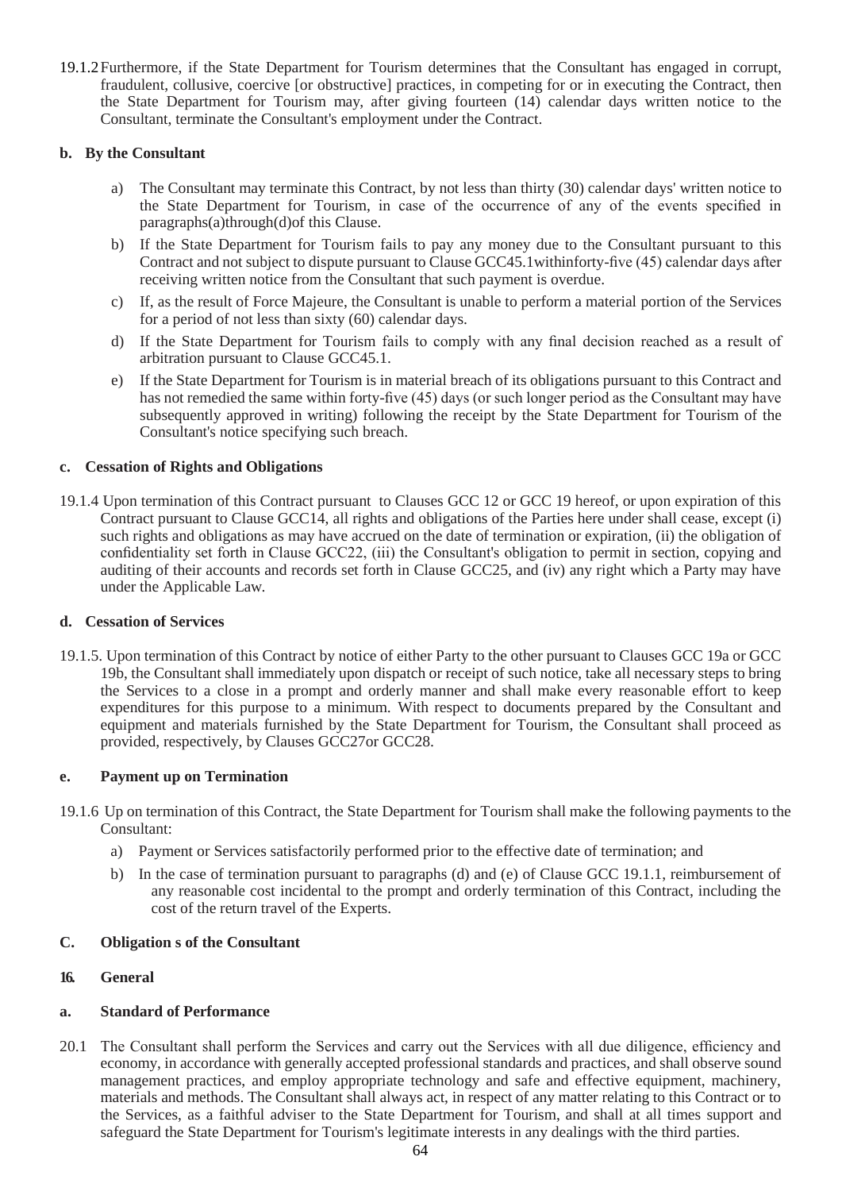19.1.2 Furthermore, if the State Department for Tourism determines that the Consultant has engaged in corrupt, fraudulent, collusive, coercive [or obstructive] practices, in competing for or in executing the Contract, then the State Department for Tourism may, after giving fourteen (14) calendar days written notice to the Consultant, terminate the Consultant's employment under the Contract.

**b. By the Consultant**

a) The Consultant may terminate this Contract, by not less than thirty (30) calendar days' written notice to the State Department for Tourism, in case of the occurrence of any of the events specified in paragraphs(a)through(d)of this Clause.

b) If the State Department for Tourism fails to pay any money due to the Consultant pursuant to this Contract and not subject to dispute pursuant to Clause GCC45.1withinforty-five (45) calendar days after receiving written notice from the Consultant that such payment is overdue.

c) If, as the result of Force Majeure, the Consultant is unable to perform a material portion of the Services for a period of not less than sixty (60) calendar days.

d) If the State Department for Tourism fails to comply with any final decision reached as a result of arbitration pursuant to Clause GCC45.1.

e) If the State Department for Tourism is in material breach of its obligations pursuant to this Contract and has not remedied the same within forty-five (45) days (or such longer period as the Consultant may have subsequently approved in writing) following the receipt by the State Department for Tourism of the Consultant's notice specifying such breach.

**c. Cessation of Rights and Obligations**

19.1.4 Upon termination of this Contract pursuant to Clauses GCC 12 or GCC 19 hereof, or upon expiration of this Contract pursuant to Clause GCC14, all rights and obligations of the Parties here under shall cease, except (i) such rights and obligations as may have accrued on the date of termination or expiration, (ii) the obligation of confidentiality set forth in Clause GCC22, (iii) the Consultant's obligation to permit in section, copying and auditing of their accounts and records set forth in Clause GCC25, and (iv) any right which a Party may have under the Applicable Law.

**d. Cessation of Services**

19.1.5. Upon termination of this Contract by notice of either Party to the other pursuant to Clauses GCC 19a or GCC 19b, the Consultant shall immediately upon dispatch or receipt of such notice, take all necessary steps to bring the Services to a close in a prompt and orderly manner and shall make every reasonable effort to keep expenditures for this purpose to a minimum. With respect to documents prepared by the Consultant and equipment and materials furnished by the State Department for Tourism, the Consultant shall proceed as provided, respectively, by Clauses GCC27or GCC28.

**e. Payment up on Termination**

19.1.6 Up on termination of this Contract, the State Department for Tourism shall make the following payments to the Consultant:

a) Payment or Services satisfactorily performed prior to the effective date of termination; and

b) In the case of termination pursuant to paragraphs (d) and (e) of Clause GCC 19.1.1, reimbursement of any reasonable cost incidental to the prompt and orderly termination of this Contract, including the cost of the return travel of the Experts.

**C. Obligation s of the Consultant**

**16. General**

**a. Standard of Performance**

20.1 The Consultant shall perform the Services and carry out the Services with all due diligence, efficiency and economy, in accordance with generally accepted professional standards and practices, and shall observe sound management practices, and employ appropriate technology and safe and effective equipment, machinery, materials and methods. The Consultant shall always act, in respect of any matter relating to this Contract or to the Services, as a faithful adviser to the State Department for Tourism, and shall at all times support and safeguard the State Department for Tourism's legitimate interests in any dealings with the third parties.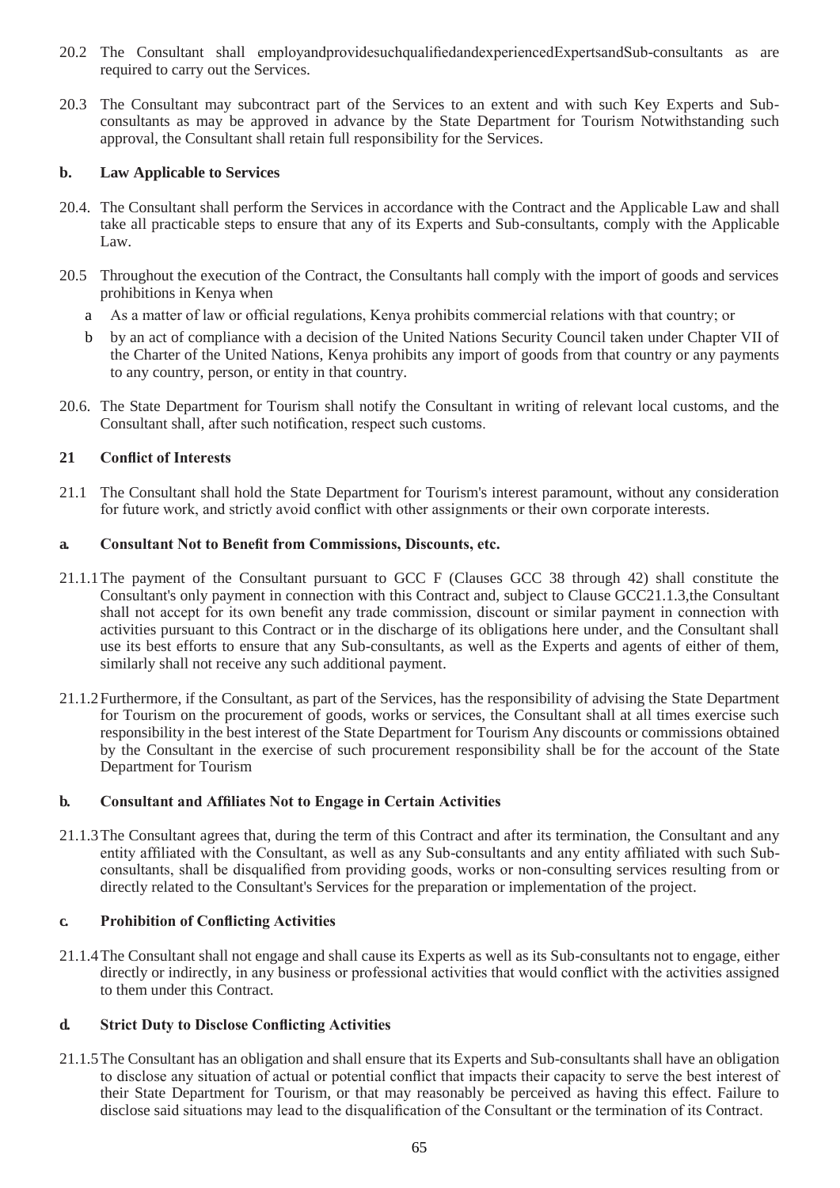20.2 The Consultant shall employandprovidesuchqualifiedandexperiencedExpertsandSub-consultants as are required to carry out the Services.

20.3 The Consultant may subcontract part of the Services to an extent and with such Key Experts and Sub-consultants as may be approved in advance by the State Department for Tourism Notwithstanding such approval, the Consultant shall retain full responsibility for the Services.

**b. Law Applicable to Services**

20.4. The Consultant shall perform the Services in accordance with the Contract and the Applicable Law and shall take all practicable steps to ensure that any of its Experts and Sub-consultants, comply with the Applicable Law.

20.5 Throughout the execution of the Contract, the Consultants hall comply with the import of goods and services prohibitions in Kenya when

a As a matter of law or official regulations, Kenya prohibits commercial relations with that country; or

b by an act of compliance with a decision of the United Nations Security Council taken under Chapter VII of the Charter of the United Nations, Kenya prohibits any import of goods from that country or any payments to any country, person, or entity in that country.

20.6. The State Department for Tourism shall notify the Consultant in writing of relevant local customs, and the Consultant shall, after such notification, respect such customs.

**21 Conflict of Interests**

21.1 The Consultant shall hold the State Department for Tourism's interest paramount, without any consideration for future work, and strictly avoid conflict with other assignments or their own corporate interests.

**a. Consultant Not to Benefit from Commissions, Discounts, etc.**

21.1.1 The payment of the Consultant pursuant to GCC F (Clauses GCC 38 through 42) shall constitute the Consultant's only payment in connection with this Contract and, subject to Clause GCC21.1.3,the Consultant shall not accept for its own benefit any trade commission, discount or similar payment in connection with activities pursuant to this Contract or in the discharge of its obligations here under, and the Consultant shall use its best efforts to ensure that any Sub-consultants, as well as the Experts and agents of either of them, similarly shall not receive any such additional payment.

21.1.2 Furthermore, if the Consultant, as part of the Services, has the responsibility of advising the State Department for Tourism on the procurement of goods, works or services, the Consultant shall at all times exercise such responsibility in the best interest of the State Department for Tourism Any discounts or commissions obtained by the Consultant in the exercise of such procurement responsibility shall be for the account of the State Department for Tourism

**b. Consultant and Affiliates Not to Engage in Certain Activities**

21.1.3 The Consultant agrees that, during the term of this Contract and after its termination, the Consultant and any entity affiliated with the Consultant, as well as any Sub-consultants and any entity affiliated with such Sub-consultants, shall be disqualified from providing goods, works or non-consulting services resulting from or directly related to the Consultant's Services for the preparation or implementation of the project.

**c. Prohibition of Conflicting Activities**

21.1.4 The Consultant shall not engage and shall cause its Experts as well as its Sub-consultants not to engage, either directly or indirectly, in any business or professional activities that would conflict with the activities assigned to them under this Contract.

**d. Strict Duty to Disclose Conflicting Activities**

21.1.5 The Consultant has an obligation and shall ensure that its Experts and Sub-consultants shall have an obligation to disclose any situation of actual or potential conflict that impacts their capacity to serve the best interest of their State Department for Tourism, or that may reasonably be perceived as having this effect. Failure to disclose said situations may lead to the disqualification of the Consultant or the termination of its Contract.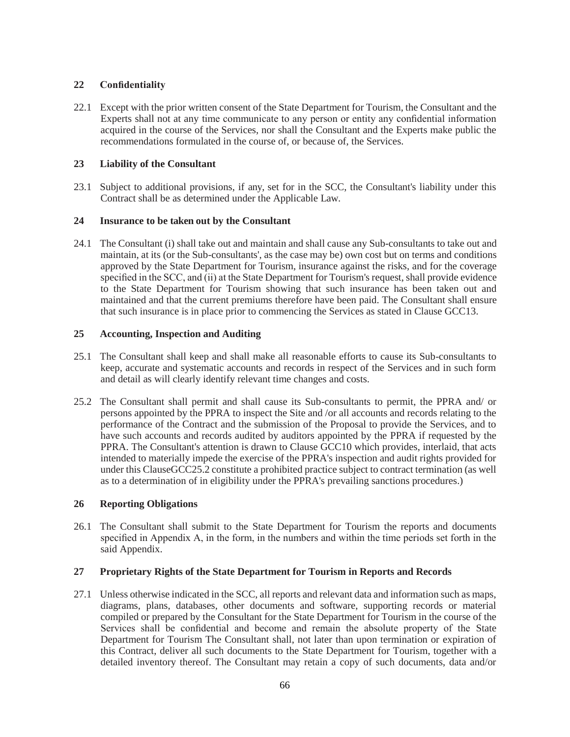## 22 Confidentiality

22.1 Except with the prior written consent of the State Department for Tourism, the Consultant and the Experts shall not at any time communicate to any person or entity any confidential information acquired in the course of the Services, nor shall the Consultant and the Experts make public the recommendations formulated in the course of, or because of, the Services.

## 23 Liability of the Consultant

23.1 Subject to additional provisions, if any, set for in the SCC, the Consultant's liability under this Contract shall be as determined under the Applicable Law.

## 24 Insurance to be taken out by the Consultant

24.1 The Consultant (i) shall take out and maintain and shall cause any Sub-consultants to take out and maintain, at its (or the Sub-consultants', as the case may be) own cost but on terms and conditions approved by the State Department for Tourism, insurance against the risks, and for the coverage specified in the SCC, and (ii) at the State Department for Tourism's request, shall provide evidence to the State Department for Tourism showing that such insurance has been taken out and maintained and that the current premiums therefore have been paid. The Consultant shall ensure that such insurance is in place prior to commencing the Services as stated in Clause GCC13.

## 25 Accounting, Inspection and Auditing

25.1 The Consultant shall keep and shall make all reasonable efforts to cause its Sub-consultants to keep, accurate and systematic accounts and records in respect of the Services and in such form and detail as will clearly identify relevant time changes and costs.

25.2 The Consultant shall permit and shall cause its Sub-consultants to permit, the PPRA and/ or persons appointed by the PPRA to inspect the Site and /or all accounts and records relating to the performance of the Contract and the submission of the Proposal to provide the Services, and to have such accounts and records audited by auditors appointed by the PPRA if requested by the PPRA. The Consultant's attention is drawn to Clause GCC10 which provides, interlaid, that acts intended to materially impede the exercise of the PPRA's inspection and audit rights provided for under this ClauseGCC25.2 constitute a prohibited practice subject to contract termination (as well as to a determination of in eligibility under the PPRA's prevailing sanctions procedures.)

## 26 Reporting Obligations

26.1 The Consultant shall submit to the State Department for Tourism the reports and documents specified in Appendix A, in the form, in the numbers and within the time periods set forth in the said Appendix.

## 27 Proprietary Rights of the State Department for Tourism in Reports and Records

27.1 Unless otherwise indicated in the SCC, all reports and relevant data and information such as maps, diagrams, plans, databases, other documents and software, supporting records or material compiled or prepared by the Consultant for the State Department for Tourism in the course of the Services shall be confidential and become and remain the absolute property of the State Department for Tourism The Consultant shall, not later than upon termination or expiration of this Contract, deliver all such documents to the State Department for Tourism, together with a detailed inventory thereof. The Consultant may retain a copy of such documents, data and/or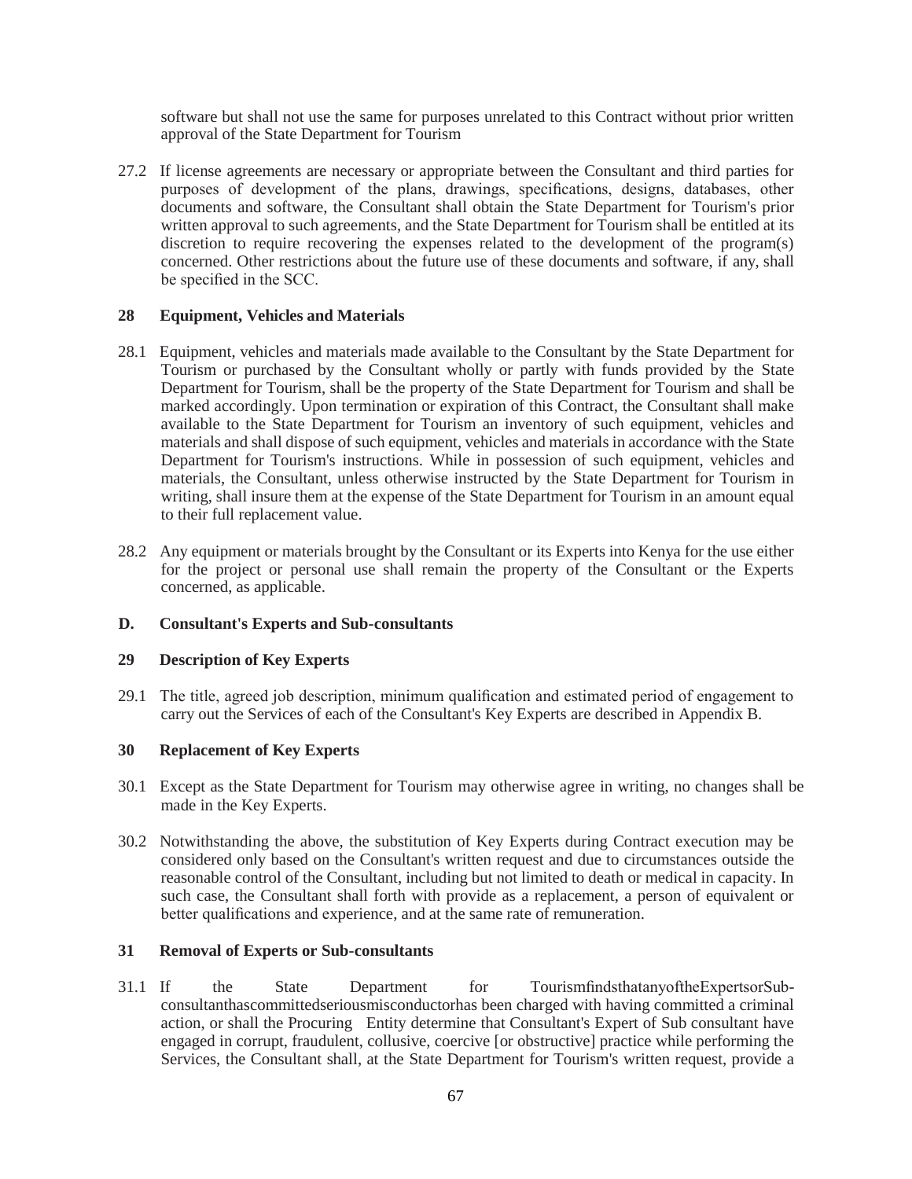software but shall not use the same for purposes unrelated to this Contract without prior written approval of the State Department for Tourism

27.2 If license agreements are necessary or appropriate between the Consultant and third parties for purposes of development of the plans, drawings, specifications, designs, databases, other documents and software, the Consultant shall obtain the State Department for Tourism's prior written approval to such agreements, and the State Department for Tourism shall be entitled at its discretion to require recovering the expenses related to the development of the program(s) concerned. Other restrictions about the future use of these documents and software, if any, shall be specified in the SCC.

**28 Equipment, Vehicles and Materials**

28.1 Equipment, vehicles and materials made available to the Consultant by the State Department for Tourism or purchased by the Consultant wholly or partly with funds provided by the State Department for Tourism, shall be the property of the State Department for Tourism and shall be marked accordingly. Upon termination or expiration of this Contract, the Consultant shall make available to the State Department for Tourism an inventory of such equipment, vehicles and materials and shall dispose of such equipment, vehicles and materials in accordance with the State Department for Tourism's instructions. While in possession of such equipment, vehicles and materials, the Consultant, unless otherwise instructed by the State Department for Tourism in writing, shall insure them at the expense of the State Department for Tourism in an amount equal to their full replacement value.

28.2 Any equipment or materials brought by the Consultant or its Experts into Kenya for the use either for the project or personal use shall remain the property of the Consultant or the Experts concerned, as applicable.

**D. Consultant's Experts and Sub-consultants**

**29 Description of Key Experts**

29.1 The title, agreed job description, minimum qualification and estimated period of engagement to carry out the Services of each of the Consultant's Key Experts are described in Appendix B.

**30 Replacement of Key Experts**

30.1 Except as the State Department for Tourism may otherwise agree in writing, no changes shall be made in the Key Experts.

30.2 Notwithstanding the above, the substitution of Key Experts during Contract execution may be considered only based on the Consultant's written request and due to circumstances outside the reasonable control of the Consultant, including but not limited to death or medical in capacity. In such case, the Consultant shall forth with provide as a replacement, a person of equivalent or better qualifications and experience, and at the same rate of remuneration.

**31 Removal of Experts or Sub-consultants**

31.1 If the State Department for TourismfindsthatanyoftheExpertsorSub-consultanthascommittedseriousmisconductorhas been charged with having committed a criminal action, or shall the Procuring Entity determine that Consultant's Expert of Sub consultant have engaged in corrupt, fraudulent, collusive, coercive [or obstructive] practice while performing the Services, the Consultant shall, at the State Department for Tourism's written request, provide a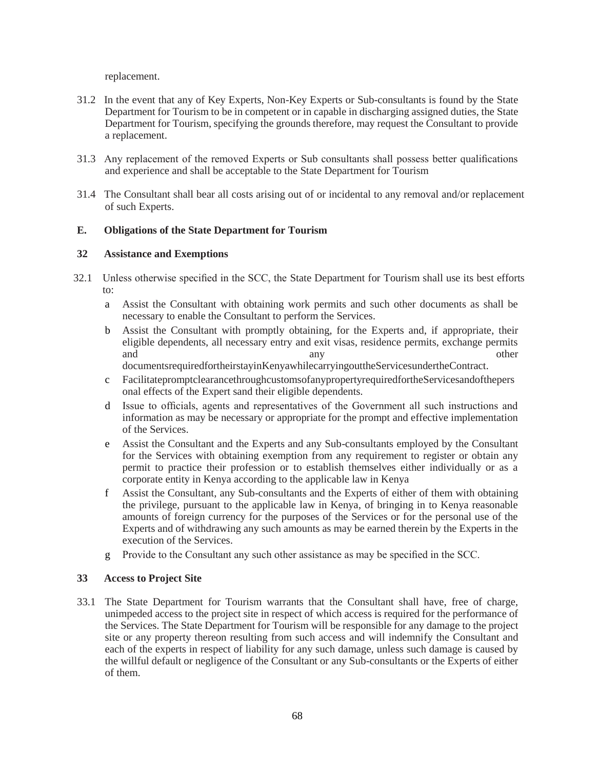replacement.

31.2 In the event that any of Key Experts, Non-Key Experts or Sub-consultants is found by the State Department for Tourism to be in competent or in capable in discharging assigned duties, the State Department for Tourism, specifying the grounds therefore, may request the Consultant to provide a replacement.

31.3 Any replacement of the removed Experts or Sub consultants shall possess better qualifications and experience and shall be acceptable to the State Department for Tourism

31.4 The Consultant shall bear all costs arising out of or incidental to any removal and/or replacement of such Experts.

## E. Obligations of the State Department for Tourism

### 32 Assistance and Exemptions

32.1 Unless otherwise specified in the SCC, the State Department for Tourism shall use its best efforts to:

a Assist the Consultant with obtaining work permits and such other documents as shall be necessary to enable the Consultant to perform the Services.

b Assist the Consultant with promptly obtaining, for the Experts and, if appropriate, their eligible dependents, all necessary entry and exit visas, residence permits, exchange permits and any other documentsrequiredfortheirstayinKenyawhilecarryingouttheServicesundertheContract.

c FacilitatepromptclearancethroughcustomsofanypropertyrequiredfortheServicesandofthepersonal effects of the Expert sand their eligible dependents.

d Issue to officials, agents and representatives of the Government all such instructions and information as may be necessary or appropriate for the prompt and effective implementation of the Services.

e Assist the Consultant and the Experts and any Sub-consultants employed by the Consultant for the Services with obtaining exemption from any requirement to register or obtain any permit to practice their profession or to establish themselves either individually or as a corporate entity in Kenya according to the applicable law in Kenya

f Assist the Consultant, any Sub-consultants and the Experts of either of them with obtaining the privilege, pursuant to the applicable law in Kenya, of bringing in to Kenya reasonable amounts of foreign currency for the purposes of the Services or for the personal use of the Experts and of withdrawing any such amounts as may be earned therein by the Experts in the execution of the Services.

g Provide to the Consultant any such other assistance as may be specified in the SCC.

### 33 Access to Project Site

33.1 The State Department for Tourism warrants that the Consultant shall have, free of charge, unimpeded access to the project site in respect of which access is required for the performance of the Services. The State Department for Tourism will be responsible for any damage to the project site or any property thereon resulting from such access and will indemnify the Consultant and each of the experts in respect of liability for any such damage, unless such damage is caused by the willful default or negligence of the Consultant or any Sub-consultants or the Experts of either of them.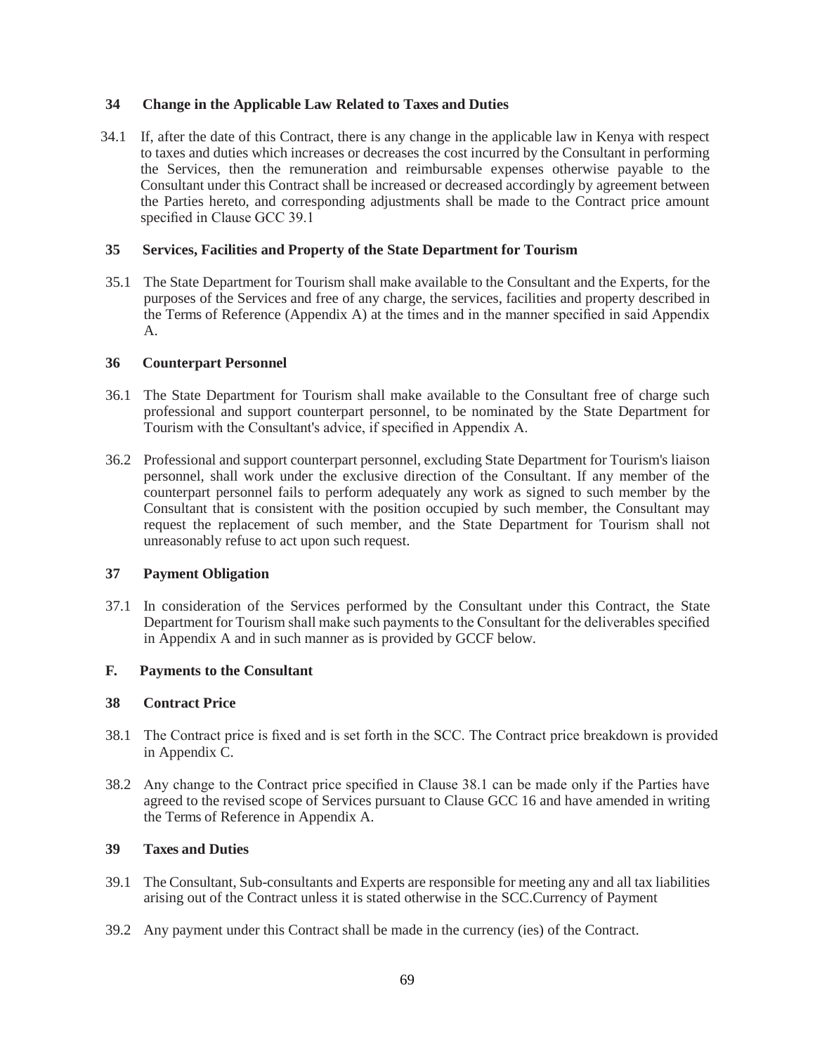### 34 Change in the Applicable Law Related to Taxes and Duties

34.1 If, after the date of this Contract, there is any change in the applicable law in Kenya with respect to taxes and duties which increases or decreases the cost incurred by the Consultant in performing the Services, then the remuneration and reimbursable expenses otherwise payable to the Consultant under this Contract shall be increased or decreased accordingly by agreement between the Parties hereto, and corresponding adjustments shall be made to the Contract price amount specified in Clause GCC 39.1

### 35 Services, Facilities and Property of the State Department for Tourism

35.1 The State Department for Tourism shall make available to the Consultant and the Experts, for the purposes of the Services and free of any charge, the services, facilities and property described in the Terms of Reference (Appendix A) at the times and in the manner specified in said Appendix A.

### 36 Counterpart Personnel

36.1 The State Department for Tourism shall make available to the Consultant free of charge such professional and support counterpart personnel, to be nominated by the State Department for Tourism with the Consultant's advice, if specified in Appendix A.

36.2 Professional and support counterpart personnel, excluding State Department for Tourism's liaison personnel, shall work under the exclusive direction of the Consultant. If any member of the counterpart personnel fails to perform adequately any work as signed to such member by the Consultant that is consistent with the position occupied by such member, the Consultant may request the replacement of such member, and the State Department for Tourism shall not unreasonably refuse to act upon such request.

### 37 Payment Obligation

37.1 In consideration of the Services performed by the Consultant under this Contract, the State Department for Tourism shall make such payments to the Consultant for the deliverables specified in Appendix A and in such manner as is provided by GCCF below.

## F. Payments to the Consultant

### 38 Contract Price

38.1 The Contract price is fixed and is set forth in the SCC. The Contract price breakdown is provided in Appendix C.

38.2 Any change to the Contract price specified in Clause 38.1 can be made only if the Parties have agreed to the revised scope of Services pursuant to Clause GCC 16 and have amended in writing the Terms of Reference in Appendix A.

### 39 Taxes and Duties

39.1 The Consultant, Sub-consultants and Experts are responsible for meeting any and all tax liabilities arising out of the Contract unless it is stated otherwise in the SCC.Currency of Payment

39.2 Any payment under this Contract shall be made in the currency (ies) of the Contract.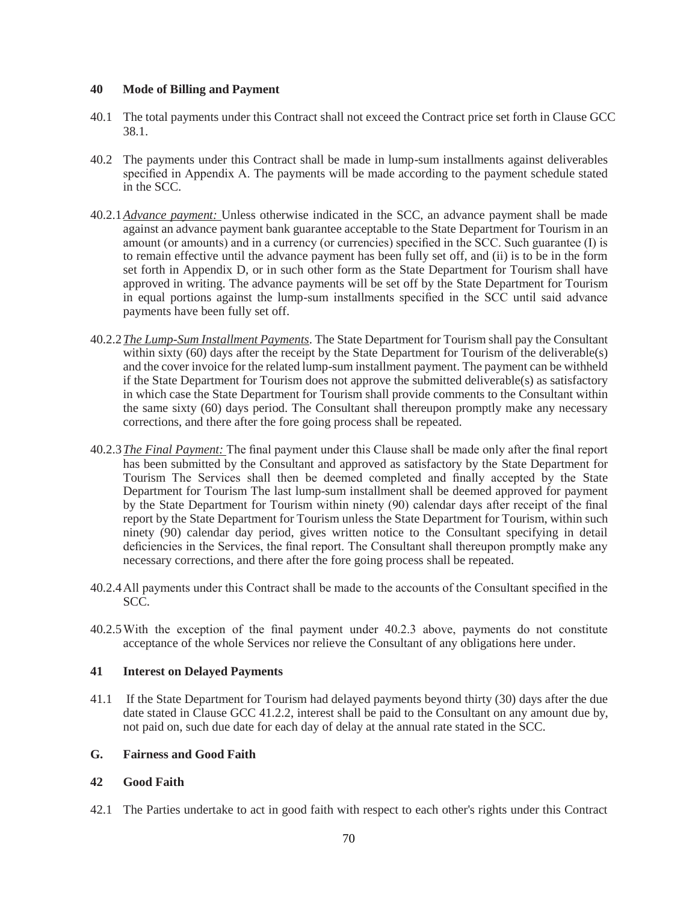### 40 Mode of Billing and Payment

40.1 The total payments under this Contract shall not exceed the Contract price set forth in Clause GCC 38.1.

40.2 The payments under this Contract shall be made in lump-sum installments against deliverables specified in Appendix A. The payments will be made according to the payment schedule stated in the SCC.

40.2.1 *Advance payment:* Unless otherwise indicated in the SCC, an advance payment shall be made against an advance payment bank guarantee acceptable to the State Department for Tourism in an amount (or amounts) and in a currency (or currencies) specified in the SCC. Such guarantee (I) is to remain effective until the advance payment has been fully set off, and (ii) is to be in the form set forth in Appendix D, or in such other form as the State Department for Tourism shall have approved in writing. The advance payments will be set off by the State Department for Tourism in equal portions against the lump-sum installments specified in the SCC until said advance payments have been fully set off.

40.2.2 *The Lump-Sum Installment Payments*. The State Department for Tourism shall pay the Consultant within sixty (60) days after the receipt by the State Department for Tourism of the deliverable(s) and the cover invoice for the related lump-sum installment payment. The payment can be withheld if the State Department for Tourism does not approve the submitted deliverable(s) as satisfactory in which case the State Department for Tourism shall provide comments to the Consultant within the same sixty (60) days period. The Consultant shall thereupon promptly make any necessary corrections, and there after the fore going process shall be repeated.

40.2.3 *The Final Payment:* The final payment under this Clause shall be made only after the final report has been submitted by the Consultant and approved as satisfactory by the State Department for Tourism The Services shall then be deemed completed and finally accepted by the State Department for Tourism The last lump-sum installment shall be deemed approved for payment by the State Department for Tourism within ninety (90) calendar days after receipt of the final report by the State Department for Tourism unless the State Department for Tourism, within such ninety (90) calendar day period, gives written notice to the Consultant specifying in detail deficiencies in the Services, the final report. The Consultant shall thereupon promptly make any necessary corrections, and there after the fore going process shall be repeated.

40.2.4 All payments under this Contract shall be made to the accounts of the Consultant specified in the SCC.

40.2.5 With the exception of the final payment under 40.2.3 above, payments do not constitute acceptance of the whole Services nor relieve the Consultant of any obligations here under.

### 41 Interest on Delayed Payments

41.1 If the State Department for Tourism had delayed payments beyond thirty (30) days after the due date stated in Clause GCC 41.2.2, interest shall be paid to the Consultant on any amount due by, not paid on, such due date for each day of delay at the annual rate stated in the SCC.

## G. Fairness and Good Faith

### 42 Good Faith

42.1 The Parties undertake to act in good faith with respect to each other's rights under this Contract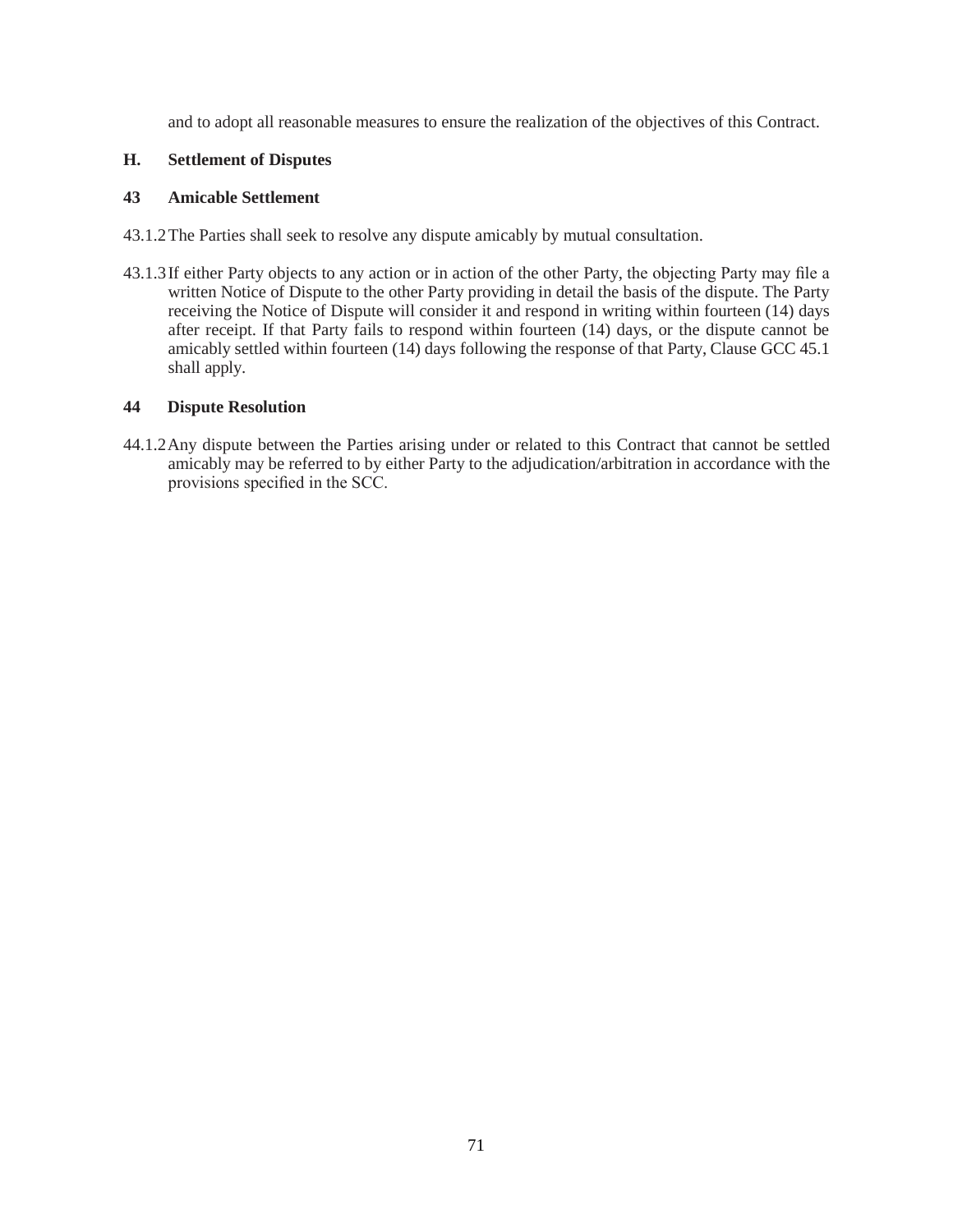and to adopt all reasonable measures to ensure the realization of the objectives of this Contract.

## H. Settlement of Disputes

### 43 Amicable Settlement

43.1.2 The Parties shall seek to resolve any dispute amicably by mutual consultation.

43.1.3 If either Party objects to any action or in action of the other Party, the objecting Party may file a written Notice of Dispute to the other Party providing in detail the basis of the dispute. The Party receiving the Notice of Dispute will consider it and respond in writing within fourteen (14) days after receipt. If that Party fails to respond within fourteen (14) days, or the dispute cannot be amicably settled within fourteen (14) days following the response of that Party, Clause GCC 45.1 shall apply.

### 44 Dispute Resolution

44.1.2 Any dispute between the Parties arising under or related to this Contract that cannot be settled amicably may be referred to by either Party to the adjudication/arbitration in accordance with the provisions specified in the SCC.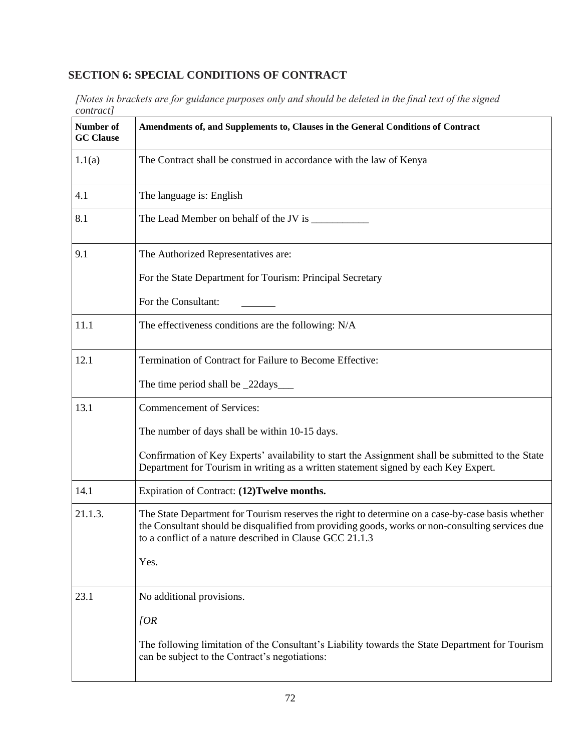## SECTION 6: SPECIAL CONDITIONS OF CONTRACT

*[Notes in brackets are for guidance purposes only and should be deleted in the final text of the signed contract]*

| Number of GC Clause | Amendments of, and Supplements to, Clauses in the General Conditions of Contract |
|---|---|
| 1.1(a) | The Contract shall be construed in accordance with the law of Kenya |
| 4.1 | The language is: English |
| 8.1 | The Lead Member on behalf of the JV is ___________ |
| 9.1 | The Authorized Representatives are:<br><br>For the State Department for Tourism: Principal Secretary<br><br>For the Consultant: ______ |
| 11.1 | The effectiveness conditions are the following: N/A |
| 12.1 | Termination of Contract for Failure to Become Effective:<br><br>The time period shall be _22days___ |
| 13.1 | Commencement of Services:<br><br>The number of days shall be within 10-15 days.<br><br>Confirmation of Key Experts' availability to start the Assignment shall be submitted to the State Department for Tourism in writing as a written statement signed by each Key Expert. |
| 14.1 | Expiration of Contract: **(12)Twelve months.** |
| 21.1.3. | The State Department for Tourism reserves the right to determine on a case-by-case basis whether the Consultant should be disqualified from providing goods, works or non-consulting services due to a conflict of a nature described in Clause GCC 21.1.3<br><br>Yes. |
| 23.1 | No additional provisions.<br><br>*[OR*<br><br>The following limitation of the Consultant's Liability towards the State Department for Tourism can be subject to the Contract's negotiations: |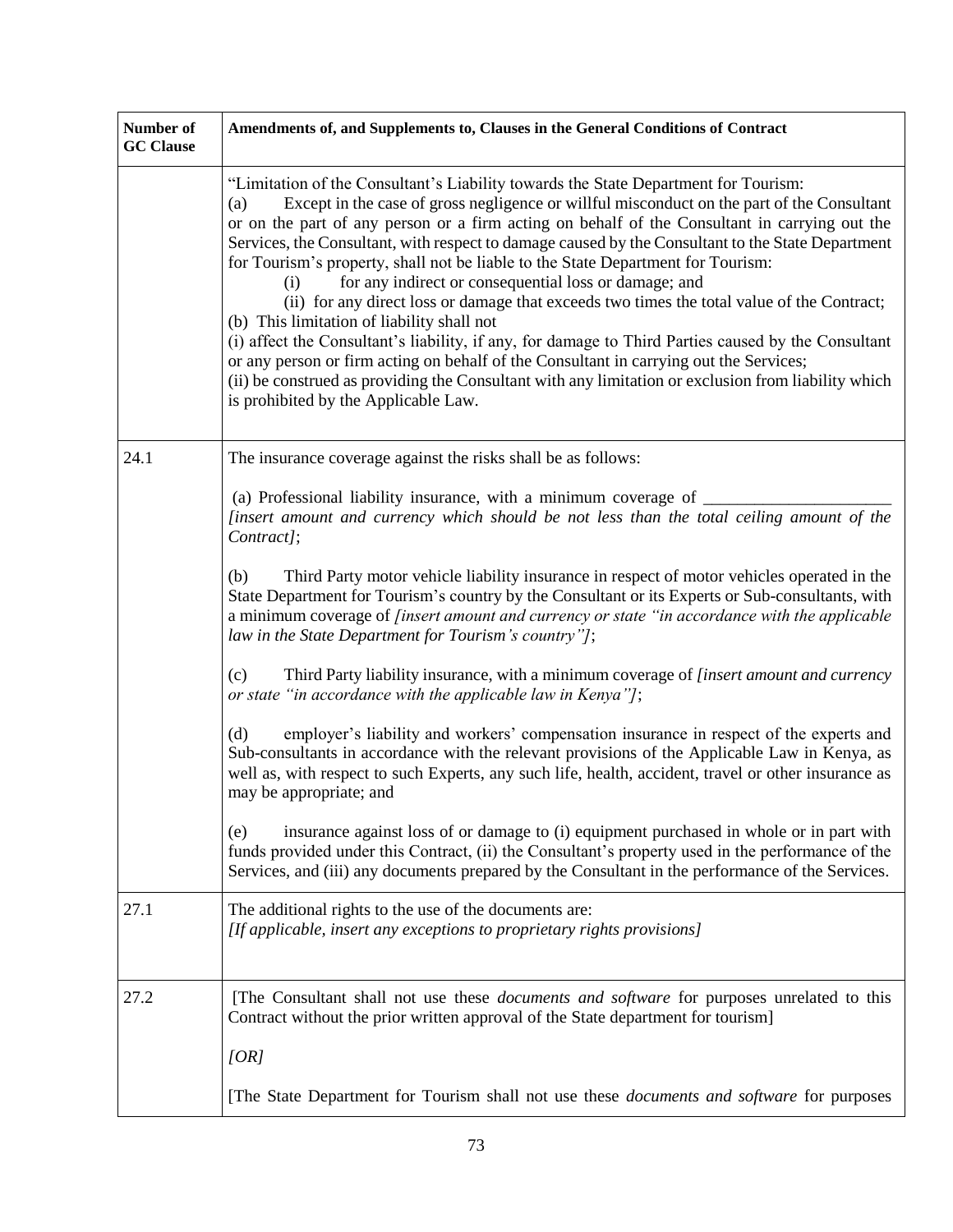| Number of GC Clause | Amendments of, and Supplements to, Clauses in the General Conditions of Contract |
|---|---|
| | "Limitation of the Consultant's Liability towards the State Department for Tourism:<br>(a) Except in the case of gross negligence or willful misconduct on the part of the Consultant or on the part of any person or a firm acting on behalf of the Consultant in carrying out the Services, the Consultant, with respect to damage caused by the Consultant to the State Department for Tourism's property, shall not be liable to the State Department for Tourism:<br>(i) for any indirect or consequential loss or damage; and<br>(ii) for any direct loss or damage that exceeds two times the total value of the Contract;<br>(b) This limitation of liability shall not<br>(i) affect the Consultant's liability, if any, for damage to Third Parties caused by the Consultant or any person or firm acting on behalf of the Consultant in carrying out the Services;<br>(ii) be construed as providing the Consultant with any limitation or exclusion from liability which is prohibited by the Applicable Law. |
| 24.1 | The insurance coverage against the risks shall be as follows:<br><br>(a) Professional liability insurance, with a minimum coverage of _____________________ *[insert amount and currency which should be not less than the total ceiling amount of the Contract]*;<br><br>(b) Third Party motor vehicle liability insurance in respect of motor vehicles operated in the State Department for Tourism's country by the Consultant or its Experts or Sub-consultants, with a minimum coverage of *[insert amount and currency or state "in accordance with the applicable law in the State Department for Tourism's country"]*;<br><br>(c) Third Party liability insurance, with a minimum coverage of *[insert amount and currency or state "in accordance with the applicable law in Kenya"]*;<br><br>(d) employer's liability and workers' compensation insurance in respect of the experts and Sub-consultants in accordance with the relevant provisions of the Applicable Law in Kenya, as well as, with respect to such Experts, any such life, health, accident, travel or other insurance as may be appropriate; and<br><br>(e) insurance against loss of or damage to (i) equipment purchased in whole or in part with funds provided under this Contract, (ii) the Consultant's property used in the performance of the Services, and (iii) any documents prepared by the Consultant in the performance of the Services. |
| 27.1 | The additional rights to the use of the documents are:<br>*[If applicable, insert any exceptions to proprietary rights provisions]* |
| 27.2 | [The Consultant shall not use these *documents and software* for purposes unrelated to this Contract without the prior written approval of the State department for tourism]<br><br>*[OR]*<br><br>[The State Department for Tourism shall not use these *documents and software* for purposes |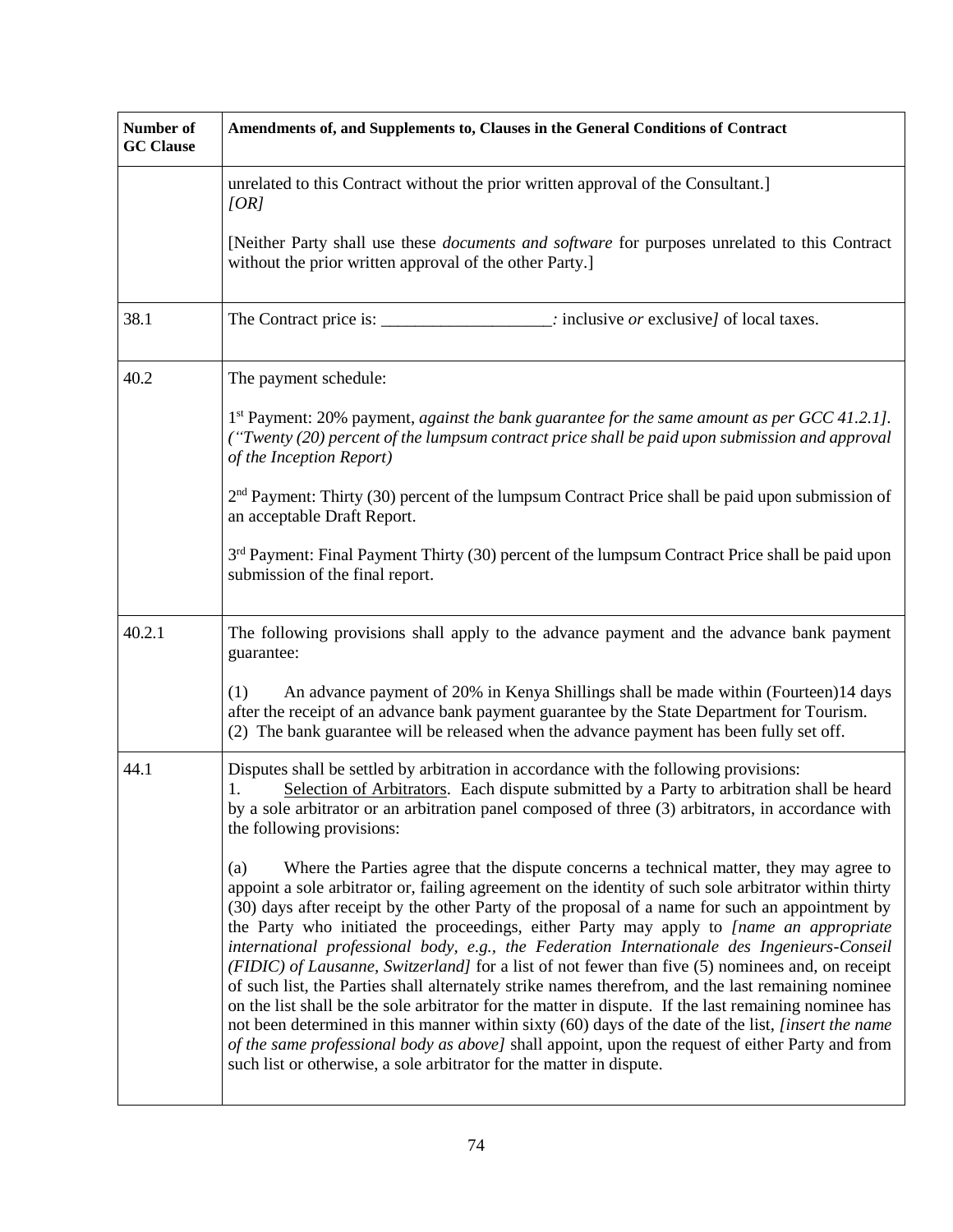| Number of GC Clause | Amendments of, and Supplements to, Clauses in the General Conditions of Contract |
|---|---|
| | unrelated to this Contract without the prior written approval of the Consultant.]<br>*[OR]*<br><br>[Neither Party shall use these *documents and software* for purposes unrelated to this Contract without the prior written approval of the other Party.] |
| 38.1 | The Contract price is: ____________________*:* inclusive *or* exclusive*]* of local taxes. |
| 40.2 | The payment schedule:<br><br>1st Payment: 20% payment, *against the bank guarantee for the same amount as per GCC 41.2.1]. ("Twenty (20) percent of the lumpsum contract price shall be paid upon submission and approval of the Inception Report)*<br><br>2nd Payment: Thirty (30) percent of the lumpsum Contract Price shall be paid upon submission of an acceptable Draft Report.<br><br>3rd Payment: Final Payment Thirty (30) percent of the lumpsum Contract Price shall be paid upon submission of the final report. |
| 40.2.1 | The following provisions shall apply to the advance payment and the advance bank payment guarantee:<br><br>(1) An advance payment of 20% in Kenya Shillings shall be made within (Fourteen)14 days after the receipt of an advance bank payment guarantee by the State Department for Tourism.<br>(2) The bank guarantee will be released when the advance payment has been fully set off. |
| 44.1 | Disputes shall be settled by arbitration in accordance with the following provisions:<br>1. Selection of Arbitrators. Each dispute submitted by a Party to arbitration shall be heard by a sole arbitrator or an arbitration panel composed of three (3) arbitrators, in accordance with the following provisions:<br><br>(a) Where the Parties agree that the dispute concerns a technical matter, they may agree to appoint a sole arbitrator or, failing agreement on the identity of such sole arbitrator within thirty (30) days after receipt by the other Party of the proposal of a name for such an appointment by the Party who initiated the proceedings, either Party may apply to *[name an appropriate international professional body, e.g., the Federation Internationale des Ingenieurs-Conseil (FIDIC) of Lausanne, Switzerland]* for a list of not fewer than five (5) nominees and, on receipt of such list, the Parties shall alternately strike names therefrom, and the last remaining nominee on the list shall be the sole arbitrator for the matter in dispute. If the last remaining nominee has not been determined in this manner within sixty (60) days of the date of the list, *[insert the name of the same professional body as above]* shall appoint, upon the request of either Party and from such list or otherwise, a sole arbitrator for the matter in dispute. |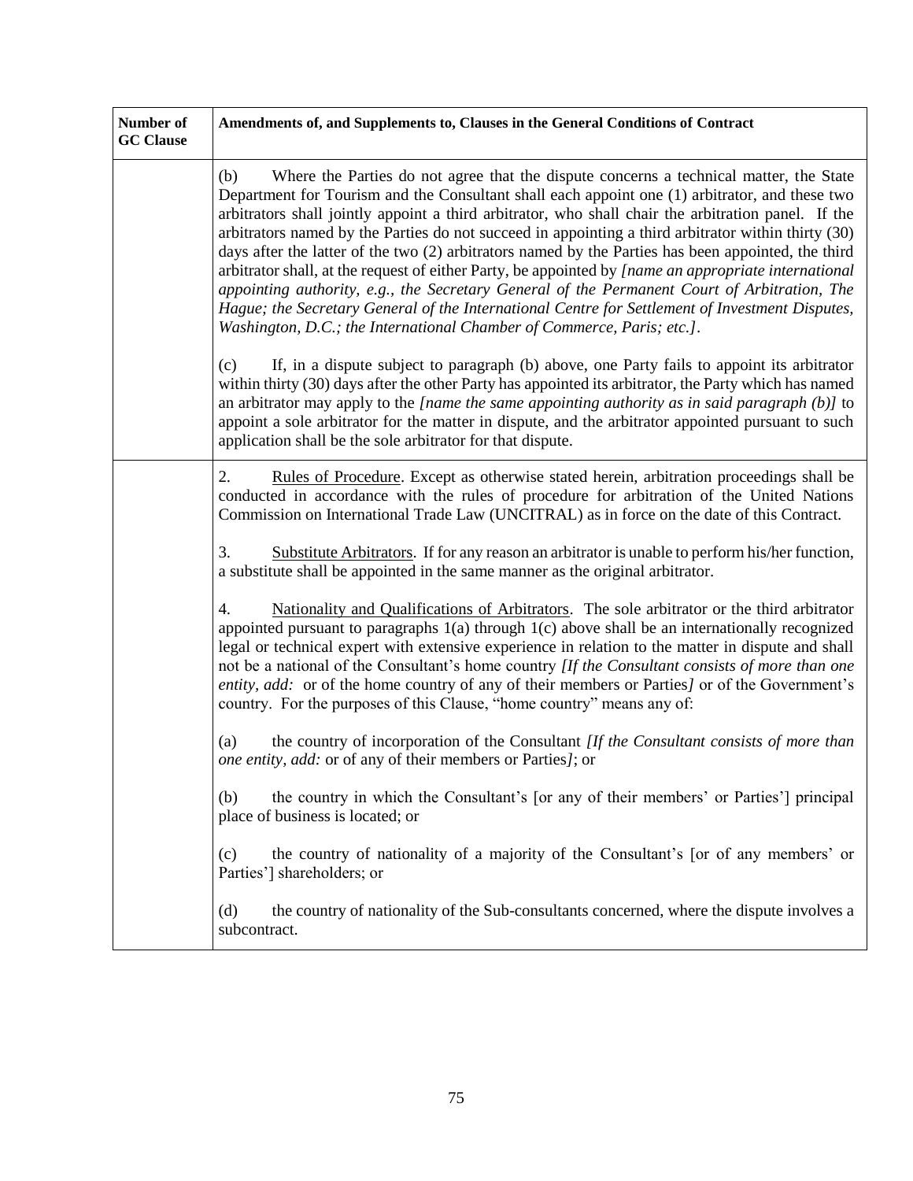| Number of GC Clause | Amendments of, and Supplements to, Clauses in the General Conditions of Contract |
|---|---|
| | (b) Where the Parties do not agree that the dispute concerns a technical matter, the State Department for Tourism and the Consultant shall each appoint one (1) arbitrator, and these two arbitrators shall jointly appoint a third arbitrator, who shall chair the arbitration panel. If the arbitrators named by the Parties do not succeed in appointing a third arbitrator within thirty (30) days after the latter of the two (2) arbitrators named by the Parties has been appointed, the third arbitrator shall, at the request of either Party, be appointed by *[name an appropriate international appointing authority, e.g., the Secretary General of the Permanent Court of Arbitration, The Hague; the Secretary General of the International Centre for Settlement of Investment Disputes, Washington, D.C.; the International Chamber of Commerce, Paris; etc.]*.<br><br>(c) If, in a dispute subject to paragraph (b) above, one Party fails to appoint its arbitrator within thirty (30) days after the other Party has appointed its arbitrator, the Party which has named an arbitrator may apply to the *[name the same appointing authority as in said paragraph (b)]* to appoint a sole arbitrator for the matter in dispute, and the arbitrator appointed pursuant to such application shall be the sole arbitrator for that dispute. |
| | 2. <u>Rules of Procedure</u>. Except as otherwise stated herein, arbitration proceedings shall be conducted in accordance with the rules of procedure for arbitration of the United Nations Commission on International Trade Law (UNCITRAL) as in force on the date of this Contract.<br><br>3. <u>Substitute Arbitrators</u>. If for any reason an arbitrator is unable to perform his/her function, a substitute shall be appointed in the same manner as the original arbitrator.<br><br>4. <u>Nationality and Qualifications of Arbitrators</u>. The sole arbitrator or the third arbitrator appointed pursuant to paragraphs 1(a) through 1(c) above shall be an internationally recognized legal or technical expert with extensive experience in relation to the matter in dispute and shall not be a national of the Consultant's home country *[If the Consultant consists of more than one entity, add:* or of the home country of any of their members or Parties*]* or of the Government's country. For the purposes of this Clause, "home country" means any of:<br><br>(a) the country of incorporation of the Consultant *[If the Consultant consists of more than one entity, add:* or of any of their members or Parties*]*; or<br><br>(b) the country in which the Consultant's [or any of their members' or Parties'] principal place of business is located; or<br><br>(c) the country of nationality of a majority of the Consultant's [or of any members' or Parties'] shareholders; or<br><br>(d) the country of nationality of the Sub-consultants concerned, where the dispute involves a subcontract. |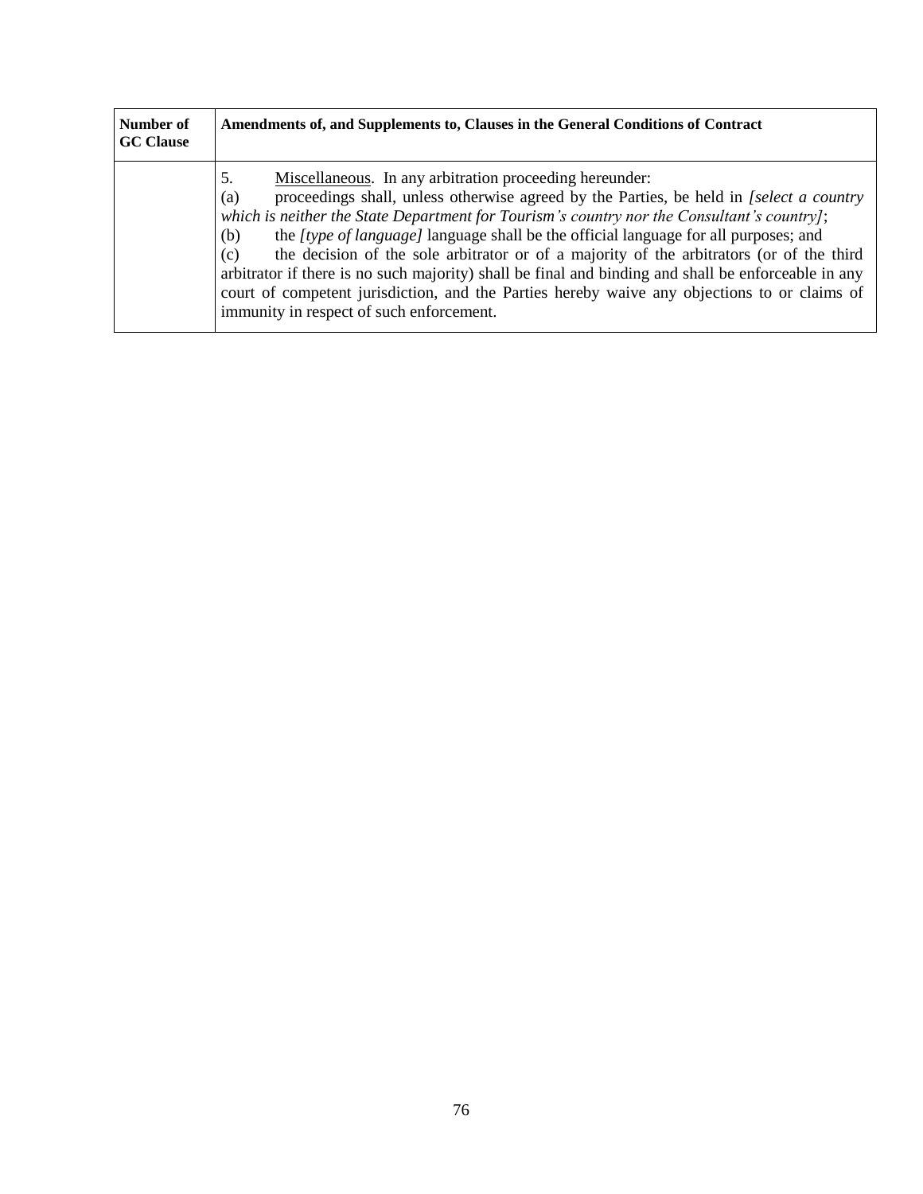| Number of GC Clause | Amendments of, and Supplements to, Clauses in the General Conditions of Contract |
| --- | --- |
| | 5. <u>Miscellaneous</u>. In any arbitration proceeding hereunder:<br>(a) proceedings shall, unless otherwise agreed by the Parties, be held in *[select a country which is neither the State Department for Tourism's country nor the Consultant's country]*;<br>(b) the *[type of language]* language shall be the official language for all purposes; and<br>(c) the decision of the sole arbitrator or of a majority of the arbitrators (or of the third arbitrator if there is no such majority) shall be final and binding and shall be enforceable in any court of competent jurisdiction, and the Parties hereby waive any objections to or claims of immunity in respect of such enforcement. |